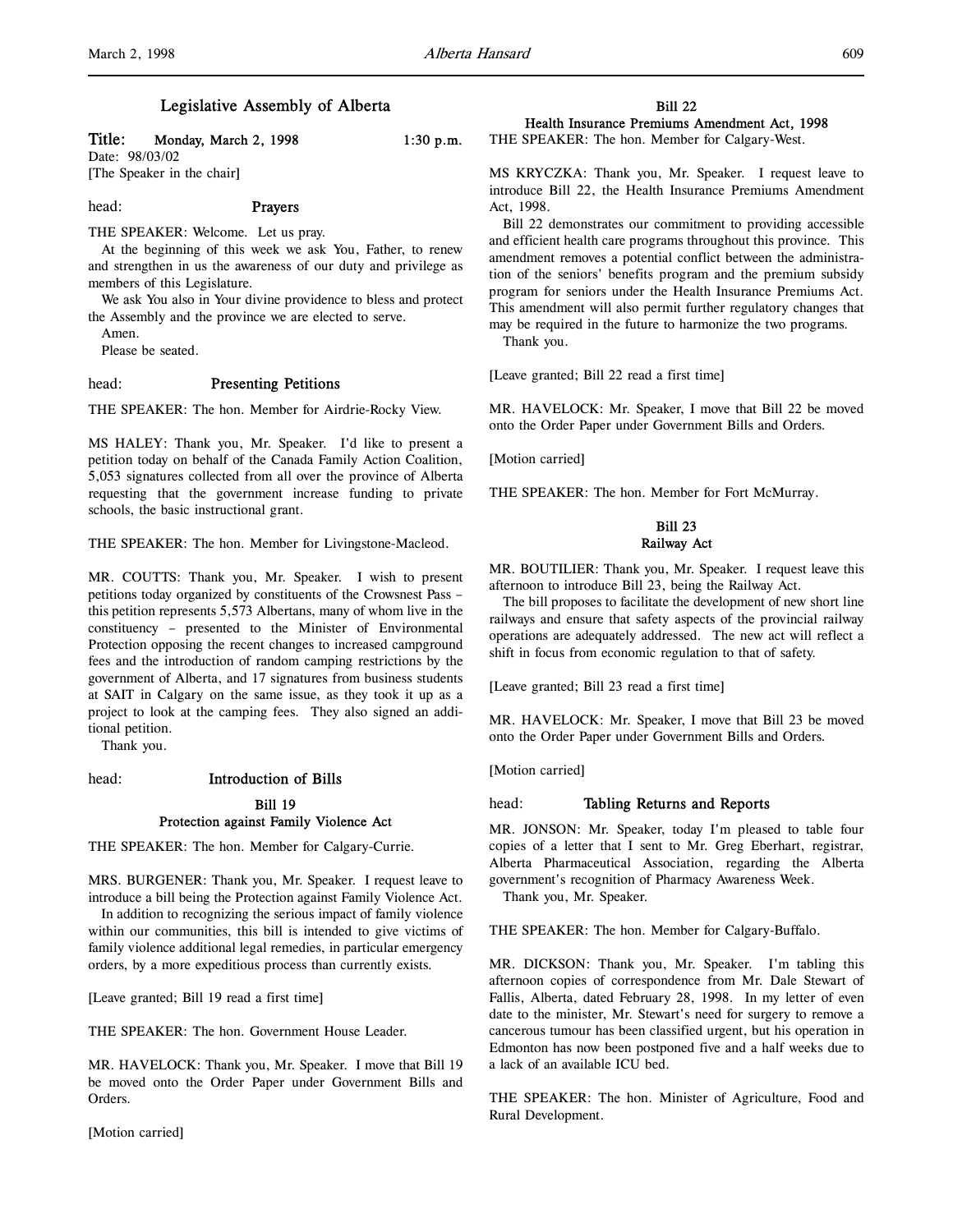# Legislative Assembly of Alberta

**Title:** **Monday, March 2, 1998** 1:30 p.m.

Date: 98/03/02

[The Speaker in the chair]

head: **Prayers**

THE SPEAKER: Welcome. Let us pray.

At the beginning of this week we ask You, Father, to renew and strengthen in us the awareness of our duty and privilege as members of this Legislature.

We ask You also in Your divine providence to bless and protect the Assembly and the province we are elected to serve.

Amen.

Please be seated.

head: **Presenting Petitions**

THE SPEAKER: The hon. Member for Airdrie-Rocky View.

MS HALEY: Thank you, Mr. Speaker. I'd like to present a petition today on behalf of the Canada Family Action Coalition, 5,053 signatures collected from all over the province of Alberta requesting that the government increase funding to private schools, the basic instructional grant.

THE SPEAKER: The hon. Member for Livingstone-Macleod.

MR. COUTTS: Thank you, Mr. Speaker. I wish to present petitions today organized by constituents of the Crowsnest Pass – this petition represents 5,573 Albertans, many of whom live in the constituency – presented to the Minister of Environmental Protection opposing the recent changes to increased campground fees and the introduction of random camping restrictions by the government of Alberta, and 17 signatures from business students at SAIT in Calgary on the same issue, as they took it up as a project to look at the camping fees. They also signed an additional petition.

Thank you.

head: **Introduction of Bills**

**Bill 19**
**Protection against Family Violence Act**

THE SPEAKER: The hon. Member for Calgary-Currie.

MRS. BURGENER: Thank you, Mr. Speaker. I request leave to introduce a bill being the Protection against Family Violence Act.

In addition to recognizing the serious impact of family violence within our communities, this bill is intended to give victims of family violence additional legal remedies, in particular emergency orders, by a more expeditious process than currently exists.

[Leave granted; Bill 19 read a first time]

THE SPEAKER: The hon. Government House Leader.

MR. HAVELOCK: Thank you, Mr. Speaker. I move that Bill 19 be moved onto the Order Paper under Government Bills and Orders.

[Motion carried]

**Bill 22**
**Health Insurance Premiums Amendment Act, 1998**

THE SPEAKER: The hon. Member for Calgary-West.

MS KRYCZKA: Thank you, Mr. Speaker. I request leave to introduce Bill 22, the Health Insurance Premiums Amendment Act, 1998.

Bill 22 demonstrates our commitment to providing accessible and efficient health care programs throughout this province. This amendment removes a potential conflict between the administration of the seniors' benefits program and the premium subsidy program for seniors under the Health Insurance Premiums Act. This amendment will also permit further regulatory changes that may be required in the future to harmonize the two programs.

Thank you.

[Leave granted; Bill 22 read a first time]

MR. HAVELOCK: Mr. Speaker, I move that Bill 22 be moved onto the Order Paper under Government Bills and Orders.

[Motion carried]

THE SPEAKER: The hon. Member for Fort McMurray.

**Bill 23**
**Railway Act**

MR. BOUTILIER: Thank you, Mr. Speaker. I request leave this afternoon to introduce Bill 23, being the Railway Act.

The bill proposes to facilitate the development of new short line railways and ensure that safety aspects of the provincial railway operations are adequately addressed. The new act will reflect a shift in focus from economic regulation to that of safety.

[Leave granted; Bill 23 read a first time]

MR. HAVELOCK: Mr. Speaker, I move that Bill 23 be moved onto the Order Paper under Government Bills and Orders.

[Motion carried]

head: **Tabling Returns and Reports**

MR. JONSON: Mr. Speaker, today I'm pleased to table four copies of a letter that I sent to Mr. Greg Eberhart, registrar, Alberta Pharmaceutical Association, regarding the Alberta government's recognition of Pharmacy Awareness Week.

Thank you, Mr. Speaker.

THE SPEAKER: The hon. Member for Calgary-Buffalo.

MR. DICKSON: Thank you, Mr. Speaker. I'm tabling this afternoon copies of correspondence from Mr. Dale Stewart of Fallis, Alberta, dated February 28, 1998. In my letter of even date to the minister, Mr. Stewart's need for surgery to remove a cancerous tumour has been classified urgent, but his operation in Edmonton has now been postponed five and a half weeks due to a lack of an available ICU bed.

THE SPEAKER: The hon. Minister of Agriculture, Food and Rural Development.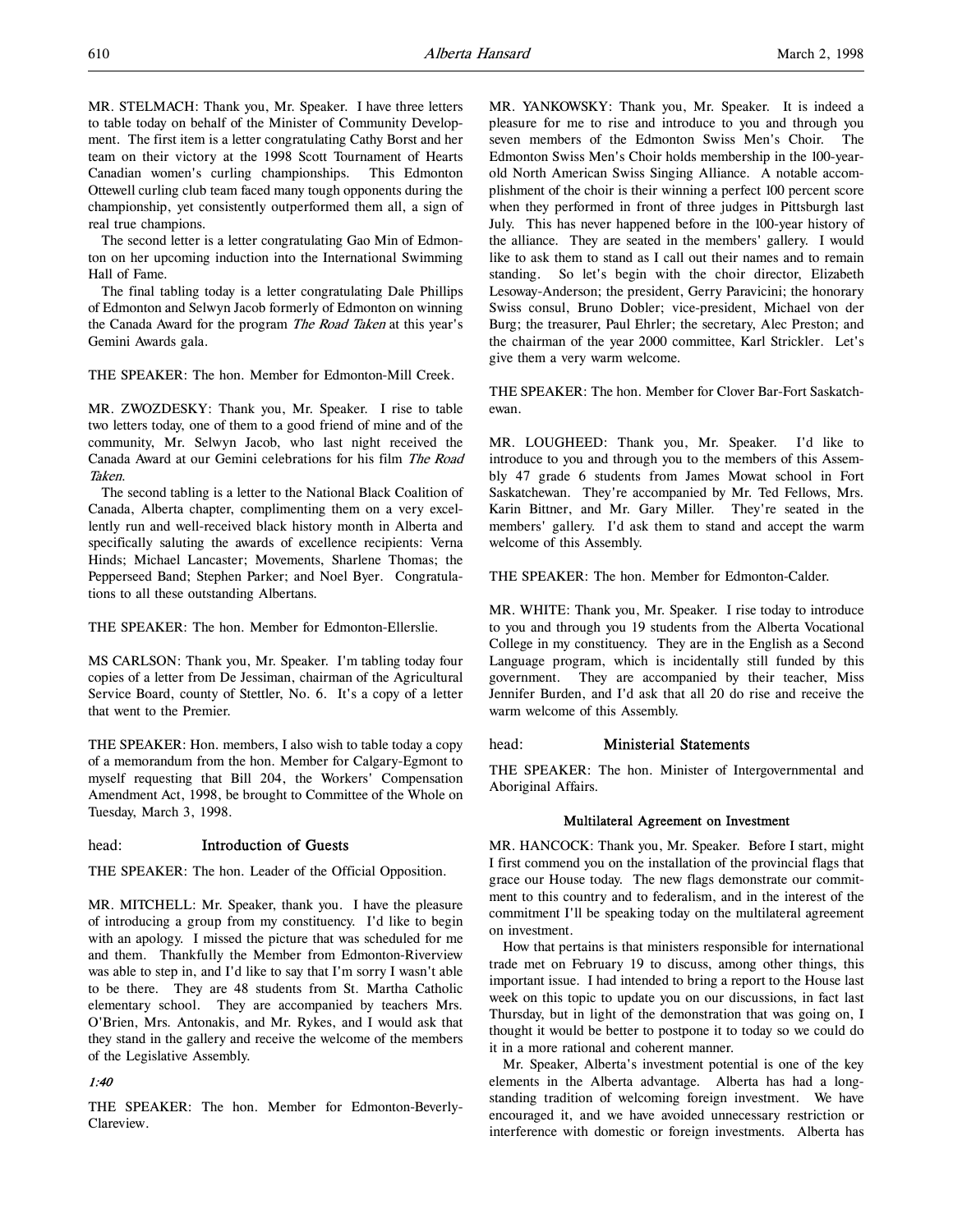MR. STELMACH: Thank you, Mr. Speaker. I have three letters to table today on behalf of the Minister of Community Development. The first item is a letter congratulating Cathy Borst and her team on their victory at the 1998 Scott Tournament of Hearts Canadian women's curling championships. This Edmonton Ottewell curling club team faced many tough opponents during the championship, yet consistently outperformed them all, a sign of real true champions.

The second letter is a letter congratulating Gao Min of Edmonton on her upcoming induction into the International Swimming Hall of Fame.

The final tabling today is a letter congratulating Dale Phillips of Edmonton and Selwyn Jacob formerly of Edmonton on winning the Canada Award for the program *The Road Taken* at this year's Gemini Awards gala.

THE SPEAKER: The hon. Member for Edmonton-Mill Creek.

MR. ZWOZDESKY: Thank you, Mr. Speaker. I rise to table two letters today, one of them to a good friend of mine and of the community, Mr. Selwyn Jacob, who last night received the Canada Award at our Gemini celebrations for his film *The Road Taken*.

The second tabling is a letter to the National Black Coalition of Canada, Alberta chapter, complimenting them on a very excellently run and well-received black history month in Alberta and specifically saluting the awards of excellence recipients: Verna Hinds; Michael Lancaster; Movements, Sharlene Thomas; the Pepperseed Band; Stephen Parker; and Noel Byer. Congratulations to all these outstanding Albertans.

THE SPEAKER: The hon. Member for Edmonton-Ellerslie.

MS CARLSON: Thank you, Mr. Speaker. I'm tabling today four copies of a letter from De Jessiman, chairman of the Agricultural Service Board, county of Stettler, No. 6. It's a copy of a letter that went to the Premier.

THE SPEAKER: Hon. members, I also wish to table today a copy of a memorandum from the hon. Member for Calgary-Egmont to myself requesting that Bill 204, the Workers' Compensation Amendment Act, 1998, be brought to Committee of the Whole on Tuesday, March 3, 1998.

head: **Introduction of Guests**

THE SPEAKER: The hon. Leader of the Official Opposition.

MR. MITCHELL: Mr. Speaker, thank you. I have the pleasure of introducing a group from my constituency. I'd like to begin with an apology. I missed the picture that was scheduled for me and them. Thankfully the Member from Edmonton-Riverview was able to step in, and I'd like to say that I'm sorry I wasn't able to be there. They are 48 students from St. Martha Catholic elementary school. They are accompanied by teachers Mrs. O'Brien, Mrs. Antonakis, and Mr. Rykes, and I would ask that they stand in the gallery and receive the welcome of the members of the Legislative Assembly.

*1:40*

THE SPEAKER: The hon. Member for Edmonton-Beverly-Clareview.

MR. YANKOWSKY: Thank you, Mr. Speaker. It is indeed a pleasure for me to rise and introduce to you and through you seven members of the Edmonton Swiss Men's Choir. The Edmonton Swiss Men's Choir holds membership in the 100-year-old North American Swiss Singing Alliance. A notable accomplishment of the choir is their winning a perfect 100 percent score when they performed in front of three judges in Pittsburgh last July. This has never happened before in the 100-year history of the alliance. They are seated in the members' gallery. I would like to ask them to stand as I call out their names and to remain standing. So let's begin with the choir director, Elizabeth Lesoway-Anderson; the president, Gerry Paravicini; the honorary Swiss consul, Bruno Dobler; vice-president, Michael von der Burg; the treasurer, Paul Ehrler; the secretary, Alec Preston; and the chairman of the year 2000 committee, Karl Strickler. Let's give them a very warm welcome.

THE SPEAKER: The hon. Member for Clover Bar-Fort Saskatchewan.

MR. LOUGHEED: Thank you, Mr. Speaker. I'd like to introduce to you and through you to the members of this Assembly 47 grade 6 students from James Mowat school in Fort Saskatchewan. They're accompanied by Mr. Ted Fellows, Mrs. Karin Bittner, and Mr. Gary Miller. They're seated in the members' gallery. I'd ask them to stand and accept the warm welcome of this Assembly.

THE SPEAKER: The hon. Member for Edmonton-Calder.

MR. WHITE: Thank you, Mr. Speaker. I rise today to introduce to you and through you 19 students from the Alberta Vocational College in my constituency. They are in the English as a Second Language program, which is incidentally still funded by this government. They are accompanied by their teacher, Miss Jennifer Burden, and I'd ask that all 20 do rise and receive the warm welcome of this Assembly.

head: **Ministerial Statements**

THE SPEAKER: The hon. Minister of Intergovernmental and Aboriginal Affairs.

### Multilateral Agreement on Investment

MR. HANCOCK: Thank you, Mr. Speaker. Before I start, might I first commend you on the installation of the provincial flags that grace our House today. The new flags demonstrate our commitment to this country and to federalism, and in the interest of the commitment I'll be speaking today on the multilateral agreement on investment.

How that pertains is that ministers responsible for international trade met on February 19 to discuss, among other things, this important issue. I had intended to bring a report to the House last week on this topic to update you on our discussions, in fact last Thursday, but in light of the demonstration that was going on, I thought it would be better to postpone it to today so we could do it in a more rational and coherent manner.

Mr. Speaker, Alberta's investment potential is one of the key elements in the Alberta advantage. Alberta has had a long-standing tradition of welcoming foreign investment. We have encouraged it, and we have avoided unnecessary restriction or interference with domestic or foreign investments. Alberta has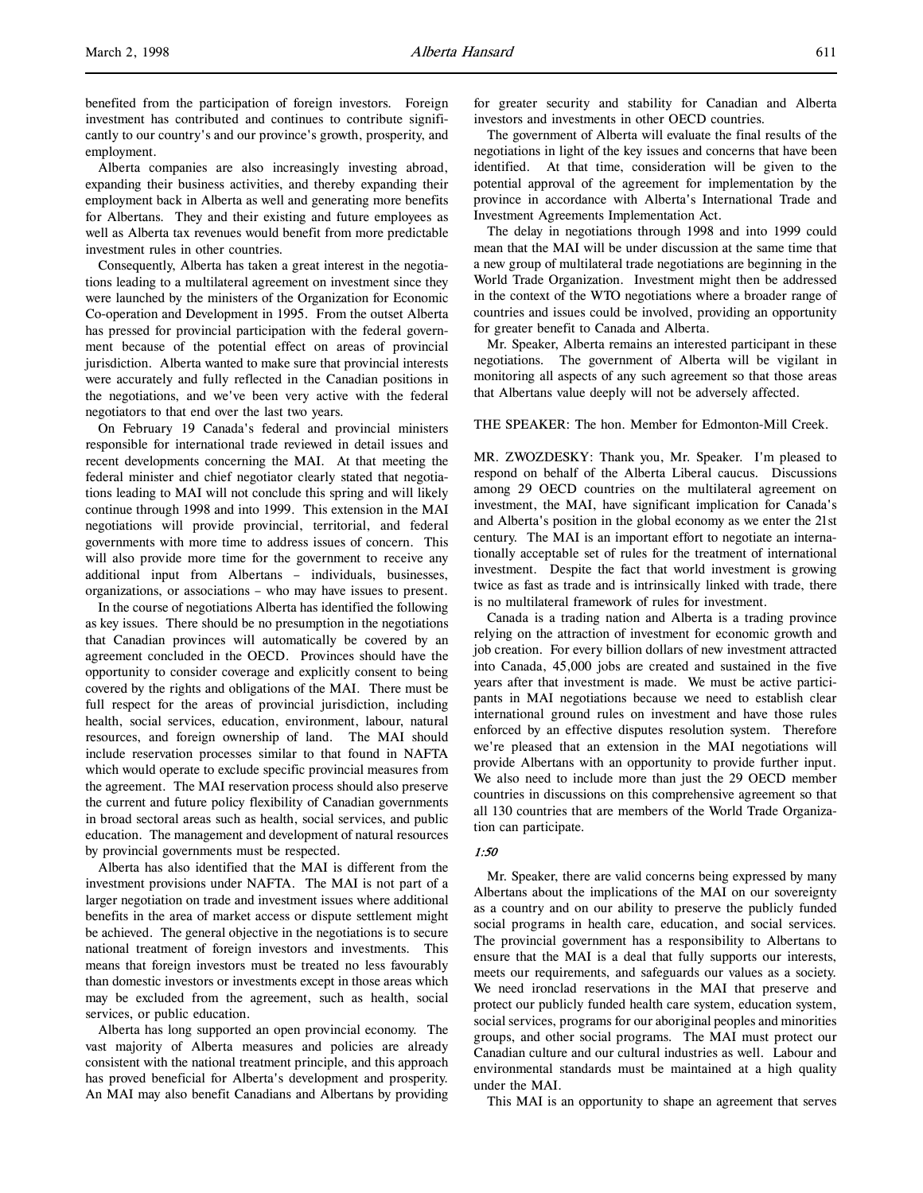benefited from the participation of foreign investors. Foreign investment has contributed and continues to contribute significantly to our country's and our province's growth, prosperity, and employment.

Alberta companies are also increasingly investing abroad, expanding their business activities, and thereby expanding their employment back in Alberta as well and generating more benefits for Albertans. They and their existing and future employees as well as Alberta tax revenues would benefit from more predictable investment rules in other countries.

Consequently, Alberta has taken a great interest in the negotiations leading to a multilateral agreement on investment since they were launched by the ministers of the Organization for Economic Co-operation and Development in 1995. From the outset Alberta has pressed for provincial participation with the federal government because of the potential effect on areas of provincial jurisdiction. Alberta wanted to make sure that provincial interests were accurately and fully reflected in the Canadian positions in the negotiations, and we've been very active with the federal negotiators to that end over the last two years.

On February 19 Canada's federal and provincial ministers responsible for international trade reviewed in detail issues and recent developments concerning the MAI. At that meeting the federal minister and chief negotiator clearly stated that negotiations leading to MAI will not conclude this spring and will likely continue through 1998 and into 1999. This extension in the MAI negotiations will provide provincial, territorial, and federal governments with more time to address issues of concern. This will also provide more time for the government to receive any additional input from Albertans – individuals, businesses, organizations, or associations – who may have issues to present.

In the course of negotiations Alberta has identified the following as key issues. There should be no presumption in the negotiations that Canadian provinces will automatically be covered by an agreement concluded in the OECD. Provinces should have the opportunity to consider coverage and explicitly consent to being covered by the rights and obligations of the MAI. There must be full respect for the areas of provincial jurisdiction, including health, social services, education, environment, labour, natural resources, and foreign ownership of land. The MAI should include reservation processes similar to that found in NAFTA which would operate to exclude specific provincial measures from the agreement. The MAI reservation process should also preserve the current and future policy flexibility of Canadian governments in broad sectoral areas such as health, social services, and public education. The management and development of natural resources by provincial governments must be respected.

Alberta has also identified that the MAI is different from the investment provisions under NAFTA. The MAI is not part of a larger negotiation on trade and investment issues where additional benefits in the area of market access or dispute settlement might be achieved. The general objective in the negotiations is to secure national treatment of foreign investors and investments. This means that foreign investors must be treated no less favourably than domestic investors or investments except in those areas which may be excluded from the agreement, such as health, social services, or public education.

Alberta has long supported an open provincial economy. The vast majority of Alberta measures and policies are already consistent with the national treatment principle, and this approach has proved beneficial for Alberta's development and prosperity. An MAI may also benefit Canadians and Albertans by providing for greater security and stability for Canadian and Alberta investors and investments in other OECD countries.

The government of Alberta will evaluate the final results of the negotiations in light of the key issues and concerns that have been identified. At that time, consideration will be given to the potential approval of the agreement for implementation by the province in accordance with Alberta's International Trade and Investment Agreements Implementation Act.

The delay in negotiations through 1998 and into 1999 could mean that the MAI will be under discussion at the same time that a new group of multilateral trade negotiations are beginning in the World Trade Organization. Investment might then be addressed in the context of the WTO negotiations where a broader range of countries and issues could be involved, providing an opportunity for greater benefit to Canada and Alberta.

Mr. Speaker, Alberta remains an interested participant in these negotiations. The government of Alberta will be vigilant in monitoring all aspects of any such agreement so that those areas that Albertans value deeply will not be adversely affected.

THE SPEAKER: The hon. Member for Edmonton-Mill Creek.

MR. ZWOZDESKY: Thank you, Mr. Speaker. I'm pleased to respond on behalf of the Alberta Liberal caucus. Discussions among 29 OECD countries on the multilateral agreement on investment, the MAI, have significant implication for Canada's and Alberta's position in the global economy as we enter the 21st century. The MAI is an important effort to negotiate an internationally acceptable set of rules for the treatment of international investment. Despite the fact that world investment is growing twice as fast as trade and is intrinsically linked with trade, there is no multilateral framework of rules for investment.

Canada is a trading nation and Alberta is a trading province relying on the attraction of investment for economic growth and job creation. For every billion dollars of new investment attracted into Canada, 45,000 jobs are created and sustained in the five years after that investment is made. We must be active participants in MAI negotiations because we need to establish clear international ground rules on investment and have those rules enforced by an effective disputes resolution system. Therefore we're pleased that an extension in the MAI negotiations will provide Albertans with an opportunity to provide further input. We also need to include more than just the 29 OECD member countries in discussions on this comprehensive agreement so that all 130 countries that are members of the World Trade Organization can participate.

*1:50*

Mr. Speaker, there are valid concerns being expressed by many Albertans about the implications of the MAI on our sovereignty as a country and on our ability to preserve the publicly funded social programs in health care, education, and social services. The provincial government has a responsibility to Albertans to ensure that the MAI is a deal that fully supports our interests, meets our requirements, and safeguards our values as a society. We need ironclad reservations in the MAI that preserve and protect our publicly funded health care system, education system, social services, programs for our aboriginal peoples and minorities groups, and other social programs. The MAI must protect our Canadian culture and our cultural industries as well. Labour and environmental standards must be maintained at a high quality under the MAI.

This MAI is an opportunity to shape an agreement that serves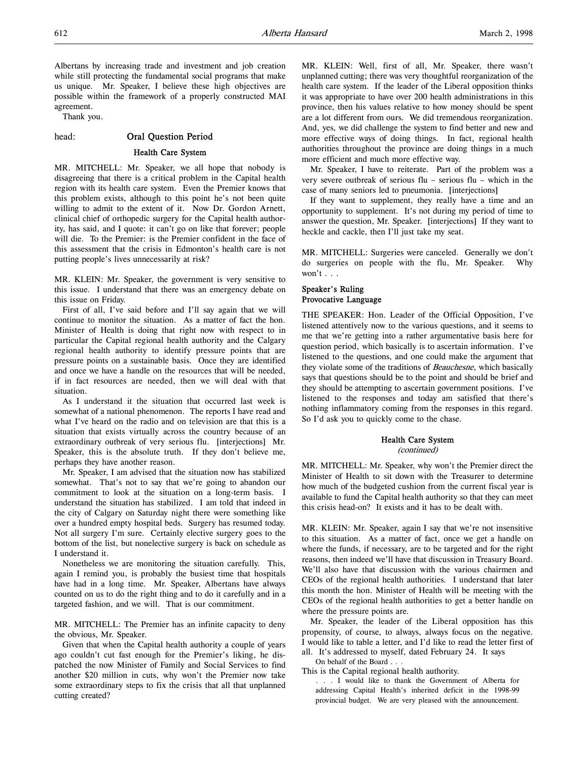Albertans by increasing trade and investment and job creation while still protecting the fundamental social programs that make us unique. Mr. Speaker, I believe these high objectives are possible within the framework of a properly constructed MAI agreement.

Thank you.

head: **Oral Question Period**

### Health Care System

MR. MITCHELL: Mr. Speaker, we all hope that nobody is disagreeing that there is a critical problem in the Capital health region with its health care system. Even the Premier knows that this problem exists, although to this point he's not been quite willing to admit to the extent of it. Now Dr. Gordon Arnett, clinical chief of orthopedic surgery for the Capital health authority, has said, and I quote: it can't go on like that forever; people will die. To the Premier: is the Premier confident in the face of this assessment that the crisis in Edmonton's health care is not putting people's lives unnecessarily at risk?

MR. KLEIN: Mr. Speaker, the government is very sensitive to this issue. I understand that there was an emergency debate on this issue on Friday.

First of all, I've said before and I'll say again that we will continue to monitor the situation. As a matter of fact the hon. Minister of Health is doing that right now with respect to in particular the Capital regional health authority and the Calgary regional health authority to identify pressure points that are pressure points on a sustainable basis. Once they are identified and once we have a handle on the resources that will be needed, if in fact resources are needed, then we will deal with that situation.

As I understand it the situation that occurred last week is somewhat of a national phenomenon. The reports I have read and what I've heard on the radio and on television are that this is a situation that exists virtually across the country because of an extraordinary outbreak of very serious flu. [interjections] Mr. Speaker, this is the absolute truth. If they don't believe me, perhaps they have another reason.

Mr. Speaker, I am advised that the situation now has stabilized somewhat. That's not to say that we're going to abandon our commitment to look at the situation on a long-term basis. I understand the situation has stabilized. I am told that indeed in the city of Calgary on Saturday night there were something like over a hundred empty hospital beds. Surgery has resumed today. Not all surgery I'm sure. Certainly elective surgery goes to the bottom of the list, but nonelective surgery is back on schedule as I understand it.

Nonetheless we are monitoring the situation carefully. This, again I remind you, is probably the busiest time that hospitals have had in a long time. Mr. Speaker, Albertans have always counted on us to do the right thing and to do it carefully and in a targeted fashion, and we will. That is our commitment.

MR. MITCHELL: The Premier has an infinite capacity to deny the obvious, Mr. Speaker.

Given that when the Capital health authority a couple of years ago couldn't cut fast enough for the Premier's liking, he dispatched the now Minister of Family and Social Services to find another $20 million in cuts, why won't the Premier now take some extraordinary steps to fix the crisis that all that unplanned cutting created?

MR. KLEIN: Well, first of all, Mr. Speaker, there wasn't unplanned cutting; there was very thoughtful reorganization of the health care system. If the leader of the Liberal opposition thinks it was appropriate to have over 200 health administrations in this province, then his values relative to how money should be spent are a lot different from ours. We did tremendous reorganization. And, yes, we did challenge the system to find better and new and more effective ways of doing things. In fact, regional health authorities throughout the province are doing things in a much more efficient and much more effective way.

Mr. Speaker, I have to reiterate. Part of the problem was a very severe outbreak of serious flu – serious flu – which in the case of many seniors led to pneumonia. [interjections]

If they want to supplement, they really have a time and an opportunity to supplement. It's not during my period of time to answer the question, Mr. Speaker. [interjections] If they want to heckle and cackle, then I'll just take my seat.

MR. MITCHELL: Surgeries were canceled. Generally we don't do surgeries on people with the flu, Mr. Speaker. Why won't . . .

### Speaker's Ruling
### Provocative Language

THE SPEAKER: Hon. Leader of the Official Opposition, I've listened attentively now to the various questions, and it seems to me that we're getting into a rather argumentative basis here for question period, which basically is to ascertain information. I've listened to the questions, and one could make the argument that they violate some of the traditions of *Beauchesne*, which basically says that questions should be to the point and should be brief and they should be attempting to ascertain government positions. I've listened to the responses and today am satisfied that there's nothing inflammatory coming from the responses in this regard. So I'd ask you to quickly come to the chase.

### Health Care System
*(continued)*

MR. MITCHELL: Mr. Speaker, why won't the Premier direct the Minister of Health to sit down with the Treasurer to determine how much of the budgeted cushion from the current fiscal year is available to fund the Capital health authority so that they can meet this crisis head-on? It exists and it has to be dealt with.

MR. KLEIN: Mr. Speaker, again I say that we're not insensitive to this situation. As a matter of fact, once we get a handle on where the funds, if necessary, are to be targeted and for the right reasons, then indeed we'll have that discussion in Treasury Board. We'll also have that discussion with the various chairmen and CEOs of the regional health authorities. I understand that later this month the hon. Minister of Health will be meeting with the CEOs of the regional health authorities to get a better handle on where the pressure points are.

Mr. Speaker, the leader of the Liberal opposition has this propensity, of course, to always, always focus on the negative. I would like to table a letter, and I'd like to read the letter first of all. It's addressed to myself, dated February 24. It says

> On behalf of the Board . . .

This is the Capital regional health authority.

> . . . I would like to thank the Government of Alberta for addressing Capital Health's inherited deficit in the 1998-99 provincial budget. We are very pleased with the announcement.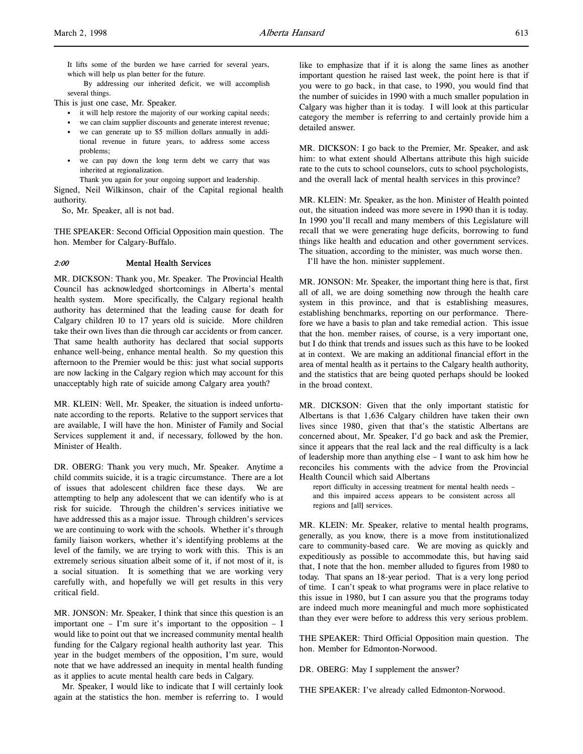It lifts some of the burden we have carried for several years, which will help us plan better for the future.

By addressing our inherited deficit, we will accomplish several things.

This is just one case, Mr. Speaker.

- it will help restore the majority of our working capital needs;
- we can claim supplier discounts and generate interest revenue;
- we can generate up to $5 million dollars annually in additional revenue in future years, to address some access problems;
- we can pay down the long term debt we carry that was inherited at regionalization.

Thank you again for your ongoing support and leadership.

Signed, Neil Wilkinson, chair of the Capital regional health authority.

So, Mr. Speaker, all is not bad.

THE SPEAKER: Second Official Opposition main question. The hon. Member for Calgary-Buffalo.

### *2:00* Mental Health Services

MR. DICKSON: Thank you, Mr. Speaker. The Provincial Health Council has acknowledged shortcomings in Alberta's mental health system. More specifically, the Calgary regional health authority has determined that the leading cause for death for Calgary children 10 to 17 years old is suicide. More children take their own lives than die through car accidents or from cancer. That same health authority has declared that social supports enhance well-being, enhance mental health. So my question this afternoon to the Premier would be this: just what social supports are now lacking in the Calgary region which may account for this unacceptably high rate of suicide among Calgary area youth?

MR. KLEIN: Well, Mr. Speaker, the situation is indeed unfortunate according to the reports. Relative to the support services that are available, I will have the hon. Minister of Family and Social Services supplement it and, if necessary, followed by the hon. Minister of Health.

DR. OBERG: Thank you very much, Mr. Speaker. Anytime a child commits suicide, it is a tragic circumstance. There are a lot of issues that adolescent children face these days. We are attempting to help any adolescent that we can identify who is at risk for suicide. Through the children's services initiative we have addressed this as a major issue. Through children's services we are continuing to work with the schools. Whether it's through family liaison workers, whether it's identifying problems at the level of the family, we are trying to work with this. This is an extremely serious situation albeit some of it, if not most of it, is a social situation. It is something that we are working very carefully with, and hopefully we will get results in this very critical field.

MR. JONSON: Mr. Speaker, I think that since this question is an important one – I'm sure it's important to the opposition – I would like to point out that we increased community mental health funding for the Calgary regional health authority last year. This year in the budget members of the opposition, I'm sure, would note that we have addressed an inequity in mental health funding as it applies to acute mental health care beds in Calgary.

Mr. Speaker, I would like to indicate that I will certainly look again at the statistics the hon. member is referring to. I would like to emphasize that if it is along the same lines as another important question he raised last week, the point here is that if you were to go back, in that case, to 1990, you would find that the number of suicides in 1990 with a much smaller population in Calgary was higher than it is today. I will look at this particular category the member is referring to and certainly provide him a detailed answer.

MR. DICKSON: I go back to the Premier, Mr. Speaker, and ask him: to what extent should Albertans attribute this high suicide rate to the cuts to school counselors, cuts to school psychologists, and the overall lack of mental health services in this province?

MR. KLEIN: Mr. Speaker, as the hon. Minister of Health pointed out, the situation indeed was more severe in 1990 than it is today. In 1990 you'll recall and many members of this Legislature will recall that we were generating huge deficits, borrowing to fund things like health and education and other government services. The situation, according to the minister, was much worse then.

I'll have the hon. minister supplement.

MR. JONSON: Mr. Speaker, the important thing here is that, first all of all, we are doing something now through the health care system in this province, and that is establishing measures, establishing benchmarks, reporting on our performance. Therefore we have a basis to plan and take remedial action. This issue that the hon. member raises, of course, is a very important one, but I do think that trends and issues such as this have to be looked at in context. We are making an additional financial effort in the area of mental health as it pertains to the Calgary health authority, and the statistics that are being quoted perhaps should be looked in the broad context.

MR. DICKSON: Given that the only important statistic for Albertans is that 1,636 Calgary children have taken their own lives since 1980, given that that's the statistic Albertans are concerned about, Mr. Speaker, I'd go back and ask the Premier, since it appears that the real lack and the real difficulty is a lack of leadership more than anything else – I want to ask him how he reconciles his comments with the advice from the Provincial Health Council which said Albertans

> report difficulty in accessing treatment for mental health needs – and this impaired access appears to be consistent across all regions and [all] services.

MR. KLEIN: Mr. Speaker, relative to mental health programs, generally, as you know, there is a move from institutionalized care to community-based care. We are moving as quickly and expeditiously as possible to accommodate this, but having said that, I note that the hon. member alluded to figures from 1980 to today. That spans an 18-year period. That is a very long period of time. I can't speak to what programs were in place relative to this issue in 1980, but I can assure you that the programs today are indeed much more meaningful and much more sophisticated than they ever were before to address this very serious problem.

THE SPEAKER: Third Official Opposition main question. The hon. Member for Edmonton-Norwood.

DR. OBERG: May I supplement the answer?

THE SPEAKER: I've already called Edmonton-Norwood.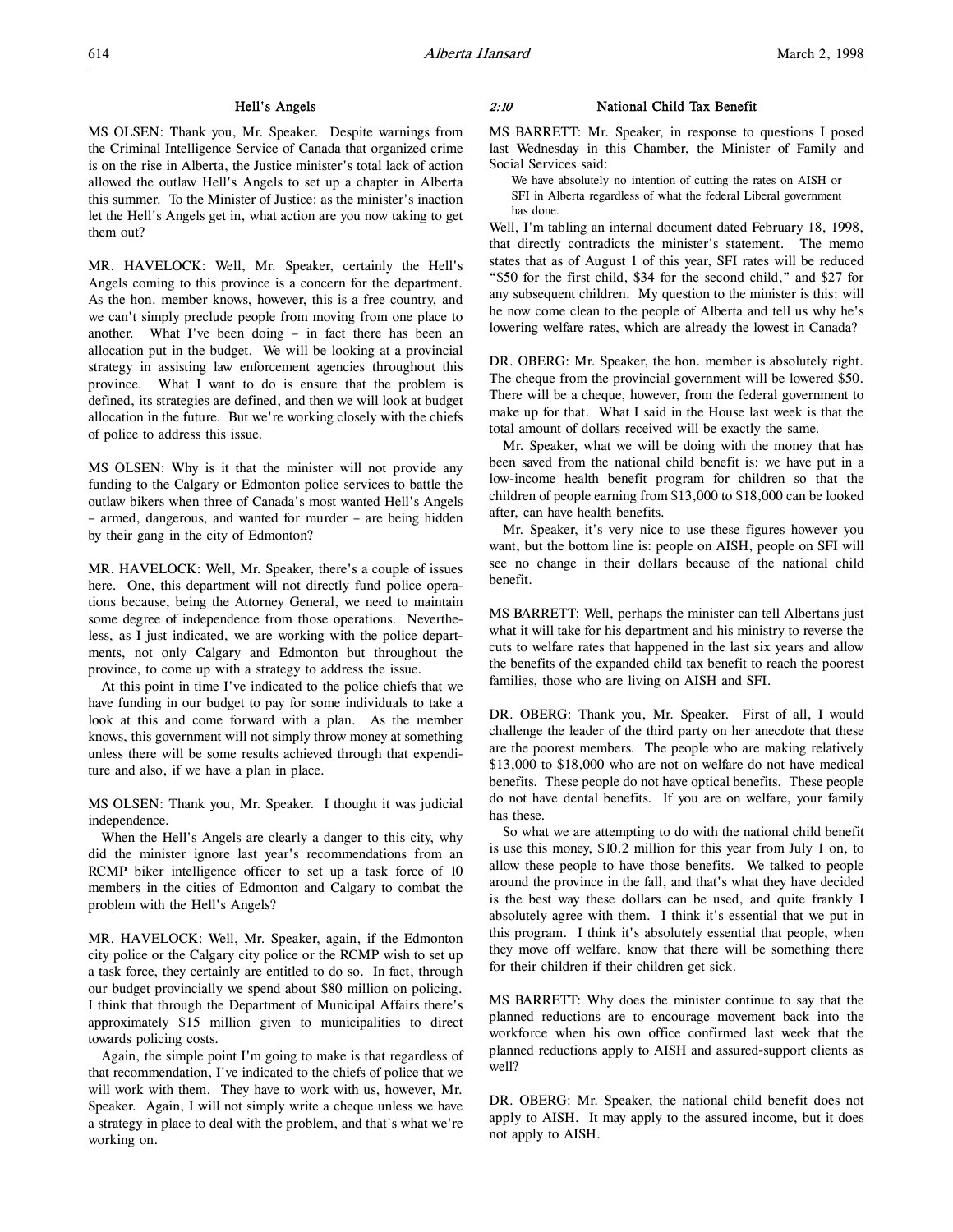## Hell's Angels

MS OLSEN: Thank you, Mr. Speaker. Despite warnings from the Criminal Intelligence Service of Canada that organized crime is on the rise in Alberta, the Justice minister's total lack of action allowed the outlaw Hell's Angels to set up a chapter in Alberta this summer. To the Minister of Justice: as the minister's inaction let the Hell's Angels get in, what action are you now taking to get them out?

MR. HAVELOCK: Well, Mr. Speaker, certainly the Hell's Angels coming to this province is a concern for the department. As the hon. member knows, however, this is a free country, and we can't simply preclude people from moving from one place to another. What I've been doing – in fact there has been an allocation put in the budget. We will be looking at a provincial strategy in assisting law enforcement agencies throughout this province. What I want to do is ensure that the problem is defined, its strategies are defined, and then we will look at budget allocation in the future. But we're working closely with the chiefs of police to address this issue.

MS OLSEN: Why is it that the minister will not provide any funding to the Calgary or Edmonton police services to battle the outlaw bikers when three of Canada's most wanted Hell's Angels – armed, dangerous, and wanted for murder – are being hidden by their gang in the city of Edmonton?

MR. HAVELOCK: Well, Mr. Speaker, there's a couple of issues here. One, this department will not directly fund police operations because, being the Attorney General, we need to maintain some degree of independence from those operations. Nevertheless, as I just indicated, we are working with the police departments, not only Calgary and Edmonton but throughout the province, to come up with a strategy to address the issue.

At this point in time I've indicated to the police chiefs that we have funding in our budget to pay for some individuals to take a look at this and come forward with a plan. As the member knows, this government will not simply throw money at something unless there will be some results achieved through that expenditure and also, if we have a plan in place.

MS OLSEN: Thank you, Mr. Speaker. I thought it was judicial independence.

When the Hell's Angels are clearly a danger to this city, why did the minister ignore last year's recommendations from an RCMP biker intelligence officer to set up a task force of 10 members in the cities of Edmonton and Calgary to combat the problem with the Hell's Angels?

MR. HAVELOCK: Well, Mr. Speaker, again, if the Edmonton city police or the Calgary city police or the RCMP wish to set up a task force, they certainly are entitled to do so. In fact, through our budget provincially we spend about \$80 million on policing. I think that through the Department of Municipal Affairs there's approximately \$15 million given to municipalities to direct towards policing costs.

Again, the simple point I'm going to make is that regardless of that recommendation, I've indicated to the chiefs of police that we will work with them. They have to work with us, however, Mr. Speaker. Again, I will not simply write a cheque unless we have a strategy in place to deal with the problem, and that's what we're working on.

*2:10*

## National Child Tax Benefit

MS BARRETT: Mr. Speaker, in response to questions I posed last Wednesday in this Chamber, the Minister of Family and Social Services said:

> We have absolutely no intention of cutting the rates on AISH or SFI in Alberta regardless of what the federal Liberal government has done.

Well, I'm tabling an internal document dated February 18, 1998, that directly contradicts the minister's statement. The memo states that as of August 1 of this year, SFI rates will be reduced "\$50 for the first child, \$34 for the second child," and \$27 for any subsequent children. My question to the minister is this: will he now come clean to the people of Alberta and tell us why he's lowering welfare rates, which are already the lowest in Canada?

DR. OBERG: Mr. Speaker, the hon. member is absolutely right. The cheque from the provincial government will be lowered \$50. There will be a cheque, however, from the federal government to make up for that. What I said in the House last week is that the total amount of dollars received will be exactly the same.

Mr. Speaker, what we will be doing with the money that has been saved from the national child benefit is: we have put in a low-income health benefit program for children so that the children of people earning from \$13,000 to \$18,000 can be looked after, can have health benefits.

Mr. Speaker, it's very nice to use these figures however you want, but the bottom line is: people on AISH, people on SFI will see no change in their dollars because of the national child benefit.

MS BARRETT: Well, perhaps the minister can tell Albertans just what it will take for his department and his ministry to reverse the cuts to welfare rates that happened in the last six years and allow the benefits of the expanded child tax benefit to reach the poorest families, those who are living on AISH and SFI.

DR. OBERG: Thank you, Mr. Speaker. First of all, I would challenge the leader of the third party on her anecdote that these are the poorest members. The people who are making relatively \$13,000 to \$18,000 who are not on welfare do not have medical benefits. These people do not have optical benefits. These people do not have dental benefits. If you are on welfare, your family has these.

So what we are attempting to do with the national child benefit is use this money, \$10.2 million for this year from July 1 on, to allow these people to have those benefits. We talked to people around the province in the fall, and that's what they have decided is the best way these dollars can be used, and quite frankly I absolutely agree with them. I think it's essential that we put in this program. I think it's absolutely essential that people, when they move off welfare, know that there will be something there for their children if their children get sick.

MS BARRETT: Why does the minister continue to say that the planned reductions are to encourage movement back into the workforce when his own office confirmed last week that the planned reductions apply to AISH and assured-support clients as well?

DR. OBERG: Mr. Speaker, the national child benefit does not apply to AISH. It may apply to the assured income, but it does not apply to AISH.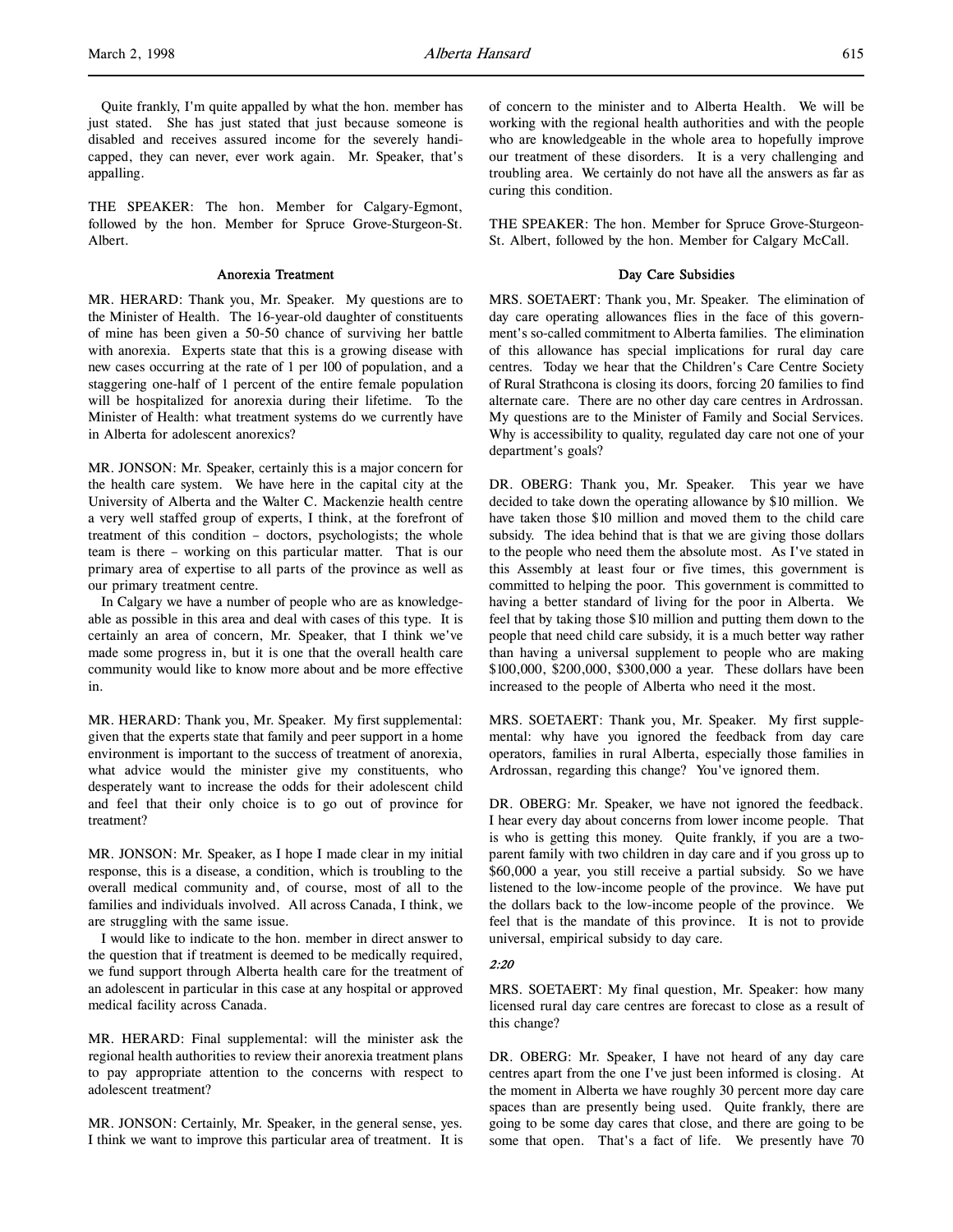Quite frankly, I'm quite appalled by what the hon. member has just stated. She has just stated that just because someone is disabled and receives assured income for the severely handicapped, they can never, ever work again. Mr. Speaker, that's appalling.

THE SPEAKER: The hon. Member for Calgary-Egmont, followed by the hon. Member for Spruce Grove-Sturgeon-St. Albert.

### Anorexia Treatment

MR. HERARD: Thank you, Mr. Speaker. My questions are to the Minister of Health. The 16-year-old daughter of constituents of mine has been given a 50-50 chance of surviving her battle with anorexia. Experts state that this is a growing disease with new cases occurring at the rate of 1 per 100 of population, and a staggering one-half of 1 percent of the entire female population will be hospitalized for anorexia during their lifetime. To the Minister of Health: what treatment systems do we currently have in Alberta for adolescent anorexics?

MR. JONSON: Mr. Speaker, certainly this is a major concern for the health care system. We have here in the capital city at the University of Alberta and the Walter C. Mackenzie health centre a very well staffed group of experts, I think, at the forefront of treatment of this condition – doctors, psychologists; the whole team is there – working on this particular matter. That is our primary area of expertise to all parts of the province as well as our primary treatment centre.

In Calgary we have a number of people who are as knowledgeable as possible in this area and deal with cases of this type. It is certainly an area of concern, Mr. Speaker, that I think we've made some progress in, but it is one that the overall health care community would like to know more about and be more effective in.

MR. HERARD: Thank you, Mr. Speaker. My first supplemental: given that the experts state that family and peer support in a home environment is important to the success of treatment of anorexia, what advice would the minister give my constituents, who desperately want to increase the odds for their adolescent child and feel that their only choice is to go out of province for treatment?

MR. JONSON: Mr. Speaker, as I hope I made clear in my initial response, this is a disease, a condition, which is troubling to the overall medical community and, of course, most of all to the families and individuals involved. All across Canada, I think, we are struggling with the same issue.

I would like to indicate to the hon. member in direct answer to the question that if treatment is deemed to be medically required, we fund support through Alberta health care for the treatment of an adolescent in particular in this case at any hospital or approved medical facility across Canada.

MR. HERARD: Final supplemental: will the minister ask the regional health authorities to review their anorexia treatment plans to pay appropriate attention to the concerns with respect to adolescent treatment?

MR. JONSON: Certainly, Mr. Speaker, in the general sense, yes. I think we want to improve this particular area of treatment. It is of concern to the minister and to Alberta Health. We will be working with the regional health authorities and with the people who are knowledgeable in the whole area to hopefully improve our treatment of these disorders. It is a very challenging and troubling area. We certainly do not have all the answers as far as curing this condition.

THE SPEAKER: The hon. Member for Spruce Grove-Sturgeon-St. Albert, followed by the hon. Member for Calgary McCall.

### Day Care Subsidies

MRS. SOETAERT: Thank you, Mr. Speaker. The elimination of day care operating allowances flies in the face of this government's so-called commitment to Alberta families. The elimination of this allowance has special implications for rural day care centres. Today we hear that the Children's Care Centre Society of Rural Strathcona is closing its doors, forcing 20 families to find alternate care. There are no other day care centres in Ardrossan. My questions are to the Minister of Family and Social Services. Why is accessibility to quality, regulated day care not one of your department's goals?

DR. OBERG: Thank you, Mr. Speaker. This year we have decided to take down the operating allowance by $10 million. We have taken those $10 million and moved them to the child care subsidy. The idea behind that is that we are giving those dollars to the people who need them the absolute most. As I've stated in this Assembly at least four or five times, this government is committed to helping the poor. This government is committed to having a better standard of living for the poor in Alberta. We feel that by taking those $10 million and putting them down to the people that need child care subsidy, it is a much better way rather than having a universal supplement to people who are making $100,000, $200,000, $300,000 a year. These dollars have been increased to the people of Alberta who need it the most.

MRS. SOETAERT: Thank you, Mr. Speaker. My first supplemental: why have you ignored the feedback from day care operators, families in rural Alberta, especially those families in Ardrossan, regarding this change? You've ignored them.

DR. OBERG: Mr. Speaker, we have not ignored the feedback. I hear every day about concerns from lower income people. That is who is getting this money. Quite frankly, if you are a two-parent family with two children in day care and if you gross up to $60,000 a year, you still receive a partial subsidy. So we have listened to the low-income people of the province. We have put the dollars back to the low-income people of the province. We feel that is the mandate of this province. It is not to provide universal, empirical subsidy to day care.

*2:20*

MRS. SOETAERT: My final question, Mr. Speaker: how many licensed rural day care centres are forecast to close as a result of this change?

DR. OBERG: Mr. Speaker, I have not heard of any day care centres apart from the one I've just been informed is closing. At the moment in Alberta we have roughly 30 percent more day care spaces than are presently being used. Quite frankly, there are going to be some day cares that close, and there are going to be some that open. That's a fact of life. We presently have 70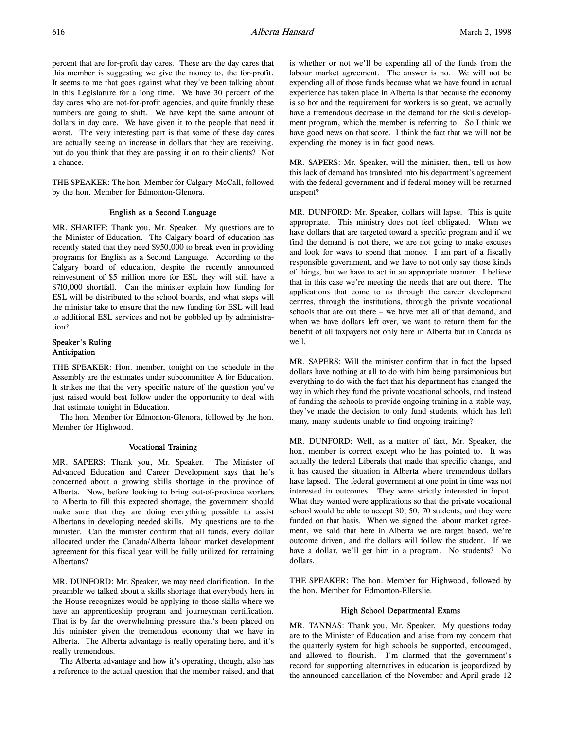percent that are for-profit day cares. These are the day cares that this member is suggesting we give the money to, the for-profit. It seems to me that goes against what they've been talking about in this Legislature for a long time. We have 30 percent of the day cares who are not-for-profit agencies, and quite frankly these numbers are going to shift. We have kept the same amount of dollars in day care. We have given it to the people that need it worst. The very interesting part is that some of these day cares are actually seeing an increase in dollars that they are receiving, but do you think that they are passing it on to their clients? Not a chance.

THE SPEAKER: The hon. Member for Calgary-McCall, followed by the hon. Member for Edmonton-Glenora.

### English as a Second Language

MR. SHARIFF: Thank you, Mr. Speaker. My questions are to the Minister of Education. The Calgary board of education has recently stated that they need $950,000 to break even in providing programs for English as a Second Language. According to the Calgary board of education, despite the recently announced reinvestment of $5 million more for ESL they will still have a $710,000 shortfall. Can the minister explain how funding for ESL will be distributed to the school boards, and what steps will the minister take to ensure that the new funding for ESL will lead to additional ESL services and not be gobbled up by administration?

### Speaker's Ruling
### Anticipation

THE SPEAKER: Hon. member, tonight on the schedule in the Assembly are the estimates under subcommittee A for Education. It strikes me that the very specific nature of the question you've just raised would best follow under the opportunity to deal with that estimate tonight in Education.

The hon. Member for Edmonton-Glenora, followed by the hon. Member for Highwood.

### Vocational Training

MR. SAPERS: Thank you, Mr. Speaker. The Minister of Advanced Education and Career Development says that he's concerned about a growing skills shortage in the province of Alberta. Now, before looking to bring out-of-province workers to Alberta to fill this expected shortage, the government should make sure that they are doing everything possible to assist Albertans in developing needed skills. My questions are to the minister. Can the minister confirm that all funds, every dollar allocated under the Canada/Alberta labour market development agreement for this fiscal year will be fully utilized for retraining Albertans?

MR. DUNFORD: Mr. Speaker, we may need clarification. In the preamble we talked about a skills shortage that everybody here in the House recognizes would be applying to those skills where we have an apprenticeship program and journeyman certification. That is by far the overwhelming pressure that's been placed on this minister given the tremendous economy that we have in Alberta. The Alberta advantage is really operating here, and it's really tremendous.

The Alberta advantage and how it's operating, though, also has a reference to the actual question that the member raised, and that is whether or not we'll be expending all of the funds from the labour market agreement. The answer is no. We will not be expending all of those funds because what we have found in actual experience has taken place in Alberta is that because the economy is so hot and the requirement for workers is so great, we actually have a tremendous decrease in the demand for the skills development program, which the member is referring to. So I think we have good news on that score. I think the fact that we will not be expending the money is in fact good news.

MR. SAPERS: Mr. Speaker, will the minister, then, tell us how this lack of demand has translated into his department's agreement with the federal government and if federal money will be returned unspent?

MR. DUNFORD: Mr. Speaker, dollars will lapse. This is quite appropriate. This ministry does not feel obligated. When we have dollars that are targeted toward a specific program and if we find the demand is not there, we are not going to make excuses and look for ways to spend that money. I am part of a fiscally responsible government, and we have to not only say those kinds of things, but we have to act in an appropriate manner. I believe that in this case we're meeting the needs that are out there. The applications that come to us through the career development centres, through the institutions, through the private vocational schools that are out there – we have met all of that demand, and when we have dollars left over, we want to return them for the benefit of all taxpayers not only here in Alberta but in Canada as well.

MR. SAPERS: Will the minister confirm that in fact the lapsed dollars have nothing at all to do with him being parsimonious but everything to do with the fact that his department has changed the way in which they fund the private vocational schools, and instead of funding the schools to provide ongoing training in a stable way, they've made the decision to only fund students, which has left many, many students unable to find ongoing training?

MR. DUNFORD: Well, as a matter of fact, Mr. Speaker, the hon. member is correct except who he has pointed to. It was actually the federal Liberals that made that specific change, and it has caused the situation in Alberta where tremendous dollars have lapsed. The federal government at one point in time was not interested in outcomes. They were strictly interested in input. What they wanted were applications so that the private vocational school would be able to accept 30, 50, 70 students, and they were funded on that basis. When we signed the labour market agreement, we said that here in Alberta we are target based, we're outcome driven, and the dollars will follow the student. If we have a dollar, we'll get him in a program. No students? No dollars.

THE SPEAKER: The hon. Member for Highwood, followed by the hon. Member for Edmonton-Ellerslie.

### High School Departmental Exams

MR. TANNAS: Thank you, Mr. Speaker. My questions today are to the Minister of Education and arise from my concern that the quarterly system for high schools be supported, encouraged, and allowed to flourish. I'm alarmed that the government's record for supporting alternatives in education is jeopardized by the announced cancellation of the November and April grade 12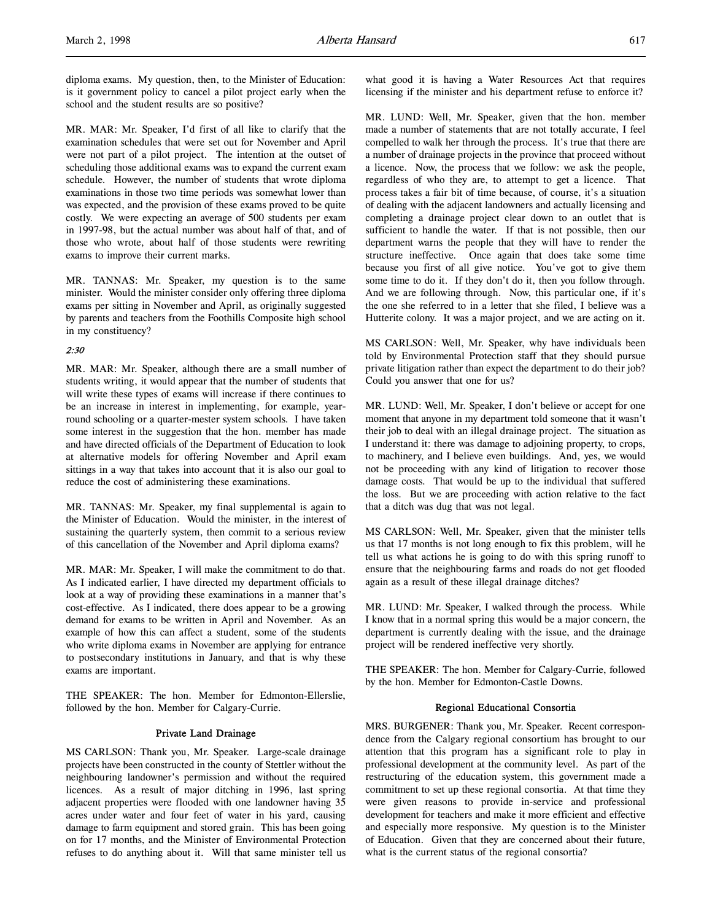diploma exams. My question, then, to the Minister of Education: is it government policy to cancel a pilot project early when the school and the student results are so positive?

MR. MAR: Mr. Speaker, I'd first of all like to clarify that the examination schedules that were set out for November and April were not part of a pilot project. The intention at the outset of scheduling those additional exams was to expand the current exam schedule. However, the number of students that wrote diploma examinations in those two time periods was somewhat lower than was expected, and the provision of these exams proved to be quite costly. We were expecting an average of 500 students per exam in 1997-98, but the actual number was about half of that, and of those who wrote, about half of those students were rewriting exams to improve their current marks.

MR. TANNAS: Mr. Speaker, my question is to the same minister. Would the minister consider only offering three diploma exams per sitting in November and April, as originally suggested by parents and teachers from the Foothills Composite high school in my constituency?

*2:30*

MR. MAR: Mr. Speaker, although there are a small number of students writing, it would appear that the number of students that will write these types of exams will increase if there continues to be an increase in interest in implementing, for example, year-round schooling or a quarter-mester system schools. I have taken some interest in the suggestion that the hon. member has made and have directed officials of the Department of Education to look at alternative models for offering November and April exam sittings in a way that takes into account that it is also our goal to reduce the cost of administering these examinations.

MR. TANNAS: Mr. Speaker, my final supplemental is again to the Minister of Education. Would the minister, in the interest of sustaining the quarterly system, then commit to a serious review of this cancellation of the November and April diploma exams?

MR. MAR: Mr. Speaker, I will make the commitment to do that. As I indicated earlier, I have directed my department officials to look at a way of providing these examinations in a manner that's cost-effective. As I indicated, there does appear to be a growing demand for exams to be written in April and November. As an example of how this can affect a student, some of the students who write diploma exams in November are applying for entrance to postsecondary institutions in January, and that is why these exams are important.

THE SPEAKER: The hon. Member for Edmonton-Ellerslie, followed by the hon. Member for Calgary-Currie.

### Private Land Drainage

MS CARLSON: Thank you, Mr. Speaker. Large-scale drainage projects have been constructed in the county of Stettler without the neighbouring landowner's permission and without the required licences. As a result of major ditching in 1996, last spring adjacent properties were flooded with one landowner having 35 acres under water and four feet of water in his yard, causing damage to farm equipment and stored grain. This has been going on for 17 months, and the Minister of Environmental Protection refuses to do anything about it. Will that same minister tell us what good it is having a Water Resources Act that requires licensing if the minister and his department refuse to enforce it?

MR. LUND: Well, Mr. Speaker, given that the hon. member made a number of statements that are not totally accurate, I feel compelled to walk her through the process. It's true that there are a number of drainage projects in the province that proceed without a licence. Now, the process that we follow: we ask the people, regardless of who they are, to attempt to get a licence. That process takes a fair bit of time because, of course, it's a situation of dealing with the adjacent landowners and actually licensing and completing a drainage project clear down to an outlet that is sufficient to handle the water. If that is not possible, then our department warns the people that they will have to render the structure ineffective. Once again that does take some time because you first of all give notice. You've got to give them some time to do it. If they don't do it, then you follow through. And we are following through. Now, this particular one, if it's the one she referred to in a letter that she filed, I believe was a Hutterite colony. It was a major project, and we are acting on it.

MS CARLSON: Well, Mr. Speaker, why have individuals been told by Environmental Protection staff that they should pursue private litigation rather than expect the department to do their job? Could you answer that one for us?

MR. LUND: Well, Mr. Speaker, I don't believe or accept for one moment that anyone in my department told someone that it wasn't their job to deal with an illegal drainage project. The situation as I understand it: there was damage to adjoining property, to crops, to machinery, and I believe even buildings. And, yes, we would not be proceeding with any kind of litigation to recover those damage costs. That would be up to the individual that suffered the loss. But we are proceeding with action relative to the fact that a ditch was dug that was not legal.

MS CARLSON: Well, Mr. Speaker, given that the minister tells us that 17 months is not long enough to fix this problem, will he tell us what actions he is going to do with this spring runoff to ensure that the neighbouring farms and roads do not get flooded again as a result of these illegal drainage ditches?

MR. LUND: Mr. Speaker, I walked through the process. While I know that in a normal spring this would be a major concern, the department is currently dealing with the issue, and the drainage project will be rendered ineffective very shortly.

THE SPEAKER: The hon. Member for Calgary-Currie, followed by the hon. Member for Edmonton-Castle Downs.

### Regional Educational Consortia

MRS. BURGENER: Thank you, Mr. Speaker. Recent correspondence from the Calgary regional consortium has brought to our attention that this program has a significant role to play in professional development at the community level. As part of the restructuring of the education system, this government made a commitment to set up these regional consortia. At that time they were given reasons to provide in-service and professional development for teachers and make it more efficient and effective and especially more responsive. My question is to the Minister of Education. Given that they are concerned about their future, what is the current status of the regional consortia?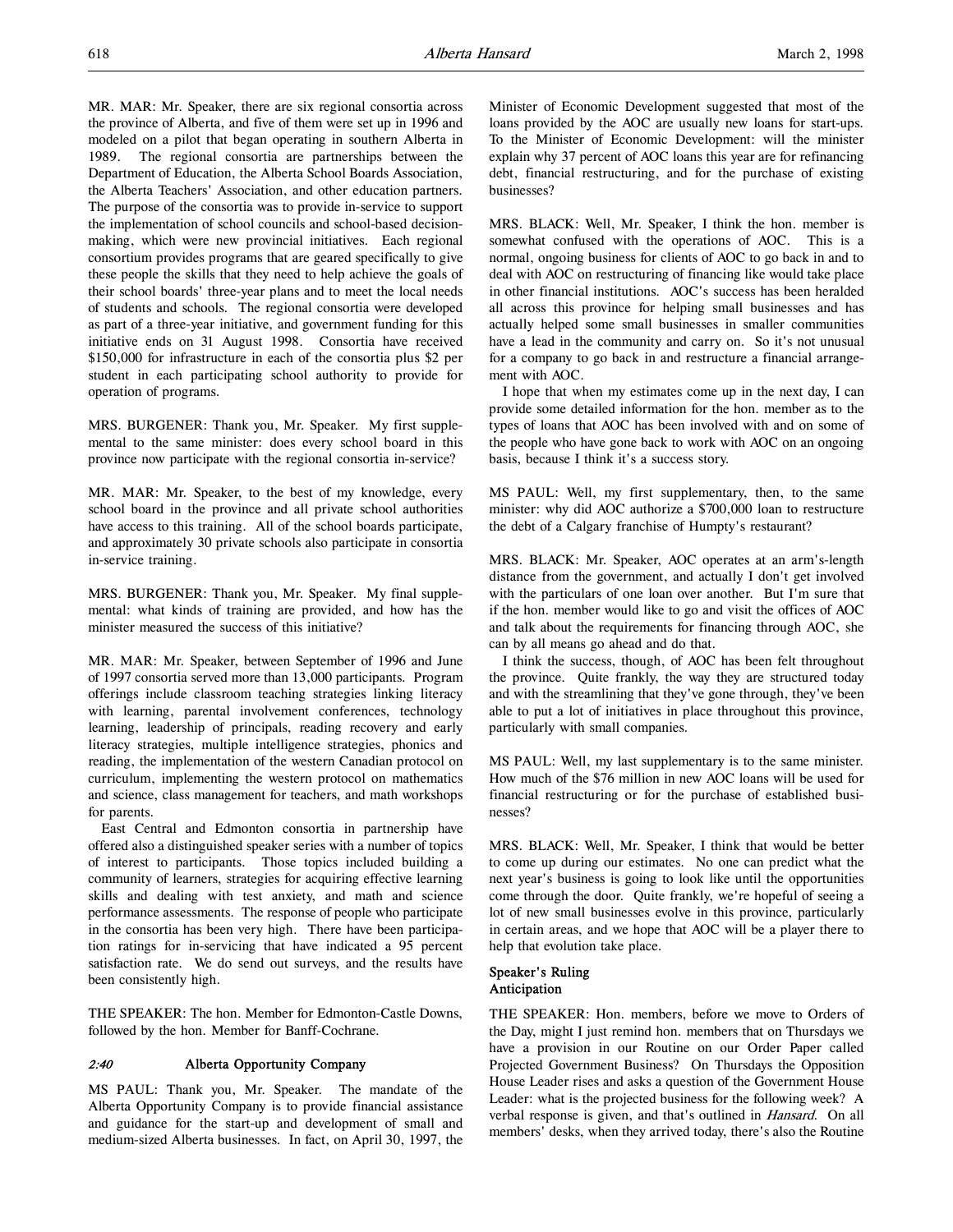MR. MAR: Mr. Speaker, there are six regional consortia across the province of Alberta, and five of them were set up in 1996 and modeled on a pilot that began operating in southern Alberta in 1989. The regional consortia are partnerships between the Department of Education, the Alberta School Boards Association, the Alberta Teachers' Association, and other education partners. The purpose of the consortia was to provide in-service to support the implementation of school councils and school-based decision-making, which were new provincial initiatives. Each regional consortium provides programs that are geared specifically to give these people the skills that they need to help achieve the goals of their school boards' three-year plans and to meet the local needs of students and schools. The regional consortia were developed as part of a three-year initiative, and government funding for this initiative ends on 31 August 1998. Consortia have received $150,000 for infrastructure in each of the consortia plus $2 per student in each participating school authority to provide for operation of programs.

MRS. BURGENER: Thank you, Mr. Speaker. My first supplemental to the same minister: does every school board in this province now participate with the regional consortia in-service?

MR. MAR: Mr. Speaker, to the best of my knowledge, every school board in the province and all private school authorities have access to this training. All of the school boards participate, and approximately 30 private schools also participate in consortia in-service training.

MRS. BURGENER: Thank you, Mr. Speaker. My final supplemental: what kinds of training are provided, and how has the minister measured the success of this initiative?

MR. MAR: Mr. Speaker, between September of 1996 and June of 1997 consortia served more than 13,000 participants. Program offerings include classroom teaching strategies linking literacy with learning, parental involvement conferences, technology learning, leadership of principals, reading recovery and early literacy strategies, multiple intelligence strategies, phonics and reading, the implementation of the western Canadian protocol on curriculum, implementing the western protocol on mathematics and science, class management for teachers, and math workshops for parents.

East Central and Edmonton consortia in partnership have offered also a distinguished speaker series with a number of topics of interest to participants. Those topics included building a community of learners, strategies for acquiring effective learning skills and dealing with test anxiety, and math and science performance assessments. The response of people who participate in the consortia has been very high. There have been participation ratings for in-servicing that have indicated a 95 percent satisfaction rate. We do send out surveys, and the results have been consistently high.

THE SPEAKER: The hon. Member for Edmonton-Castle Downs, followed by the hon. Member for Banff-Cochrane.

### *2:40* Alberta Opportunity Company

MS PAUL: Thank you, Mr. Speaker. The mandate of the Alberta Opportunity Company is to provide financial assistance and guidance for the start-up and development of small and medium-sized Alberta businesses. In fact, on April 30, 1997, the Minister of Economic Development suggested that most of the loans provided by the AOC are usually new loans for start-ups. To the Minister of Economic Development: will the minister explain why 37 percent of AOC loans this year are for refinancing debt, financial restructuring, and for the purchase of existing businesses?

MRS. BLACK: Well, Mr. Speaker, I think the hon. member is somewhat confused with the operations of AOC. This is a normal, ongoing business for clients of AOC to go back in and to deal with AOC on restructuring of financing like would take place in other financial institutions. AOC's success has been heralded all across this province for helping small businesses and has actually helped some small businesses in smaller communities have a lead in the community and carry on. So it's not unusual for a company to go back in and restructure a financial arrangement with AOC.

I hope that when my estimates come up in the next day, I can provide some detailed information for the hon. member as to the types of loans that AOC has been involved with and on some of the people who have gone back to work with AOC on an ongoing basis, because I think it's a success story.

MS PAUL: Well, my first supplementary, then, to the same minister: why did AOC authorize a $700,000 loan to restructure the debt of a Calgary franchise of Humpty's restaurant?

MRS. BLACK: Mr. Speaker, AOC operates at an arm's-length distance from the government, and actually I don't get involved with the particulars of one loan over another. But I'm sure that if the hon. member would like to go and visit the offices of AOC and talk about the requirements for financing through AOC, she can by all means go ahead and do that.

I think the success, though, of AOC has been felt throughout the province. Quite frankly, the way they are structured today and with the streamlining that they've gone through, they've been able to put a lot of initiatives in place throughout this province, particularly with small companies.

MS PAUL: Well, my last supplementary is to the same minister. How much of the $76 million in new AOC loans will be used for financial restructuring or for the purchase of established businesses?

MRS. BLACK: Well, Mr. Speaker, I think that would be better to come up during our estimates. No one can predict what the next year's business is going to look like until the opportunities come through the door. Quite frankly, we're hopeful of seeing a lot of new small businesses evolve in this province, particularly in certain areas, and we hope that AOC will be a player there to help that evolution take place.

### Speaker's Ruling
### Anticipation

THE SPEAKER: Hon. members, before we move to Orders of the Day, might I just remind hon. members that on Thursdays we have a provision in our Routine on our Order Paper called Projected Government Business? On Thursdays the Opposition House Leader rises and asks a question of the Government House Leader: what is the projected business for the following week? A verbal response is given, and that's outlined in *Hansard*. On all members' desks, when they arrived today, there's also the Routine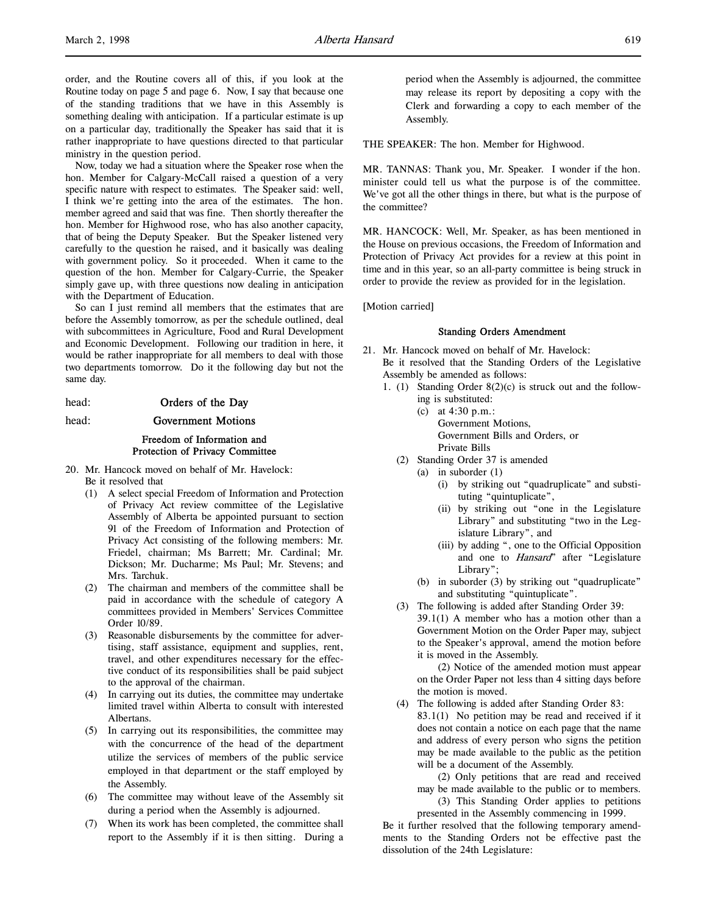order, and the Routine covers all of this, if you look at the Routine today on page 5 and page 6. Now, I say that because one of the standing traditions that we have in this Assembly is something dealing with anticipation. If a particular estimate is up on a particular day, traditionally the Speaker has said that it is rather inappropriate to have questions directed to that particular ministry in the question period.

Now, today we had a situation where the Speaker rose when the hon. Member for Calgary-McCall raised a question of a very specific nature with respect to estimates. The Speaker said: well, I think we're getting into the area of the estimates. The hon. member agreed and said that was fine. Then shortly thereafter the hon. Member for Highwood rose, who has also another capacity, that of being the Deputy Speaker. But the Speaker listened very carefully to the question he raised, and it basically was dealing with government policy. So it proceeded. When it came to the question of the hon. Member for Calgary-Currie, the Speaker simply gave up, with three questions now dealing in anticipation with the Department of Education.

So can I just remind all members that the estimates that are before the Assembly tomorrow, as per the schedule outlined, deal with subcommittees in Agriculture, Food and Rural Development and Economic Development. Following our tradition in here, it would be rather inappropriate for all members to deal with those two departments tomorrow. Do it the following day but not the same day.

head: **Orders of the Day**

head: **Government Motions**

### Freedom of Information and Protection of Privacy Committee

20. Mr. Hancock moved on behalf of Mr. Havelock:
Be it resolved that
   (1) A select special Freedom of Information and Protection of Privacy Act review committee of the Legislative Assembly of Alberta be appointed pursuant to section 91 of the Freedom of Information and Protection of Privacy Act consisting of the following members: Mr. Friedel, chairman; Ms Barrett; Mr. Cardinal; Mr. Dickson; Mr. Ducharme; Ms Paul; Mr. Stevens; and Mrs. Tarchuk.
   (2) The chairman and members of the committee shall be paid in accordance with the schedule of category A committees provided in Members' Services Committee Order 10/89.
   (3) Reasonable disbursements by the committee for advertising, staff assistance, equipment and supplies, rent, travel, and other expenditures necessary for the effective conduct of its responsibilities shall be paid subject to the approval of the chairman.
   (4) In carrying out its duties, the committee may undertake limited travel within Alberta to consult with interested Albertans.
   (5) In carrying out its responsibilities, the committee may with the concurrence of the head of the department utilize the services of members of the public service employed in that department or the staff employed by the Assembly.
   (6) The committee may without leave of the Assembly sit during a period when the Assembly is adjourned.
   (7) When its work has been completed, the committee shall report to the Assembly if it is then sitting. During a period when the Assembly is adjourned, the committee may release its report by depositing a copy with the Clerk and forwarding a copy to each member of the Assembly.

THE SPEAKER: The hon. Member for Highwood.

MR. TANNAS: Thank you, Mr. Speaker. I wonder if the hon. minister could tell us what the purpose is of the committee. We've got all the other things in there, but what is the purpose of the committee?

MR. HANCOCK: Well, Mr. Speaker, as has been mentioned in the House on previous occasions, the Freedom of Information and Protection of Privacy Act provides for a review at this point in time and in this year, so an all-party committee is being struck in order to provide the review as provided for in the legislation.

[Motion carried]

### Standing Orders Amendment

21. Mr. Hancock moved on behalf of Mr. Havelock:
Be it resolved that the Standing Orders of the Legislative Assembly be amended as follows:
   1. (1) Standing Order 8(2)(c) is struck out and the following is substituted:
         (c) at 4:30 p.m.:
         Government Motions,
         Government Bills and Orders, or
         Private Bills
      (2) Standing Order 37 is amended
         (a) in suborder (1)
            (i) by striking out "quadruplicate" and substituting "quintuplicate",
            (ii) by striking out "one in the Legislature Library" and substituting "two in the Legislature Library", and
            (iii) by adding ", one to the Official Opposition and one to *Hansard*" after "Legislature Library";
         (b) in suborder (3) by striking out "quadruplicate" and substituting "quintuplicate".
      (3) The following is added after Standing Order 39:
         39.1(1) A member who has a motion other than a Government Motion on the Order Paper may, subject to the Speaker's approval, amend the motion before it is moved in the Assembly.
         (2) Notice of the amended motion must appear on the Order Paper not less than 4 sitting days before the motion is moved.
      (4) The following is added after Standing Order 83:
         83.1(1) No petition may be read and received if it does not contain a notice on each page that the name and address of every person who signs the petition may be made available to the public as the petition will be a document of the Assembly.
         (2) Only petitions that are read and received may be made available to the public or to members.
         (3) This Standing Order applies to petitions presented in the Assembly commencing in 1999.

Be it further resolved that the following temporary amendments to the Standing Orders not be effective past the dissolution of the 24th Legislature: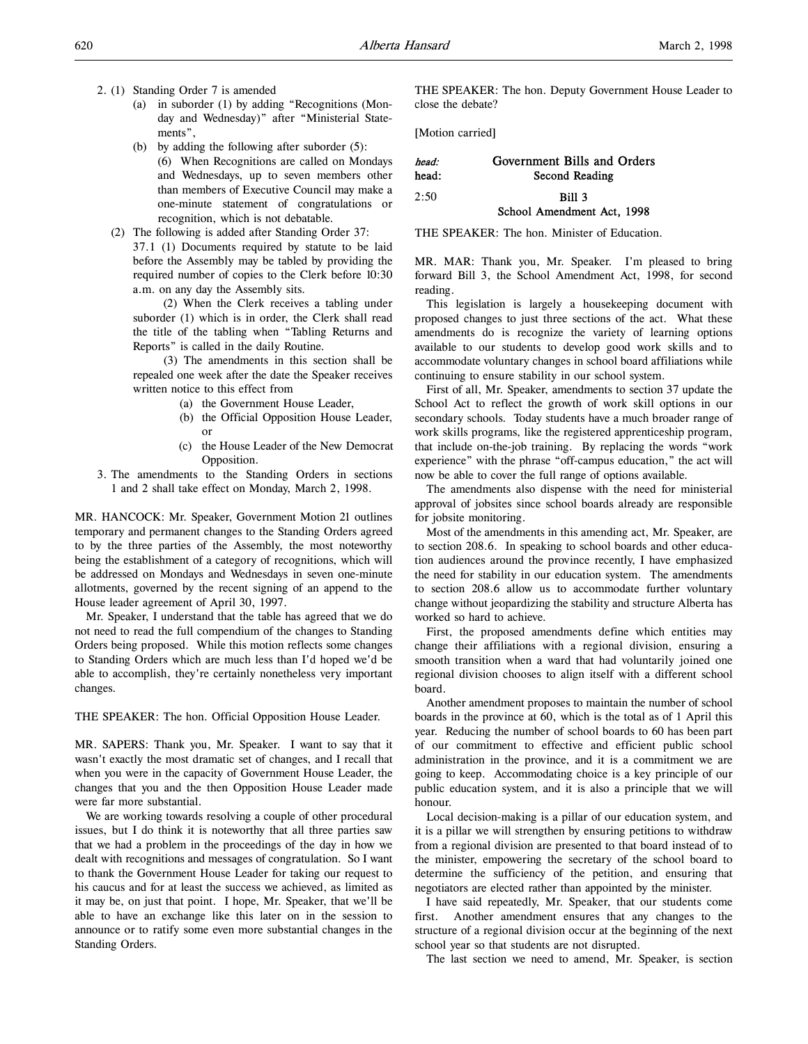2. (1) Standing Order 7 is amended
   - (a) in suborder (1) by adding "Recognitions (Monday and Wednesday)" after "Ministerial Statements",
   - (b) by adding the following after suborder (5):

     (6) When Recognitions are called on Mondays and Wednesdays, up to seven members other than members of Executive Council may make a one-minute statement of congratulations or recognition, which is not debatable.

   (2) The following is added after Standing Order 37:

   37.1 (1) Documents required by statute to be laid before the Assembly may be tabled by providing the required number of copies to the Clerk before 10:30 a.m. on any day the Assembly sits.

   (2) When the Clerk receives a tabling under suborder (1) which is in order, the Clerk shall read the title of the tabling when "Tabling Returns and Reports" is called in the daily Routine.

   (3) The amendments in this section shall be repealed one week after the date the Speaker receives written notice to this effect from
   - (a) the Government House Leader,
   - (b) the Official Opposition House Leader, or
   - (c) the House Leader of the New Democrat Opposition.

3. The amendments to the Standing Orders in sections 1 and 2 shall take effect on Monday, March 2, 1998.

MR. HANCOCK: Mr. Speaker, Government Motion 21 outlines temporary and permanent changes to the Standing Orders agreed to by the three parties of the Assembly, the most noteworthy being the establishment of a category of recognitions, which will be addressed on Mondays and Wednesdays in seven one-minute allotments, governed by the recent signing of an append to the House leader agreement of April 30, 1997.

Mr. Speaker, I understand that the table has agreed that we do not need to read the full compendium of the changes to Standing Orders being proposed. While this motion reflects some changes to Standing Orders which are much less than I'd hoped we'd be able to accomplish, they're certainly nonetheless very important changes.

THE SPEAKER: The hon. Official Opposition House Leader.

MR. SAPERS: Thank you, Mr. Speaker. I want to say that it wasn't exactly the most dramatic set of changes, and I recall that when you were in the capacity of Government House Leader, the changes that you and the then Opposition House Leader made were far more substantial.

We are working towards resolving a couple of other procedural issues, but I do think it is noteworthy that all three parties saw that we had a problem in the proceedings of the day in how we dealt with recognitions and messages of congratulation. So I want to thank the Government House Leader for taking our request to his caucus and for at least the success we achieved, as limited as it may be, on just that point. I hope, Mr. Speaker, that we'll be able to have an exchange like this later on in the session to announce or to ratify some even more substantial changes in the Standing Orders.

THE SPEAKER: The hon. Deputy Government House Leader to close the debate?

[Motion carried]

head: Government Bills and Orders
head: Second Reading

2:50 Bill 3
School Amendment Act, 1998

THE SPEAKER: The hon. Minister of Education.

MR. MAR: Thank you, Mr. Speaker. I'm pleased to bring forward Bill 3, the School Amendment Act, 1998, for second reading.

This legislation is largely a housekeeping document with proposed changes to just three sections of the act. What these amendments do is recognize the variety of learning options available to our students to develop good work skills and to accommodate voluntary changes in school board affiliations while continuing to ensure stability in our school system.

First of all, Mr. Speaker, amendments to section 37 update the School Act to reflect the growth of work skill options in our secondary schools. Today students have a much broader range of work skills programs, like the registered apprenticeship program, that include on-the-job training. By replacing the words "work experience" with the phrase "off-campus education," the act will now be able to cover the full range of options available.

The amendments also dispense with the need for ministerial approval of jobsites since school boards already are responsible for jobsite monitoring.

Most of the amendments in this amending act, Mr. Speaker, are to section 208.6. In speaking to school boards and other education audiences around the province recently, I have emphasized the need for stability in our education system. The amendments to section 208.6 allow us to accommodate further voluntary change without jeopardizing the stability and structure Alberta has worked so hard to achieve.

First, the proposed amendments define which entities may change their affiliations with a regional division, ensuring a smooth transition when a ward that had voluntarily joined one regional division chooses to align itself with a different school board.

Another amendment proposes to maintain the number of school boards in the province at 60, which is the total as of 1 April this year. Reducing the number of school boards to 60 has been part of our commitment to effective and efficient public school administration in the province, and it is a commitment we are going to keep. Accommodating choice is a key principle of our public education system, and it is also a principle that we will honour.

Local decision-making is a pillar of our education system, and it is a pillar we will strengthen by ensuring petitions to withdraw from a regional division are presented to that board instead of to the minister, empowering the secretary of the school board to determine the sufficiency of the petition, and ensuring that negotiators are elected rather than appointed by the minister.

I have said repeatedly, Mr. Speaker, that our students come first. Another amendment ensures that any changes to the structure of a regional division occur at the beginning of the next school year so that students are not disrupted.

The last section we need to amend, Mr. Speaker, is section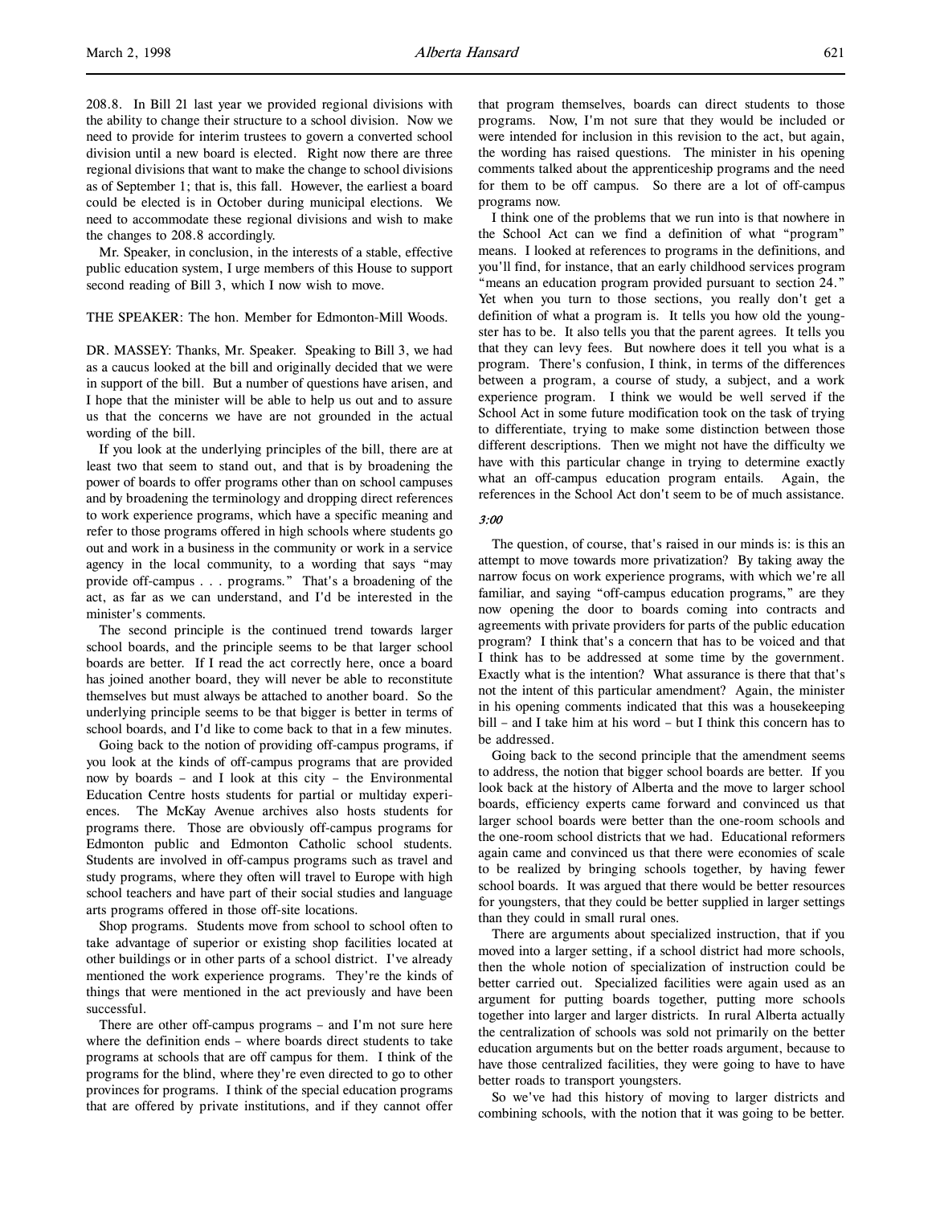208.8. In Bill 21 last year we provided regional divisions with the ability to change their structure to a school division. Now we need to provide for interim trustees to govern a converted school division until a new board is elected. Right now there are three regional divisions that want to make the change to school divisions as of September 1; that is, this fall. However, the earliest a board could be elected is in October during municipal elections. We need to accommodate these regional divisions and wish to make the changes to 208.8 accordingly.

Mr. Speaker, in conclusion, in the interests of a stable, effective public education system, I urge members of this House to support second reading of Bill 3, which I now wish to move.

THE SPEAKER: The hon. Member for Edmonton-Mill Woods.

DR. MASSEY: Thanks, Mr. Speaker. Speaking to Bill 3, we had as a caucus looked at the bill and originally decided that we were in support of the bill. But a number of questions have arisen, and I hope that the minister will be able to help us out and to assure us that the concerns we have are not grounded in the actual wording of the bill.

If you look at the underlying principles of the bill, there are at least two that seem to stand out, and that is by broadening the power of boards to offer programs other than on school campuses and by broadening the terminology and dropping direct references to work experience programs, which have a specific meaning and refer to those programs offered in high schools where students go out and work in a business in the community or work in a service agency in the local community, to a wording that says "may provide off-campus . . . programs." That's a broadening of the act, as far as we can understand, and I'd be interested in the minister's comments.

The second principle is the continued trend towards larger school boards, and the principle seems to be that larger school boards are better. If I read the act correctly here, once a board has joined another board, they will never be able to reconstitute themselves but must always be attached to another board. So the underlying principle seems to be that bigger is better in terms of school boards, and I'd like to come back to that in a few minutes.

Going back to the notion of providing off-campus programs, if you look at the kinds of off-campus programs that are provided now by boards – and I look at this city – the Environmental Education Centre hosts students for partial or multiday experiences. The McKay Avenue archives also hosts students for programs there. Those are obviously off-campus programs for Edmonton public and Edmonton Catholic school students. Students are involved in off-campus programs such as travel and study programs, where they often will travel to Europe with high school teachers and have part of their social studies and language arts programs offered in those off-site locations.

Shop programs. Students move from school to school often to take advantage of superior or existing shop facilities located at other buildings or in other parts of a school district. I've already mentioned the work experience programs. They're the kinds of things that were mentioned in the act previously and have been successful.

There are other off-campus programs – and I'm not sure here where the definition ends – where boards direct students to take programs at schools that are off campus for them. I think of the programs for the blind, where they're even directed to go to other provinces for programs. I think of the special education programs that are offered by private institutions, and if they cannot offer that program themselves, boards can direct students to those programs. Now, I'm not sure that they would be included or were intended for inclusion in this revision to the act, but again, the wording has raised questions. The minister in his opening comments talked about the apprenticeship programs and the need for them to be off campus. So there are a lot of off-campus programs now.

I think one of the problems that we run into is that nowhere in the School Act can we find a definition of what "program" means. I looked at references to programs in the definitions, and you'll find, for instance, that an early childhood services program "means an education program provided pursuant to section 24." Yet when you turn to those sections, you really don't get a definition of what a program is. It tells you how old the youngster has to be. It also tells you that the parent agrees. It tells you that they can levy fees. But nowhere does it tell you what is a program. There's confusion, I think, in terms of the differences between a program, a course of study, a subject, and a work experience program. I think we would be well served if the School Act in some future modification took on the task of trying to differentiate, trying to make some distinction between those different descriptions. Then we might not have the difficulty we have with this particular change in trying to determine exactly what an off-campus education program entails. Again, the references in the School Act don't seem to be of much assistance.

*3:00*

The question, of course, that's raised in our minds is: is this an attempt to move towards more privatization? By taking away the narrow focus on work experience programs, with which we're all familiar, and saying "off-campus education programs," are they now opening the door to boards coming into contracts and agreements with private providers for parts of the public education program? I think that's a concern that has to be voiced and that I think has to be addressed at some time by the government. Exactly what is the intention? What assurance is there that that's not the intent of this particular amendment? Again, the minister in his opening comments indicated that this was a housekeeping bill – and I take him at his word – but I think this concern has to be addressed.

Going back to the second principle that the amendment seems to address, the notion that bigger school boards are better. If you look back at the history of Alberta and the move to larger school boards, efficiency experts came forward and convinced us that larger school boards were better than the one-room schools and the one-room school districts that we had. Educational reformers again came and convinced us that there were economies of scale to be realized by bringing schools together, by having fewer school boards. It was argued that there would be better resources for youngsters, that they could be better supplied in larger settings than they could in small rural ones.

There are arguments about specialized instruction, that if you moved into a larger setting, if a school district had more schools, then the whole notion of specialization of instruction could be better carried out. Specialized facilities were again used as an argument for putting boards together, putting more schools together into larger and larger districts. In rural Alberta actually the centralization of schools was sold not primarily on the better education arguments but on the better roads argument, because to have those centralized facilities, they were going to have to have better roads to transport youngsters.

So we've had this history of moving to larger districts and combining schools, with the notion that it was going to be better.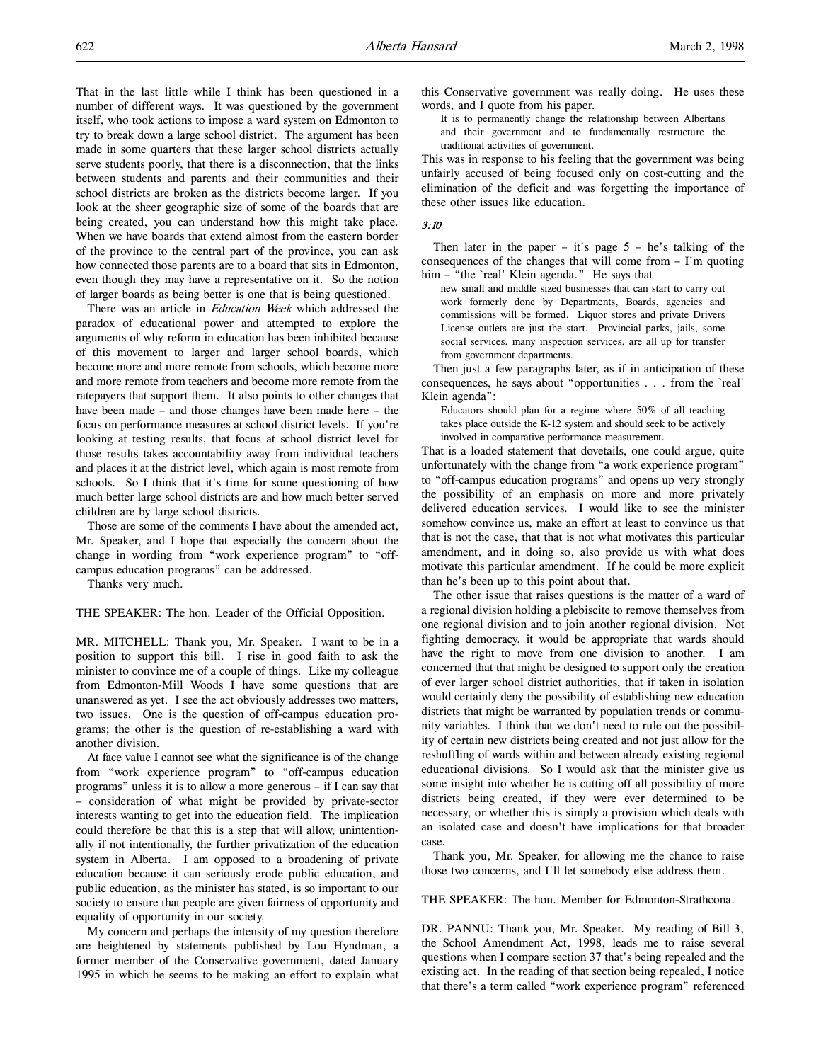That in the last little while I think has been questioned in a number of different ways. It was questioned by the government itself, who took actions to impose a ward system on Edmonton to try to break down a large school district. The argument has been made in some quarters that these larger school districts actually serve students poorly, that there is a disconnection, that the links between students and parents and their communities and their school districts are broken as the districts become larger. If you look at the sheer geographic size of some of the boards that are being created, you can understand how this might take place. When we have boards that extend almost from the eastern border of the province to the central part of the province, you can ask how connected those parents are to a board that sits in Edmonton, even though they may have a representative on it. So the notion of larger boards as being better is one that is being questioned.

There was an article in *Education Week* which addressed the paradox of educational power and attempted to explore the arguments of why reform in education has been inhibited because of this movement to larger and larger school boards, which become more and more remote from schools, which become more and more remote from teachers and become more remote from the ratepayers that support them. It also points to other changes that have been made – and those changes have been made here – the focus on performance measures at school district levels. If you're looking at testing results, that focus at school district level for those results takes accountability away from individual teachers and places it at the district level, which again is most remote from schools. So I think that it's time for some questioning of how much better large school districts are and how much better served children are by large school districts.

Those are some of the comments I have about the amended act, Mr. Speaker, and I hope that especially the concern about the change in wording from "work experience program" to "off-campus education programs" can be addressed.

Thanks very much.

THE SPEAKER: The hon. Leader of the Official Opposition.

MR. MITCHELL: Thank you, Mr. Speaker. I want to be in a position to support this bill. I rise in good faith to ask the minister to convince me of a couple of things. Like my colleague from Edmonton-Mill Woods I have some questions that are unanswered as yet. I see the act obviously addresses two matters, two issues. One is the question of off-campus education programs; the other is the question of re-establishing a ward with another division.

At face value I cannot see what the significance is of the change from "work experience program" to "off-campus education programs" unless it is to allow a more generous – if I can say that – consideration of what might be provided by private-sector interests wanting to get into the education field. The implication could therefore be that this is a step that will allow, unintentionally if not intentionally, the further privatization of the education system in Alberta. I am opposed to a broadening of private education because it can seriously erode public education, and public education, as the minister has stated, is so important to our society to ensure that people are given fairness of opportunity and equality of opportunity in our society.

My concern and perhaps the intensity of my question therefore are heightened by statements published by Lou Hyndman, a former member of the Conservative government, dated January 1995 in which he seems to be making an effort to explain what this Conservative government was really doing. He uses these words, and I quote from his paper.

> It is to permanently change the relationship between Albertans and their government and to fundamentally restructure the traditional activities of government.

This was in response to his feeling that the government was being unfairly accused of being focused only on cost-cutting and the elimination of the deficit and was forgetting the importance of these other issues like education.

*3:10*

Then later in the paper – it's page 5 – he's talking of the consequences of the changes that will come from – I'm quoting him – "the `real' Klein agenda." He says that

> new small and middle sized businesses that can start to carry out work formerly done by Departments, Boards, agencies and commissions will be formed. Liquor stores and private Drivers License outlets are just the start. Provincial parks, jails, some social services, many inspection services, are all up for transfer from government departments.

Then just a few paragraphs later, as if in anticipation of these consequences, he says about "opportunities . . . from the `real' Klein agenda":

> Educators should plan for a regime where 50% of all teaching takes place outside the K-12 system and should seek to be actively involved in comparative performance measurement.

That is a loaded statement that dovetails, one could argue, quite unfortunately with the change from "a work experience program" to "off-campus education programs" and opens up very strongly the possibility of an emphasis on more and more privately delivered education services. I would like to see the minister somehow convince us, make an effort at least to convince us that that is not the case, that that is not what motivates this particular amendment, and in doing so, also provide us with what does motivate this particular amendment. If he could be more explicit than he's been up to this point about that.

The other issue that raises questions is the matter of a ward of a regional division holding a plebiscite to remove themselves from one regional division and to join another regional division. Not fighting democracy, it would be appropriate that wards should have the right to move from one division to another. I am concerned that that might be designed to support only the creation of ever larger school district authorities, that if taken in isolation would certainly deny the possibility of establishing new education districts that might be warranted by population trends or community variables. I think that we don't need to rule out the possibility of certain new districts being created and not just allow for the reshuffling of wards within and between already existing regional educational divisions. So I would ask that the minister give us some insight into whether he is cutting off all possibility of more districts being created, if they were ever determined to be necessary, or whether this is simply a provision which deals with an isolated case and doesn't have implications for that broader case.

Thank you, Mr. Speaker, for allowing me the chance to raise those two concerns, and I'll let somebody else address them.

THE SPEAKER: The hon. Member for Edmonton-Strathcona.

DR. PANNU: Thank you, Mr. Speaker. My reading of Bill 3, the School Amendment Act, 1998, leads me to raise several questions when I compare section 37 that's being repealed and the existing act. In the reading of that section being repealed, I notice that there's a term called "work experience program" referenced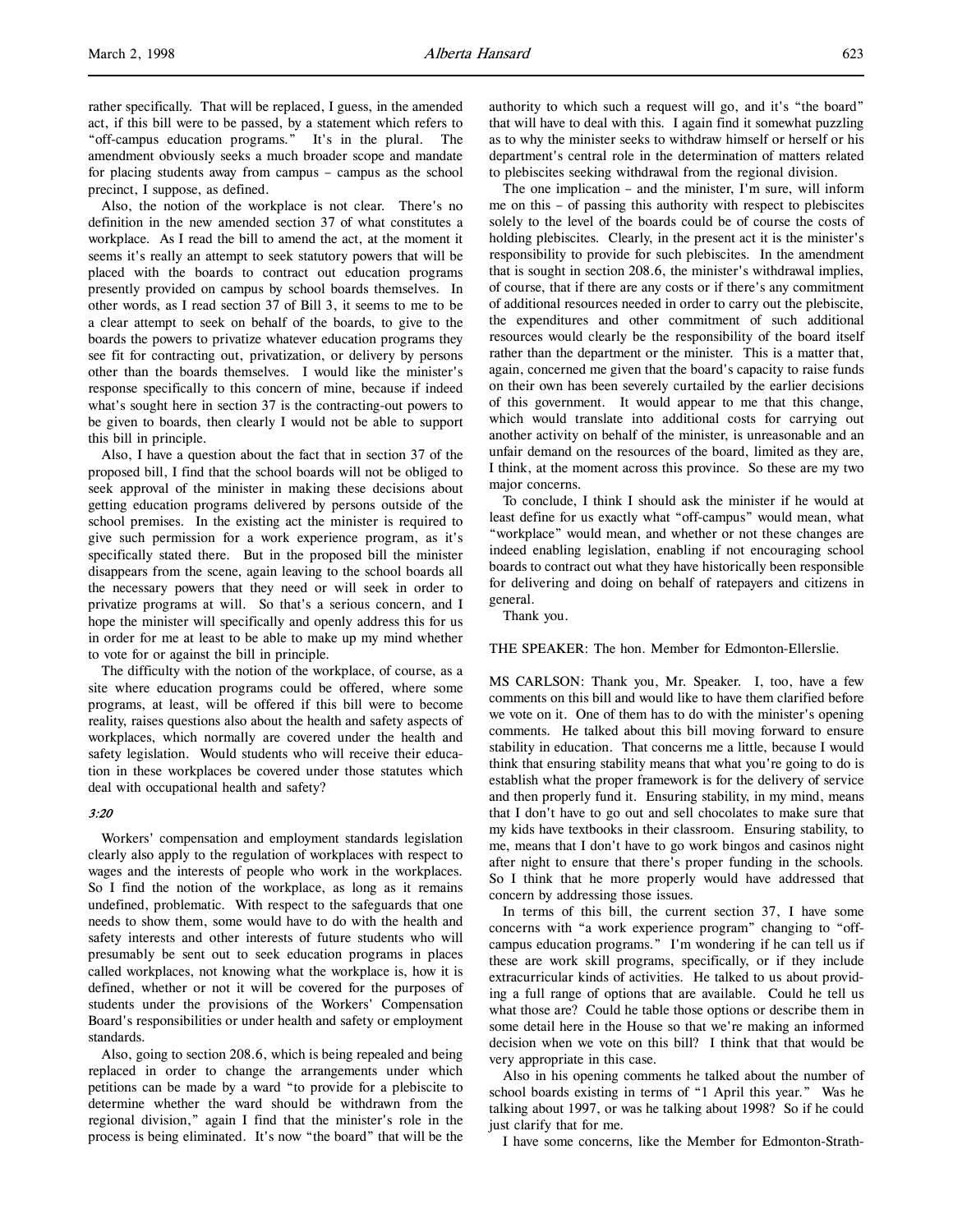rather specifically. That will be replaced, I guess, in the amended act, if this bill were to be passed, by a statement which refers to "off-campus education programs." It's in the plural. The amendment obviously seeks a much broader scope and mandate for placing students away from campus – campus as the school precinct, I suppose, as defined.

Also, the notion of the workplace is not clear. There's no definition in the new amended section 37 of what constitutes a workplace. As I read the bill to amend the act, at the moment it seems it's really an attempt to seek statutory powers that will be placed with the boards to contract out education programs presently provided on campus by school boards themselves. In other words, as I read section 37 of Bill 3, it seems to me to be a clear attempt to seek on behalf of the boards, to give to the boards the powers to privatize whatever education programs they see fit for contracting out, privatization, or delivery by persons other than the boards themselves. I would like the minister's response specifically to this concern of mine, because if indeed what's sought here in section 37 is the contracting-out powers to be given to boards, then clearly I would not be able to support this bill in principle.

Also, I have a question about the fact that in section 37 of the proposed bill, I find that the school boards will not be obliged to seek approval of the minister in making these decisions about getting education programs delivered by persons outside of the school premises. In the existing act the minister is required to give such permission for a work experience program, as it's specifically stated there. But in the proposed bill the minister disappears from the scene, again leaving to the school boards all the necessary powers that they need or will seek in order to privatize programs at will. So that's a serious concern, and I hope the minister will specifically and openly address this for us in order for me at least to be able to make up my mind whether to vote for or against the bill in principle.

The difficulty with the notion of the workplace, of course, as a site where education programs could be offered, where some programs, at least, will be offered if this bill were to become reality, raises questions also about the health and safety aspects of workplaces, which normally are covered under the health and safety legislation. Would students who will receive their education in these workplaces be covered under those statutes which deal with occupational health and safety?

*3:20*

Workers' compensation and employment standards legislation clearly also apply to the regulation of workplaces with respect to wages and the interests of people who work in the workplaces. So I find the notion of the workplace, as long as it remains undefined, problematic. With respect to the safeguards that one needs to show them, some would have to do with the health and safety interests and other interests of future students who will presumably be sent out to seek education programs in places called workplaces, not knowing what the workplace is, how it is defined, whether or not it will be covered for the purposes of students under the provisions of the Workers' Compensation Board's responsibilities or under health and safety or employment standards.

Also, going to section 208.6, which is being repealed and being replaced in order to change the arrangements under which petitions can be made by a ward "to provide for a plebiscite to determine whether the ward should be withdrawn from the regional division," again I find that the minister's role in the process is being eliminated. It's now "the board" that will be the authority to which such a request will go, and it's "the board" that will have to deal with this. I again find it somewhat puzzling as to why the minister seeks to withdraw himself or herself or his department's central role in the determination of matters related to plebiscites seeking withdrawal from the regional division.

The one implication – and the minister, I'm sure, will inform me on this – of passing this authority with respect to plebiscites solely to the level of the boards could be of course the costs of holding plebiscites. Clearly, in the present act it is the minister's responsibility to provide for such plebiscites. In the amendment that is sought in section 208.6, the minister's withdrawal implies, of course, that if there are any costs or if there's any commitment of additional resources needed in order to carry out the plebiscite, the expenditures and other commitment of such additional resources would clearly be the responsibility of the board itself rather than the department or the minister. This is a matter that, again, concerned me given that the board's capacity to raise funds on their own has been severely curtailed by the earlier decisions of this government. It would appear to me that this change, which would translate into additional costs for carrying out another activity on behalf of the minister, is unreasonable and an unfair demand on the resources of the board, limited as they are, I think, at the moment across this province. So these are my two major concerns.

To conclude, I think I should ask the minister if he would at least define for us exactly what "off-campus" would mean, what "workplace" would mean, and whether or not these changes are indeed enabling legislation, enabling if not encouraging school boards to contract out what they have historically been responsible for delivering and doing on behalf of ratepayers and citizens in general.

Thank you.

THE SPEAKER: The hon. Member for Edmonton-Ellerslie.

MS CARLSON: Thank you, Mr. Speaker. I, too, have a few comments on this bill and would like to have them clarified before we vote on it. One of them has to do with the minister's opening comments. He talked about this bill moving forward to ensure stability in education. That concerns me a little, because I would think that ensuring stability means that what you're going to do is establish what the proper framework is for the delivery of service and then properly fund it. Ensuring stability, in my mind, means that I don't have to go out and sell chocolates to make sure that my kids have textbooks in their classroom. Ensuring stability, to me, means that I don't have to go work bingos and casinos night after night to ensure that there's proper funding in the schools. So I think that he more properly would have addressed that concern by addressing those issues.

In terms of this bill, the current section 37, I have some concerns with "a work experience program" changing to "off-campus education programs." I'm wondering if he can tell us if these are work skill programs, specifically, or if they include extracurricular kinds of activities. He talked to us about providing a full range of options that are available. Could he tell us what those are? Could he table those options or describe them in some detail here in the House so that we're making an informed decision when we vote on this bill? I think that that would be very appropriate in this case.

Also in his opening comments he talked about the number of school boards existing in terms of "1 April this year." Was he talking about 1997, or was he talking about 1998? So if he could just clarify that for me.

I have some concerns, like the Member for Edmonton-Strath-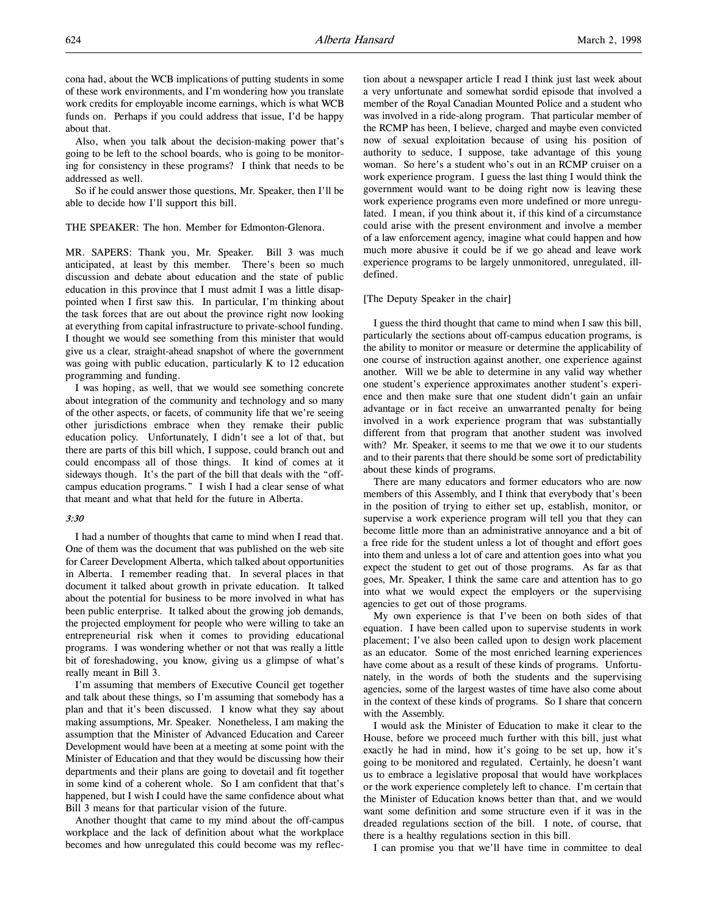cona had, about the WCB implications of putting students in some of these work environments, and I'm wondering how you translate work credits for employable income earnings, which is what WCB funds on. Perhaps if you could address that issue, I'd be happy about that.

Also, when you talk about the decision-making power that's going to be left to the school boards, who is going to be monitoring for consistency in these programs? I think that needs to be addressed as well.

So if he could answer those questions, Mr. Speaker, then I'll be able to decide how I'll support this bill.

THE SPEAKER: The hon. Member for Edmonton-Glenora.

MR. SAPERS: Thank you, Mr. Speaker. Bill 3 was much anticipated, at least by this member. There's been so much discussion and debate about education and the state of public education in this province that I must admit I was a little disappointed when I first saw this. In particular, I'm thinking about the task forces that are out about the province right now looking at everything from capital infrastructure to private-school funding. I thought we would see something from this minister that would give us a clear, straight-ahead snapshot of where the government was going with public education, particularly K to 12 education programming and funding.

I was hoping, as well, that we would see something concrete about integration of the community and technology and so many of the other aspects, or facets, of community life that we're seeing other jurisdictions embrace when they remake their public education policy. Unfortunately, I didn't see a lot of that, but there are parts of this bill which, I suppose, could branch out and could encompass all of those things. It kind of comes at it sideways though. It's the part of the bill that deals with the "off-campus education programs." I wish I had a clear sense of what that meant and what that held for the future in Alberta.

*3:30*

I had a number of thoughts that came to mind when I read that. One of them was the document that was published on the web site for Career Development Alberta, which talked about opportunities in Alberta. I remember reading that. In several places in that document it talked about growth in private education. It talked about the potential for business to be more involved in what has been public enterprise. It talked about the growing job demands, the projected employment for people who were willing to take an entrepreneurial risk when it comes to providing educational programs. I was wondering whether or not that was really a little bit of foreshadowing, you know, giving us a glimpse of what's really meant in Bill 3.

I'm assuming that members of Executive Council get together and talk about these things, so I'm assuming that somebody has a plan and that it's been discussed. I know what they say about making assumptions, Mr. Speaker. Nonetheless, I am making the assumption that the Minister of Advanced Education and Career Development would have been at a meeting at some point with the Minister of Education and that they would be discussing how their departments and their plans are going to dovetail and fit together in some kind of a coherent whole. So I am confident that that's happened, but I wish I could have the same confidence about what Bill 3 means for that particular vision of the future.

Another thought that came to my mind about the off-campus workplace and the lack of definition about what the workplace becomes and how unregulated this could become was my reflection about a newspaper article I read I think just last week about a very unfortunate and somewhat sordid episode that involved a member of the Royal Canadian Mounted Police and a student who was involved in a ride-along program. That particular member of the RCMP has been, I believe, charged and maybe even convicted now of sexual exploitation because of using his position of authority to seduce, I suppose, take advantage of this young woman. So here's a student who's out in an RCMP cruiser on a work experience program. I guess the last thing I would think the government would want to be doing right now is leaving these work experience programs even more undefined or more unregulated. I mean, if you think about it, if this kind of a circumstance could arise with the present environment and involve a member of a law enforcement agency, imagine what could happen and how much more abusive it could be if we go ahead and leave work experience programs to be largely unmonitored, unregulated, ill-defined.

[The Deputy Speaker in the chair]

I guess the third thought that came to mind when I saw this bill, particularly the sections about off-campus education programs, is the ability to monitor or measure or determine the applicability of one course of instruction against another, one experience against another. Will we be able to determine in any valid way whether one student's experience approximates another student's experience and then make sure that one student didn't gain an unfair advantage or in fact receive an unwarranted penalty for being involved in a work experience program that was substantially different from that program that another student was involved with? Mr. Speaker, it seems to me that we owe it to our students and to their parents that there should be some sort of predictability about these kinds of programs.

There are many educators and former educators who are now members of this Assembly, and I think that everybody that's been in the position of trying to either set up, establish, monitor, or supervise a work experience program will tell you that they can become little more than an administrative annoyance and a bit of a free ride for the student unless a lot of thought and effort goes into them and unless a lot of care and attention goes into what you expect the student to get out of those programs. As far as that goes, Mr. Speaker, I think the same care and attention has to go into what we would expect the employers or the supervising agencies to get out of those programs.

My own experience is that I've been on both sides of that equation. I have been called upon to supervise students in work placement; I've also been called upon to design work placement as an educator. Some of the most enriched learning experiences have come about as a result of these kinds of programs. Unfortunately, in the words of both the students and the supervising agencies, some of the largest wastes of time have also come about in the context of these kinds of programs. So I share that concern with the Assembly.

I would ask the Minister of Education to make it clear to the House, before we proceed much further with this bill, just what exactly he had in mind, how it's going to be set up, how it's going to be monitored and regulated. Certainly, he doesn't want us to embrace a legislative proposal that would have workplaces or the work experience completely left to chance. I'm certain that the Minister of Education knows better than that, and we would want some definition and some structure even if it was in the dreaded regulations section of the bill. I note, of course, that there is a healthy regulations section in this bill.

I can promise you that we'll have time in committee to deal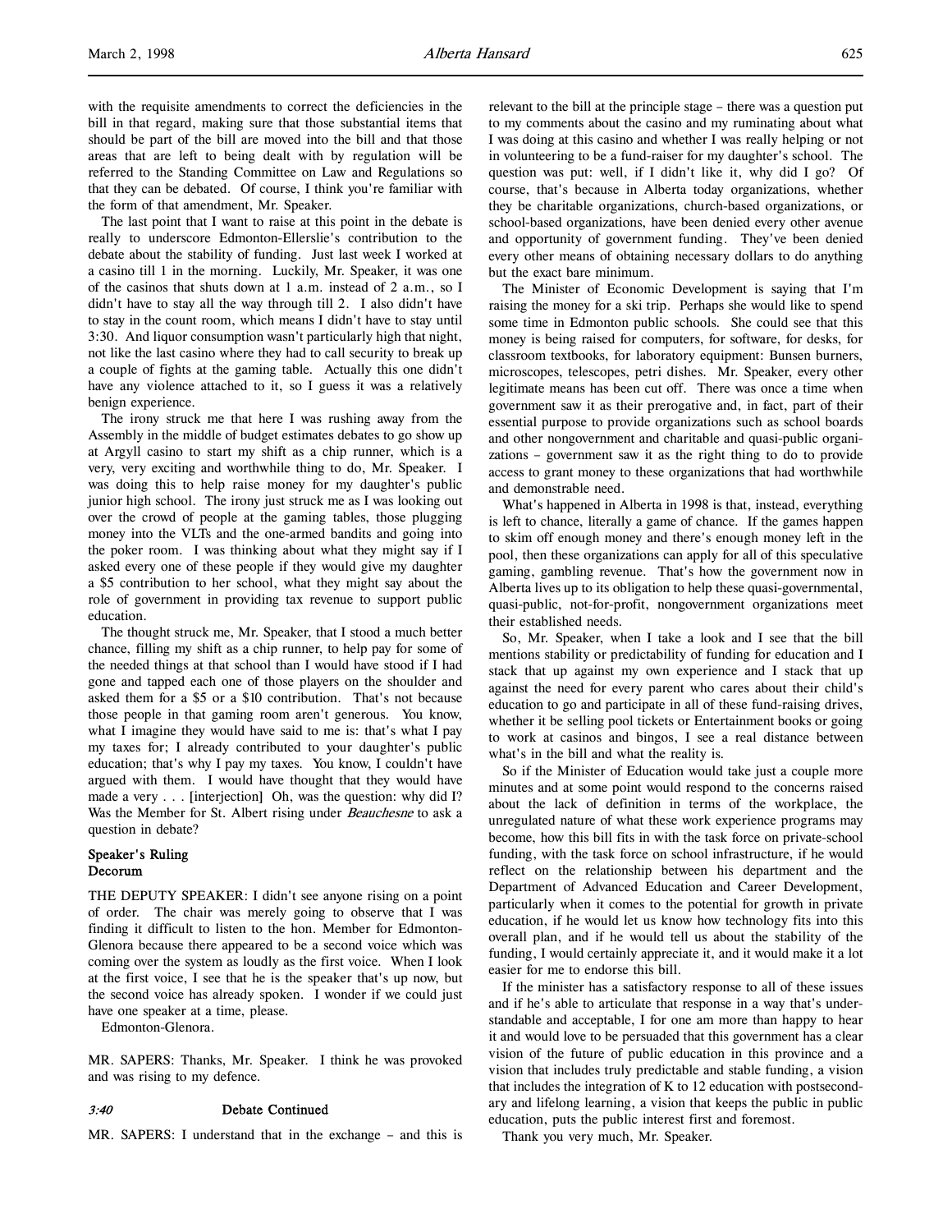with the requisite amendments to correct the deficiencies in the bill in that regard, making sure that those substantial items that should be part of the bill are moved into the bill and that those areas that are left to being dealt with by regulation will be referred to the Standing Committee on Law and Regulations so that they can be debated. Of course, I think you're familiar with the form of that amendment, Mr. Speaker.

The last point that I want to raise at this point in the debate is really to underscore Edmonton-Ellerslie's contribution to the debate about the stability of funding. Just last week I worked at a casino till 1 in the morning. Luckily, Mr. Speaker, it was one of the casinos that shuts down at 1 a.m. instead of 2 a.m., so I didn't have to stay all the way through till 2. I also didn't have to stay in the count room, which means I didn't have to stay until 3:30. And liquor consumption wasn't particularly high that night, not like the last casino where they had to call security to break up a couple of fights at the gaming table. Actually this one didn't have any violence attached to it, so I guess it was a relatively benign experience.

The irony struck me that here I was rushing away from the Assembly in the middle of budget estimates debates to go show up at Argyll casino to start my shift as a chip runner, which is a very, very exciting and worthwhile thing to do, Mr. Speaker. I was doing this to help raise money for my daughter's public junior high school. The irony just struck me as I was looking out over the crowd of people at the gaming tables, those plugging money into the VLTs and the one-armed bandits and going into the poker room. I was thinking about what they might say if I asked every one of these people if they would give my daughter a $5 contribution to her school, what they might say about the role of government in providing tax revenue to support public education.

The thought struck me, Mr. Speaker, that I stood a much better chance, filling my shift as a chip runner, to help pay for some of the needed things at that school than I would have stood if I had gone and tapped each one of those players on the shoulder and asked them for a $5 or a $10 contribution. That's not because those people in that gaming room aren't generous. You know, what I imagine they would have said to me is: that's what I pay my taxes for; I already contributed to your daughter's public education; that's why I pay my taxes. You know, I couldn't have argued with them. I would have thought that they would have made a very . . . [interjection] Oh, was the question: why did I? Was the Member for St. Albert rising under *Beauchesne* to ask a question in debate?

**Speaker's Ruling**
**Decorum**

THE DEPUTY SPEAKER: I didn't see anyone rising on a point of order. The chair was merely going to observe that I was finding it difficult to listen to the hon. Member for Edmonton-Glenora because there appeared to be a second voice which was coming over the system as loudly as the first voice. When I look at the first voice, I see that he is the speaker that's up now, but the second voice has already spoken. I wonder if we could just have one speaker at a time, please.

Edmonton-Glenora.

MR. SAPERS: Thanks, Mr. Speaker. I think he was provoked and was rising to my defence.

*3:40* **Debate Continued**

MR. SAPERS: I understand that in the exchange – and this is relevant to the bill at the principle stage – there was a question put to my comments about the casino and my ruminating about what I was doing at this casino and whether I was really helping or not in volunteering to be a fund-raiser for my daughter's school. The question was put: well, if I didn't like it, why did I go? Of course, that's because in Alberta today organizations, whether they be charitable organizations, church-based organizations, or school-based organizations, have been denied every other avenue and opportunity of government funding. They've been denied every other means of obtaining necessary dollars to do anything but the exact bare minimum.

The Minister of Economic Development is saying that I'm raising the money for a ski trip. Perhaps she would like to spend some time in Edmonton public schools. She could see that this money is being raised for computers, for software, for desks, for classroom textbooks, for laboratory equipment: Bunsen burners, microscopes, telescopes, petri dishes. Mr. Speaker, every other legitimate means has been cut off. There was once a time when government saw it as their prerogative and, in fact, part of their essential purpose to provide organizations such as school boards and other nongovernment and charitable and quasi-public organizations – government saw it as the right thing to do to provide access to grant money to these organizations that had worthwhile and demonstrable need.

What's happened in Alberta in 1998 is that, instead, everything is left to chance, literally a game of chance. If the games happen to skim off enough money and there's enough money left in the pool, then these organizations can apply for all of this speculative gaming, gambling revenue. That's how the government now in Alberta lives up to its obligation to help these quasi-governmental, quasi-public, not-for-profit, nongovernment organizations meet their established needs.

So, Mr. Speaker, when I take a look and I see that the bill mentions stability or predictability of funding for education and I stack that up against my own experience and I stack that up against the need for every parent who cares about their child's education to go and participate in all of these fund-raising drives, whether it be selling pool tickets or Entertainment books or going to work at casinos and bingos, I see a real distance between what's in the bill and what the reality is.

So if the Minister of Education would take just a couple more minutes and at some point would respond to the concerns raised about the lack of definition in terms of the workplace, the unregulated nature of what these work experience programs may become, how this bill fits in with the task force on private-school funding, with the task force on school infrastructure, if he would reflect on the relationship between his department and the Department of Advanced Education and Career Development, particularly when it comes to the potential for growth in private education, if he would let us know how technology fits into this overall plan, and if he would tell us about the stability of the funding, I would certainly appreciate it, and it would make it a lot easier for me to endorse this bill.

If the minister has a satisfactory response to all of these issues and if he's able to articulate that response in a way that's understandable and acceptable, I for one am more than happy to hear it and would love to be persuaded that this government has a clear vision of the future of public education in this province and a vision that includes truly predictable and stable funding, a vision that includes the integration of K to 12 education with postsecondary and lifelong learning, a vision that keeps the public in public education, puts the public interest first and foremost.

Thank you very much, Mr. Speaker.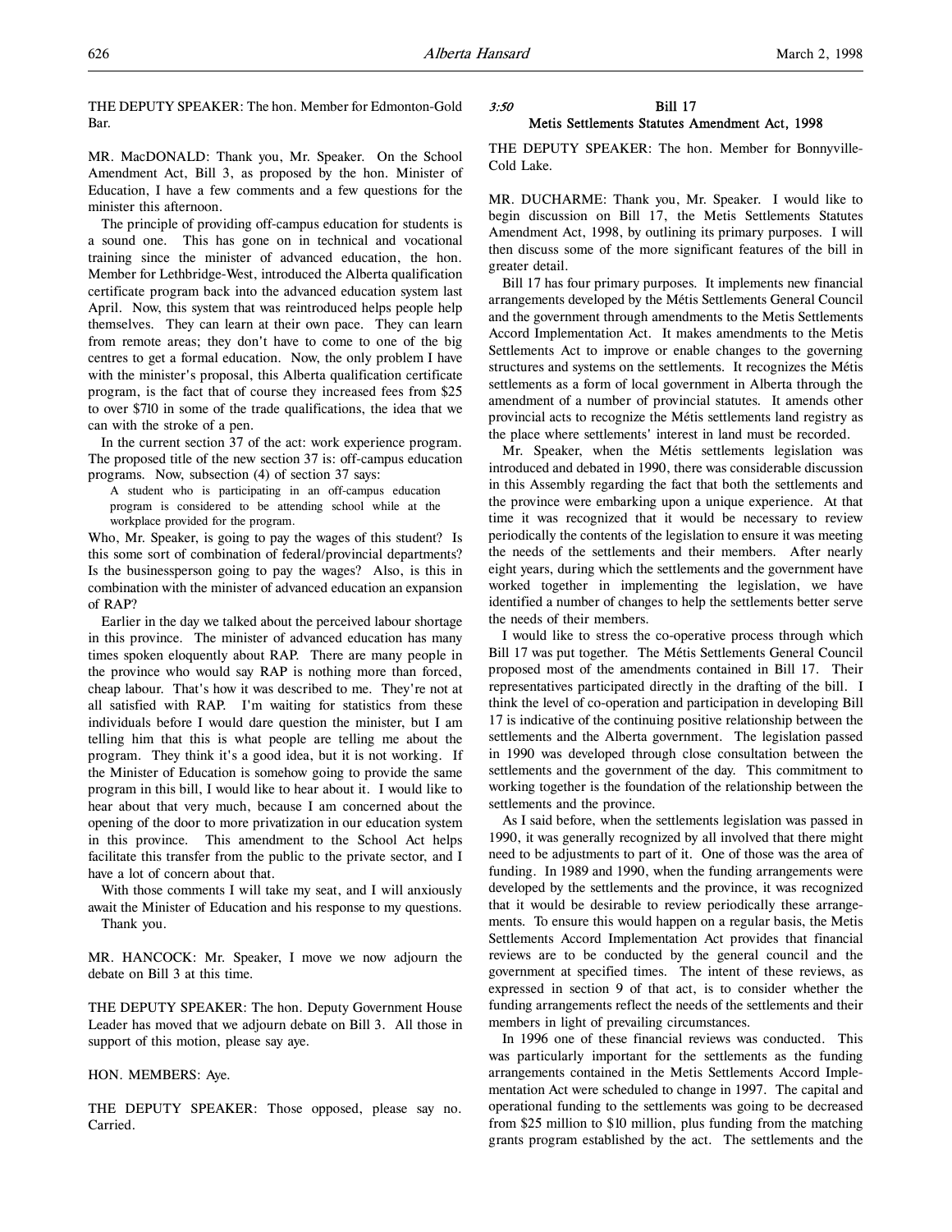THE DEPUTY SPEAKER: The hon. Member for Edmonton-Gold Bar.

MR. MacDONALD: Thank you, Mr. Speaker. On the School Amendment Act, Bill 3, as proposed by the hon. Minister of Education, I have a few comments and a few questions for the minister this afternoon.

The principle of providing off-campus education for students is a sound one. This has gone on in technical and vocational training since the minister of advanced education, the hon. Member for Lethbridge-West, introduced the Alberta qualification certificate program back into the advanced education system last April. Now, this system that was reintroduced helps people help themselves. They can learn at their own pace. They can learn from remote areas; they don't have to come to one of the big centres to get a formal education. Now, the only problem I have with the minister's proposal, this Alberta qualification certificate program, is the fact that of course they increased fees from $25 to over $710 in some of the trade qualifications, the idea that we can with the stroke of a pen.

In the current section 37 of the act: work experience program. The proposed title of the new section 37 is: off-campus education programs. Now, subsection (4) of section 37 says:

> A student who is participating in an off-campus education program is considered to be attending school while at the workplace provided for the program.

Who, Mr. Speaker, is going to pay the wages of this student? Is this some sort of combination of federal/provincial departments? Is the businessperson going to pay the wages? Also, is this in combination with the minister of advanced education an expansion of RAP?

Earlier in the day we talked about the perceived labour shortage in this province. The minister of advanced education has many times spoken eloquently about RAP. There are many people in the province who would say RAP is nothing more than forced, cheap labour. That's how it was described to me. They're not at all satisfied with RAP. I'm waiting for statistics from these individuals before I would dare question the minister, but I am telling him that this is what people are telling me about the program. They think it's a good idea, but it is not working. If the Minister of Education is somehow going to provide the same program in this bill, I would like to hear about it. I would like to hear about that very much, because I am concerned about the opening of the door to more privatization in our education system in this province. This amendment to the School Act helps facilitate this transfer from the public to the private sector, and I have a lot of concern about that.

With those comments I will take my seat, and I will anxiously await the Minister of Education and his response to my questions.

Thank you.

MR. HANCOCK: Mr. Speaker, I move we now adjourn the debate on Bill 3 at this time.

THE DEPUTY SPEAKER: The hon. Deputy Government House Leader has moved that we adjourn debate on Bill 3. All those in support of this motion, please say aye.

HON. MEMBERS: Aye.

THE DEPUTY SPEAKER: Those opposed, please say no. Carried.

*3:50*

## Bill 17
## Metis Settlements Statutes Amendment Act, 1998

THE DEPUTY SPEAKER: The hon. Member for Bonnyville-Cold Lake.

MR. DUCHARME: Thank you, Mr. Speaker. I would like to begin discussion on Bill 17, the Metis Settlements Statutes Amendment Act, 1998, by outlining its primary purposes. I will then discuss some of the more significant features of the bill in greater detail.

Bill 17 has four primary purposes. It implements new financial arrangements developed by the Métis Settlements General Council and the government through amendments to the Metis Settlements Accord Implementation Act. It makes amendments to the Metis Settlements Act to improve or enable changes to the governing structures and systems on the settlements. It recognizes the Métis settlements as a form of local government in Alberta through the amendment of a number of provincial statutes. It amends other provincial acts to recognize the Métis settlements land registry as the place where settlements' interest in land must be recorded.

Mr. Speaker, when the Métis settlements legislation was introduced and debated in 1990, there was considerable discussion in this Assembly regarding the fact that both the settlements and the province were embarking upon a unique experience. At that time it was recognized that it would be necessary to review periodically the contents of the legislation to ensure it was meeting the needs of the settlements and their members. After nearly eight years, during which the settlements and the government have worked together in implementing the legislation, we have identified a number of changes to help the settlements better serve the needs of their members.

I would like to stress the co-operative process through which Bill 17 was put together. The Métis Settlements General Council proposed most of the amendments contained in Bill 17. Their representatives participated directly in the drafting of the bill. I think the level of co-operation and participation in developing Bill 17 is indicative of the continuing positive relationship between the settlements and the Alberta government. The legislation passed in 1990 was developed through close consultation between the settlements and the government of the day. This commitment to working together is the foundation of the relationship between the settlements and the province.

As I said before, when the settlements legislation was passed in 1990, it was generally recognized by all involved that there might need to be adjustments to part of it. One of those was the area of funding. In 1989 and 1990, when the funding arrangements were developed by the settlements and the province, it was recognized that it would be desirable to review periodically these arrangements. To ensure this would happen on a regular basis, the Metis Settlements Accord Implementation Act provides that financial reviews are to be conducted by the general council and the government at specified times. The intent of these reviews, as expressed in section 9 of that act, is to consider whether the funding arrangements reflect the needs of the settlements and their members in light of prevailing circumstances.

In 1996 one of these financial reviews was conducted. This was particularly important for the settlements as the funding arrangements contained in the Metis Settlements Accord Implementation Act were scheduled to change in 1997. The capital and operational funding to the settlements was going to be decreased from $25 million to $10 million, plus funding from the matching grants program established by the act. The settlements and the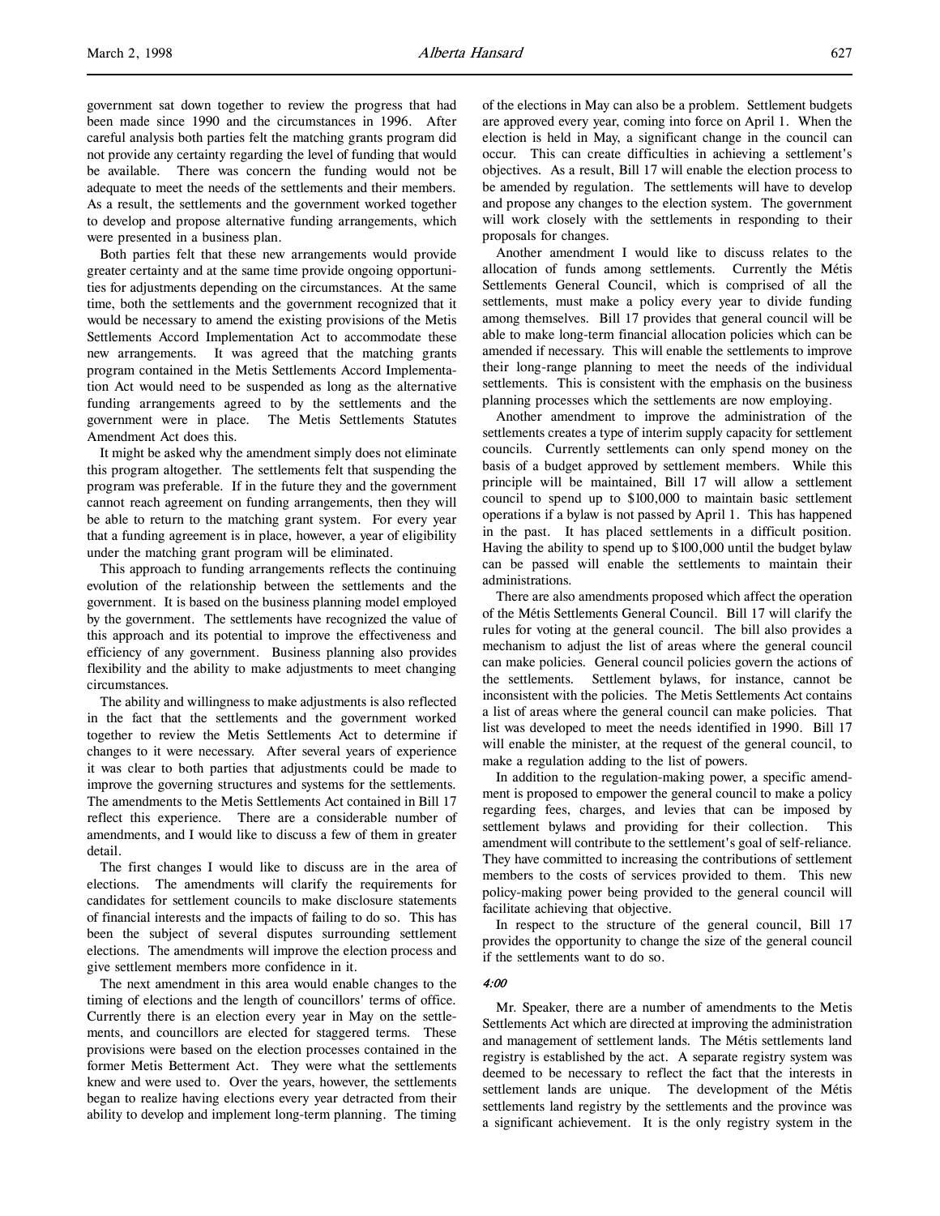government sat down together to review the progress that had been made since 1990 and the circumstances in 1996. After careful analysis both parties felt the matching grants program did not provide any certainty regarding the level of funding that would be available. There was concern the funding would not be adequate to meet the needs of the settlements and their members. As a result, the settlements and the government worked together to develop and propose alternative funding arrangements, which were presented in a business plan.

Both parties felt that these new arrangements would provide greater certainty and at the same time provide ongoing opportunities for adjustments depending on the circumstances. At the same time, both the settlements and the government recognized that it would be necessary to amend the existing provisions of the Metis Settlements Accord Implementation Act to accommodate these new arrangements. It was agreed that the matching grants program contained in the Metis Settlements Accord Implementation Act would need to be suspended as long as the alternative funding arrangements agreed to by the settlements and the government were in place. The Metis Settlements Statutes Amendment Act does this.

It might be asked why the amendment simply does not eliminate this program altogether. The settlements felt that suspending the program was preferable. If in the future they and the government cannot reach agreement on funding arrangements, then they will be able to return to the matching grant system. For every year that a funding agreement is in place, however, a year of eligibility under the matching grant program will be eliminated.

This approach to funding arrangements reflects the continuing evolution of the relationship between the settlements and the government. It is based on the business planning model employed by the government. The settlements have recognized the value of this approach and its potential to improve the effectiveness and efficiency of any government. Business planning also provides flexibility and the ability to make adjustments to meet changing circumstances.

The ability and willingness to make adjustments is also reflected in the fact that the settlements and the government worked together to review the Metis Settlements Act to determine if changes to it were necessary. After several years of experience it was clear to both parties that adjustments could be made to improve the governing structures and systems for the settlements. The amendments to the Metis Settlements Act contained in Bill 17 reflect this experience. There are a considerable number of amendments, and I would like to discuss a few of them in greater detail.

The first changes I would like to discuss are in the area of elections. The amendments will clarify the requirements for candidates for settlement councils to make disclosure statements of financial interests and the impacts of failing to do so. This has been the subject of several disputes surrounding settlement elections. The amendments will improve the election process and give settlement members more confidence in it.

The next amendment in this area would enable changes to the timing of elections and the length of councillors' terms of office. Currently there is an election every year in May on the settlements, and councillors are elected for staggered terms. These provisions were based on the election processes contained in the former Metis Betterment Act. They were what the settlements knew and were used to. Over the years, however, the settlements began to realize having elections every year detracted from their ability to develop and implement long-term planning. The timing of the elections in May can also be a problem. Settlement budgets are approved every year, coming into force on April 1. When the election is held in May, a significant change in the council can occur. This can create difficulties in achieving a settlement's objectives. As a result, Bill 17 will enable the election process to be amended by regulation. The settlements will have to develop and propose any changes to the election system. The government will work closely with the settlements in responding to their proposals for changes.

Another amendment I would like to discuss relates to the allocation of funds among settlements. Currently the Métis Settlements General Council, which is comprised of all the settlements, must make a policy every year to divide funding among themselves. Bill 17 provides that general council will be able to make long-term financial allocation policies which can be amended if necessary. This will enable the settlements to improve their long-range planning to meet the needs of the individual settlements. This is consistent with the emphasis on the business planning processes which the settlements are now employing.

Another amendment to improve the administration of the settlements creates a type of interim supply capacity for settlement councils. Currently settlements can only spend money on the basis of a budget approved by settlement members. While this principle will be maintained, Bill 17 will allow a settlement council to spend up to $100,000 to maintain basic settlement operations if a bylaw is not passed by April 1. This has happened in the past. It has placed settlements in a difficult position. Having the ability to spend up to $100,000 until the budget bylaw can be passed will enable the settlements to maintain their administrations.

There are also amendments proposed which affect the operation of the Métis Settlements General Council. Bill 17 will clarify the rules for voting at the general council. The bill also provides a mechanism to adjust the list of areas where the general council can make policies. General council policies govern the actions of the settlements. Settlement bylaws, for instance, cannot be inconsistent with the policies. The Metis Settlements Act contains a list of areas where the general council can make policies. That list was developed to meet the needs identified in 1990. Bill 17 will enable the minister, at the request of the general council, to make a regulation adding to the list of powers.

In addition to the regulation-making power, a specific amendment is proposed to empower the general council to make a policy regarding fees, charges, and levies that can be imposed by settlement bylaws and providing for their collection. This amendment will contribute to the settlement's goal of self-reliance. They have committed to increasing the contributions of settlement members to the costs of services provided to them. This new policy-making power being provided to the general council will facilitate achieving that objective.

In respect to the structure of the general council, Bill 17 provides the opportunity to change the size of the general council if the settlements want to do so.

*4:00*

Mr. Speaker, there are a number of amendments to the Metis Settlements Act which are directed at improving the administration and management of settlement lands. The Métis settlements land registry is established by the act. A separate registry system was deemed to be necessary to reflect the fact that the interests in settlement lands are unique. The development of the Métis settlements land registry by the settlements and the province was a significant achievement. It is the only registry system in the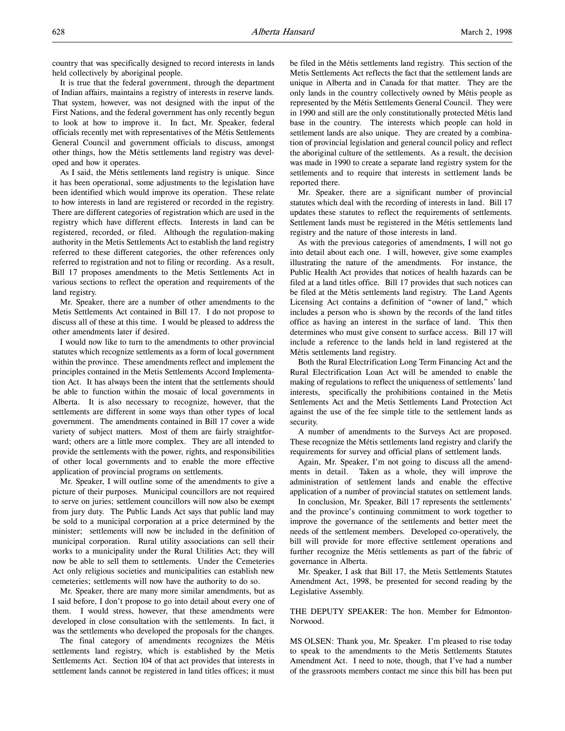country that was specifically designed to record interests in lands held collectively by aboriginal people.

It is true that the federal government, through the department of Indian affairs, maintains a registry of interests in reserve lands. That system, however, was not designed with the input of the First Nations, and the federal government has only recently begun to look at how to improve it. In fact, Mr. Speaker, federal officials recently met with representatives of the Métis Settlements General Council and government officials to discuss, amongst other things, how the Métis settlements land registry was developed and how it operates.

As I said, the Métis settlements land registry is unique. Since it has been operational, some adjustments to the legislation have been identified which would improve its operation. These relate to how interests in land are registered or recorded in the registry. There are different categories of registration which are used in the registry which have different effects. Interests in land can be registered, recorded, or filed. Although the regulation-making authority in the Metis Settlements Act to establish the land registry referred to these different categories, the other references only referred to registration and not to filing or recording. As a result, Bill 17 proposes amendments to the Metis Settlements Act in various sections to reflect the operation and requirements of the land registry.

Mr. Speaker, there are a number of other amendments to the Metis Settlements Act contained in Bill 17. I do not propose to discuss all of these at this time. I would be pleased to address the other amendments later if desired.

I would now like to turn to the amendments to other provincial statutes which recognize settlements as a form of local government within the province. These amendments reflect and implement the principles contained in the Metis Settlements Accord Implementation Act. It has always been the intent that the settlements should be able to function within the mosaic of local governments in Alberta. It is also necessary to recognize, however, that the settlements are different in some ways than other types of local government. The amendments contained in Bill 17 cover a wide variety of subject matters. Most of them are fairly straightforward; others are a little more complex. They are all intended to provide the settlements with the power, rights, and responsibilities of other local governments and to enable the more effective application of provincial programs on settlements.

Mr. Speaker, I will outline some of the amendments to give a picture of their purposes. Municipal councillors are not required to serve on juries; settlement councillors will now also be exempt from jury duty. The Public Lands Act says that public land may be sold to a municipal corporation at a price determined by the minister; settlements will now be included in the definition of municipal corporation. Rural utility associations can sell their works to a municipality under the Rural Utilities Act; they will now be able to sell them to settlements. Under the Cemeteries Act only religious societies and municipalities can establish new cemeteries; settlements will now have the authority to do so.

Mr. Speaker, there are many more similar amendments, but as I said before, I don't propose to go into detail about every one of them. I would stress, however, that these amendments were developed in close consultation with the settlements. In fact, it was the settlements who developed the proposals for the changes.

The final category of amendments recognizes the Métis settlements land registry, which is established by the Metis Settlements Act. Section 104 of that act provides that interests in settlement lands cannot be registered in land titles offices; it must be filed in the Métis settlements land registry. This section of the Metis Settlements Act reflects the fact that the settlement lands are unique in Alberta and in Canada for that matter. They are the only lands in the country collectively owned by Métis people as represented by the Métis Settlements General Council. They were in 1990 and still are the only constitutionally protected Métis land base in the country. The interests which people can hold in settlement lands are also unique. They are created by a combination of provincial legislation and general council policy and reflect the aboriginal culture of the settlements. As a result, the decision was made in 1990 to create a separate land registry system for the settlements and to require that interests in settlement lands be reported there.

Mr. Speaker, there are a significant number of provincial statutes which deal with the recording of interests in land. Bill 17 updates these statutes to reflect the requirements of settlements. Settlement lands must be registered in the Métis settlements land registry and the nature of those interests in land.

As with the previous categories of amendments, I will not go into detail about each one. I will, however, give some examples illustrating the nature of the amendments. For instance, the Public Health Act provides that notices of health hazards can be filed at a land titles office. Bill 17 provides that such notices can be filed at the Métis settlements land registry. The Land Agents Licensing Act contains a definition of "owner of land," which includes a person who is shown by the records of the land titles office as having an interest in the surface of land. This then determines who must give consent to surface access. Bill 17 will include a reference to the lands held in land registered at the Métis settlements land registry.

Both the Rural Electrification Long Term Financing Act and the Rural Electrification Loan Act will be amended to enable the making of regulations to reflect the uniqueness of settlements' land interests, specifically the prohibitions contained in the Metis Settlements Act and the Metis Settlements Land Protection Act against the use of the fee simple title to the settlement lands as security.

A number of amendments to the Surveys Act are proposed. These recognize the Métis settlements land registry and clarify the requirements for survey and official plans of settlement lands.

Again, Mr. Speaker, I'm not going to discuss all the amendments in detail. Taken as a whole, they will improve the administration of settlement lands and enable the effective application of a number of provincial statutes on settlement lands.

In conclusion, Mr. Speaker, Bill 17 represents the settlements' and the province's continuing commitment to work together to improve the governance of the settlements and better meet the needs of the settlement members. Developed co-operatively, the bill will provide for more effective settlement operations and further recognize the Métis settlements as part of the fabric of governance in Alberta.

Mr. Speaker, I ask that Bill 17, the Metis Settlements Statutes Amendment Act, 1998, be presented for second reading by the Legislative Assembly.

THE DEPUTY SPEAKER: The hon. Member for Edmonton-Norwood.

MS OLSEN: Thank you, Mr. Speaker. I'm pleased to rise today to speak to the amendments to the Metis Settlements Statutes Amendment Act. I need to note, though, that I've had a number of the grassroots members contact me since this bill has been put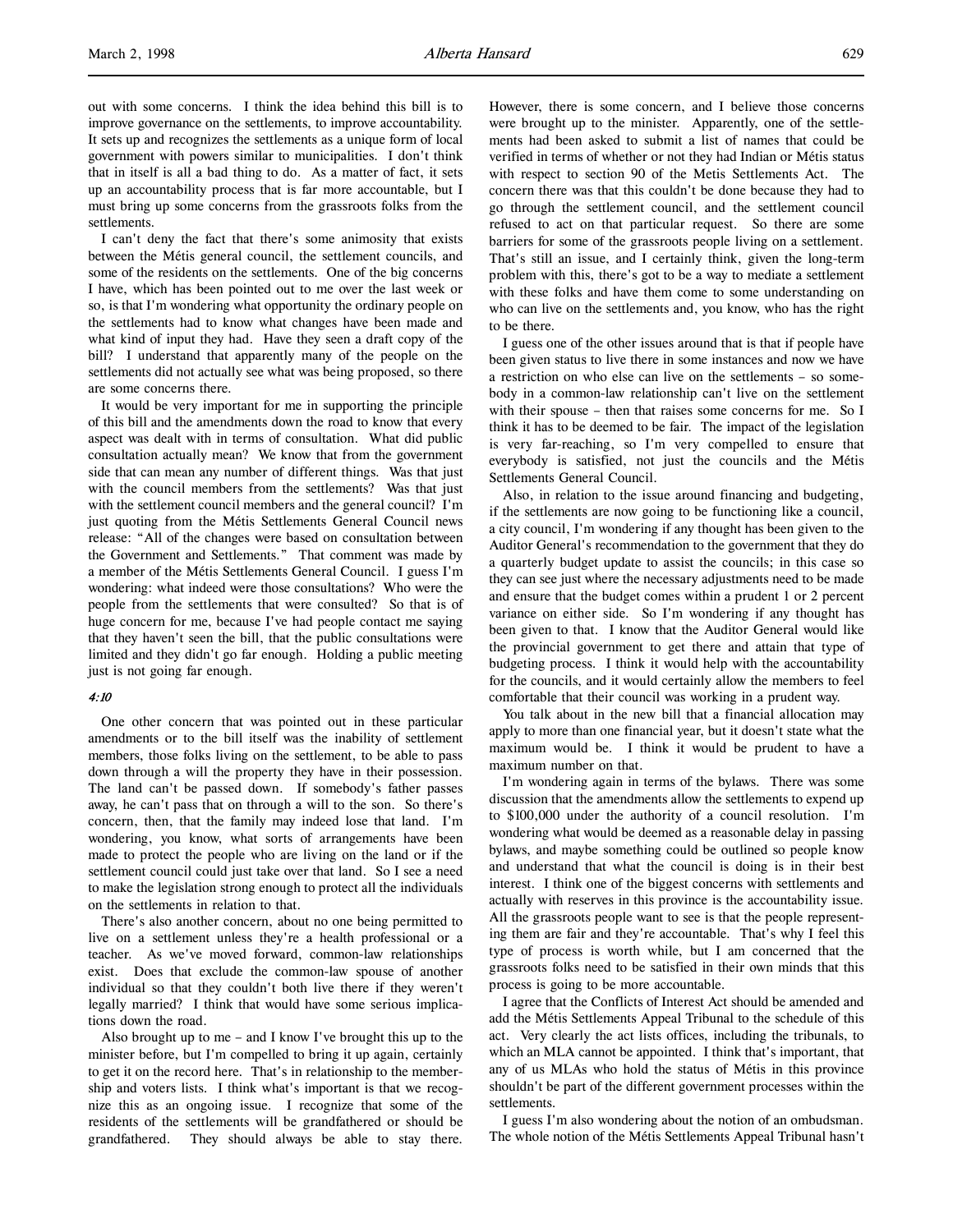out with some concerns. I think the idea behind this bill is to improve governance on the settlements, to improve accountability. It sets up and recognizes the settlements as a unique form of local government with powers similar to municipalities. I don't think that in itself is all a bad thing to do. As a matter of fact, it sets up an accountability process that is far more accountable, but I must bring up some concerns from the grassroots folks from the settlements.

I can't deny the fact that there's some animosity that exists between the Métis general council, the settlement councils, and some of the residents on the settlements. One of the big concerns I have, which has been pointed out to me over the last week or so, is that I'm wondering what opportunity the ordinary people on the settlements had to know what changes have been made and what kind of input they had. Have they seen a draft copy of the bill? I understand that apparently many of the people on the settlements did not actually see what was being proposed, so there are some concerns there.

It would be very important for me in supporting the principle of this bill and the amendments down the road to know that every aspect was dealt with in terms of consultation. What did public consultation actually mean? We know that from the government side that can mean any number of different things. Was that just with the council members from the settlements? Was that just with the settlement council members and the general council? I'm just quoting from the Métis Settlements General Council news release: "All of the changes were based on consultation between the Government and Settlements." That comment was made by a member of the Métis Settlements General Council. I guess I'm wondering: what indeed were those consultations? Who were the people from the settlements that were consulted? So that is of huge concern for me, because I've had people contact me saying that they haven't seen the bill, that the public consultations were limited and they didn't go far enough. Holding a public meeting just is not going far enough.

*4:10*

One other concern that was pointed out in these particular amendments or to the bill itself was the inability of settlement members, those folks living on the settlement, to be able to pass down through a will the property they have in their possession. The land can't be passed down. If somebody's father passes away, he can't pass that on through a will to the son. So there's concern, then, that the family may indeed lose that land. I'm wondering, you know, what sorts of arrangements have been made to protect the people who are living on the land or if the settlement council could just take over that land. So I see a need to make the legislation strong enough to protect all the individuals on the settlements in relation to that.

There's also another concern, about no one being permitted to live on a settlement unless they're a health professional or a teacher. As we've moved forward, common-law relationships exist. Does that exclude the common-law spouse of another individual so that they couldn't both live there if they weren't legally married? I think that would have some serious implications down the road.

Also brought up to me – and I know I've brought this up to the minister before, but I'm compelled to bring it up again, certainly to get it on the record here. That's in relationship to the membership and voters lists. I think what's important is that we recognize this as an ongoing issue. I recognize that some of the residents of the settlements will be grandfathered or should be grandfathered. They should always be able to stay there. However, there is some concern, and I believe those concerns were brought up to the minister. Apparently, one of the settlements had been asked to submit a list of names that could be verified in terms of whether or not they had Indian or Métis status with respect to section 90 of the Metis Settlements Act. The concern there was that this couldn't be done because they had to go through the settlement council, and the settlement council refused to act on that particular request. So there are some barriers for some of the grassroots people living on a settlement. That's still an issue, and I certainly think, given the long-term problem with this, there's got to be a way to mediate a settlement with these folks and have them come to some understanding on who can live on the settlements and, you know, who has the right to be there.

I guess one of the other issues around that is that if people have been given status to live there in some instances and now we have a restriction on who else can live on the settlements – so somebody in a common-law relationship can't live on the settlement with their spouse – then that raises some concerns for me. So I think it has to be deemed to be fair. The impact of the legislation is very far-reaching, so I'm very compelled to ensure that everybody is satisfied, not just the councils and the Métis Settlements General Council.

Also, in relation to the issue around financing and budgeting, if the settlements are now going to be functioning like a council, a city council, I'm wondering if any thought has been given to the Auditor General's recommendation to the government that they do a quarterly budget update to assist the councils; in this case so they can see just where the necessary adjustments need to be made and ensure that the budget comes within a prudent 1 or 2 percent variance on either side. So I'm wondering if any thought has been given to that. I know that the Auditor General would like the provincial government to get there and attain that type of budgeting process. I think it would help with the accountability for the councils, and it would certainly allow the members to feel comfortable that their council was working in a prudent way.

You talk about in the new bill that a financial allocation may apply to more than one financial year, but it doesn't state what the maximum would be. I think it would be prudent to have a maximum number on that.

I'm wondering again in terms of the bylaws. There was some discussion that the amendments allow the settlements to expend up to $100,000 under the authority of a council resolution. I'm wondering what would be deemed as a reasonable delay in passing bylaws, and maybe something could be outlined so people know and understand that what the council is doing is in their best interest. I think one of the biggest concerns with settlements and actually with reserves in this province is the accountability issue. All the grassroots people want to see is that the people representing them are fair and they're accountable. That's why I feel this type of process is worth while, but I am concerned that the grassroots folks need to be satisfied in their own minds that this process is going to be more accountable.

I agree that the Conflicts of Interest Act should be amended and add the Métis Settlements Appeal Tribunal to the schedule of this act. Very clearly the act lists offices, including the tribunals, to which an MLA cannot be appointed. I think that's important, that any of us MLAs who hold the status of Métis in this province shouldn't be part of the different government processes within the settlements.

I guess I'm also wondering about the notion of an ombudsman. The whole notion of the Métis Settlements Appeal Tribunal hasn't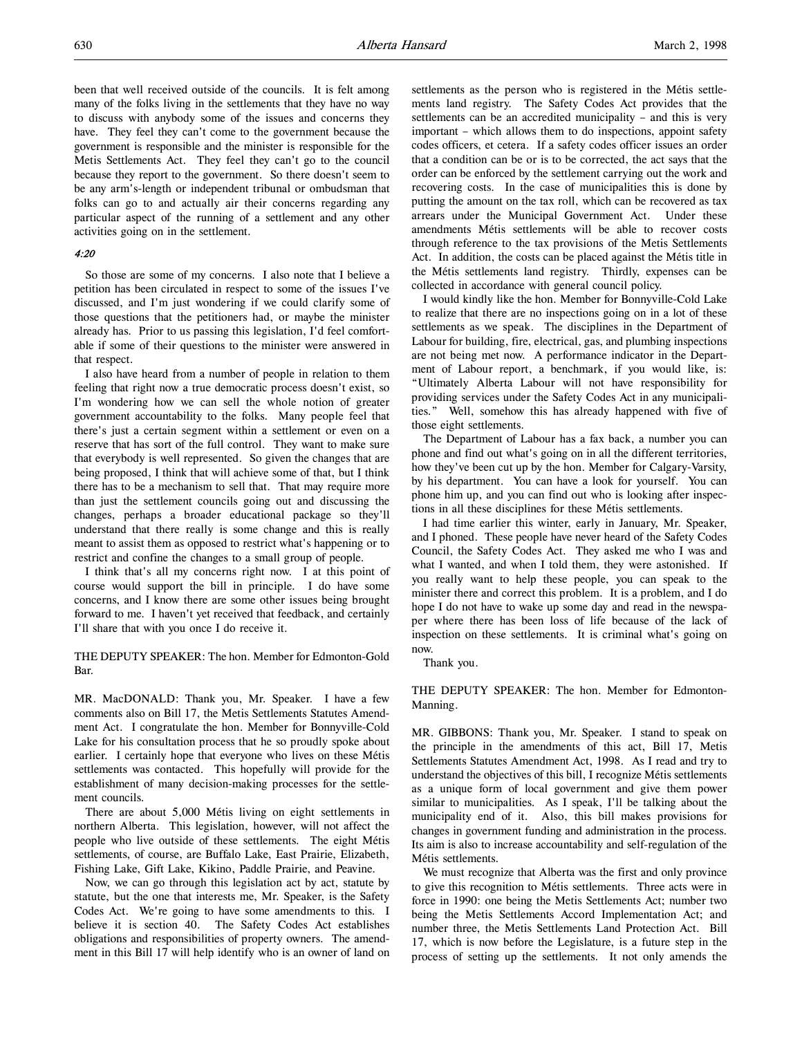been that well received outside of the councils. It is felt among many of the folks living in the settlements that they have no way to discuss with anybody some of the issues and concerns they have. They feel they can't come to the government because the government is responsible and the minister is responsible for the Metis Settlements Act. They feel they can't go to the council because they report to the government. So there doesn't seem to be any arm's-length or independent tribunal or ombudsman that folks can go to and actually air their concerns regarding any particular aspect of the running of a settlement and any other activities going on in the settlement.

*4:20*

So those are some of my concerns. I also note that I believe a petition has been circulated in respect to some of the issues I've discussed, and I'm just wondering if we could clarify some of those questions that the petitioners had, or maybe the minister already has. Prior to us passing this legislation, I'd feel comfortable if some of their questions to the minister were answered in that respect.

I also have heard from a number of people in relation to them feeling that right now a true democratic process doesn't exist, so I'm wondering how we can sell the whole notion of greater government accountability to the folks. Many people feel that there's just a certain segment within a settlement or even on a reserve that has sort of the full control. They want to make sure that everybody is well represented. So given the changes that are being proposed, I think that will achieve some of that, but I think there has to be a mechanism to sell that. That may require more than just the settlement councils going out and discussing the changes, perhaps a broader educational package so they'll understand that there really is some change and this is really meant to assist them as opposed to restrict what's happening or to restrict and confine the changes to a small group of people.

I think that's all my concerns right now. I at this point of course would support the bill in principle. I do have some concerns, and I know there are some other issues being brought forward to me. I haven't yet received that feedback, and certainly I'll share that with you once I do receive it.

THE DEPUTY SPEAKER: The hon. Member for Edmonton-Gold Bar.

MR. MacDONALD: Thank you, Mr. Speaker. I have a few comments also on Bill 17, the Metis Settlements Statutes Amendment Act. I congratulate the hon. Member for Bonnyville-Cold Lake for his consultation process that he so proudly spoke about earlier. I certainly hope that everyone who lives on these Métis settlements was contacted. This hopefully will provide for the establishment of many decision-making processes for the settlement councils.

There are about 5,000 Métis living on eight settlements in northern Alberta. This legislation, however, will not affect the people who live outside of these settlements. The eight Métis settlements, of course, are Buffalo Lake, East Prairie, Elizabeth, Fishing Lake, Gift Lake, Kikino, Paddle Prairie, and Peavine.

Now, we can go through this legislation act by act, statute by statute, but the one that interests me, Mr. Speaker, is the Safety Codes Act. We're going to have some amendments to this. I believe it is section 40. The Safety Codes Act establishes obligations and responsibilities of property owners. The amendment in this Bill 17 will help identify who is an owner of land on settlements as the person who is registered in the Métis settlements land registry. The Safety Codes Act provides that the settlements can be an accredited municipality – and this is very important – which allows them to do inspections, appoint safety codes officers, et cetera. If a safety codes officer issues an order that a condition can be or is to be corrected, the act says that the order can be enforced by the settlement carrying out the work and recovering costs. In the case of municipalities this is done by putting the amount on the tax roll, which can be recovered as tax arrears under the Municipal Government Act. Under these amendments Métis settlements will be able to recover costs through reference to the tax provisions of the Metis Settlements Act. In addition, the costs can be placed against the Métis title in the Métis settlements land registry. Thirdly, expenses can be collected in accordance with general council policy.

I would kindly like the hon. Member for Bonnyville-Cold Lake to realize that there are no inspections going on in a lot of these settlements as we speak. The disciplines in the Department of Labour for building, fire, electrical, gas, and plumbing inspections are not being met now. A performance indicator in the Department of Labour report, a benchmark, if you would like, is: "Ultimately Alberta Labour will not have responsibility for providing services under the Safety Codes Act in any municipalities." Well, somehow this has already happened with five of those eight settlements.

The Department of Labour has a fax back, a number you can phone and find out what's going on in all the different territories, how they've been cut up by the hon. Member for Calgary-Varsity, by his department. You can have a look for yourself. You can phone him up, and you can find out who is looking after inspections in all these disciplines for these Métis settlements.

I had time earlier this winter, early in January, Mr. Speaker, and I phoned. These people have never heard of the Safety Codes Council, the Safety Codes Act. They asked me who I was and what I wanted, and when I told them, they were astonished. If you really want to help these people, you can speak to the minister there and correct this problem. It is a problem, and I do hope I do not have to wake up some day and read in the newspaper where there has been loss of life because of the lack of inspection on these settlements. It is criminal what's going on now.

Thank you.

THE DEPUTY SPEAKER: The hon. Member for Edmonton-Manning.

MR. GIBBONS: Thank you, Mr. Speaker. I stand to speak on the principle in the amendments of this act, Bill 17, Metis Settlements Statutes Amendment Act, 1998. As I read and try to understand the objectives of this bill, I recognize Métis settlements as a unique form of local government and give them power similar to municipalities. As I speak, I'll be talking about the municipality end of it. Also, this bill makes provisions for changes in government funding and administration in the process. Its aim is also to increase accountability and self-regulation of the Métis settlements.

We must recognize that Alberta was the first and only province to give this recognition to Métis settlements. Three acts were in force in 1990: one being the Metis Settlements Act; number two being the Metis Settlements Accord Implementation Act; and number three, the Metis Settlements Land Protection Act. Bill 17, which is now before the Legislature, is a future step in the process of setting up the settlements. It not only amends the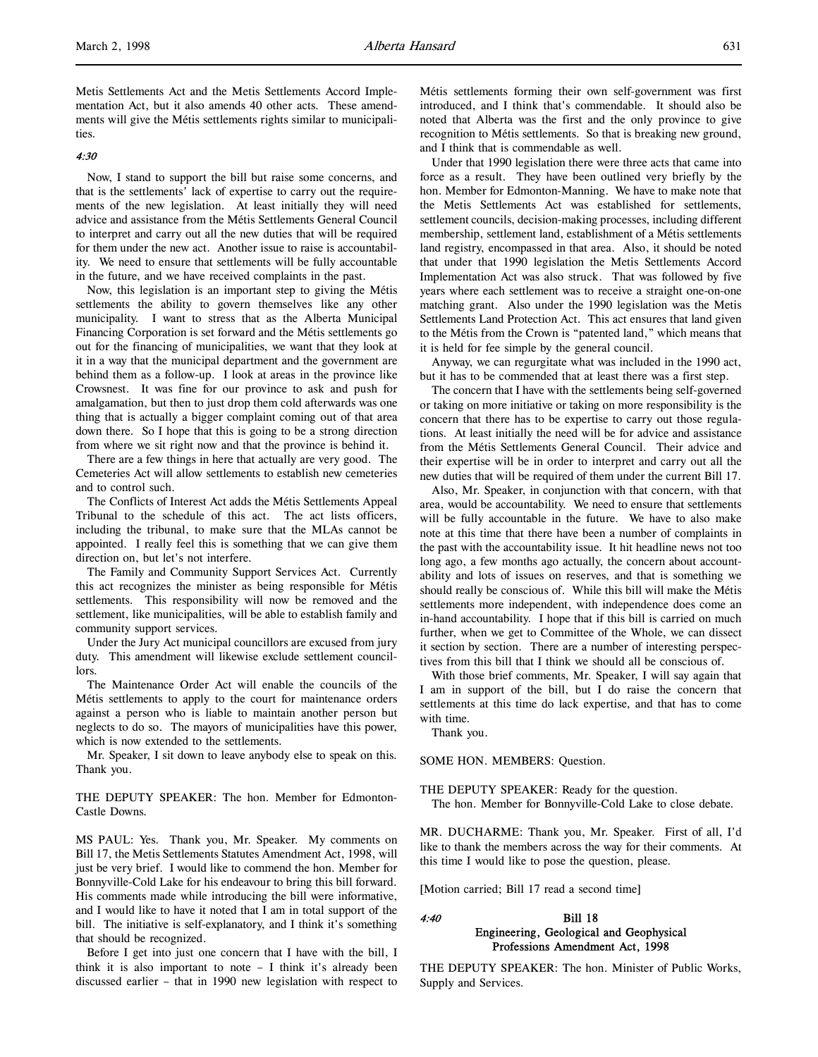Metis Settlements Act and the Metis Settlements Accord Implementation Act, but it also amends 40 other acts. These amendments will give the Métis settlements rights similar to municipalities.

*4:30*

Now, I stand to support the bill but raise some concerns, and that is the settlements' lack of expertise to carry out the requirements of the new legislation. At least initially they will need advice and assistance from the Métis Settlements General Council to interpret and carry out all the new duties that will be required for them under the new act. Another issue to raise is accountability. We need to ensure that settlements will be fully accountable in the future, and we have received complaints in the past.

Now, this legislation is an important step to giving the Métis settlements the ability to govern themselves like any other municipality. I want to stress that as the Alberta Municipal Financing Corporation is set forward and the Métis settlements go out for the financing of municipalities, we want that they look at it in a way that the municipal department and the government are behind them as a follow-up. I look at areas in the province like Crowsnest. It was fine for our province to ask and push for amalgamation, but then to just drop them cold afterwards was one thing that is actually a bigger complaint coming out of that area down there. So I hope that this is going to be a strong direction from where we sit right now and that the province is behind it.

There are a few things in here that actually are very good. The Cemeteries Act will allow settlements to establish new cemeteries and to control such.

The Conflicts of Interest Act adds the Métis Settlements Appeal Tribunal to the schedule of this act. The act lists officers, including the tribunal, to make sure that the MLAs cannot be appointed. I really feel this is something that we can give them direction on, but let's not interfere.

The Family and Community Support Services Act. Currently this act recognizes the minister as being responsible for Métis settlements. This responsibility will now be removed and the settlement, like municipalities, will be able to establish family and community support services.

Under the Jury Act municipal councillors are excused from jury duty. This amendment will likewise exclude settlement councillors.

The Maintenance Order Act will enable the councils of the Métis settlements to apply to the court for maintenance orders against a person who is liable to maintain another person but neglects to do so. The mayors of municipalities have this power, which is now extended to the settlements.

Mr. Speaker, I sit down to leave anybody else to speak on this. Thank you.

THE DEPUTY SPEAKER: The hon. Member for Edmonton-Castle Downs.

MS PAUL: Yes. Thank you, Mr. Speaker. My comments on Bill 17, the Metis Settlements Statutes Amendment Act, 1998, will just be very brief. I would like to commend the hon. Member for Bonnyville-Cold Lake for his endeavour to bring this bill forward. His comments made while introducing the bill were informative, and I would like to have it noted that I am in total support of the bill. The initiative is self-explanatory, and I think it's something that should be recognized.

Before I get into just one concern that I have with the bill, I think it is also important to note – I think it's already been discussed earlier – that in 1990 new legislation with respect to Métis settlements forming their own self-government was first introduced, and I think that's commendable. It should also be noted that Alberta was the first and the only province to give recognition to Métis settlements. So that is breaking new ground, and I think that is commendable as well.

Under that 1990 legislation there were three acts that came into force as a result. They have been outlined very briefly by the hon. Member for Edmonton-Manning. We have to make note that the Metis Settlements Act was established for settlements, settlement councils, decision-making processes, including different membership, settlement land, establishment of a Métis settlements land registry, encompassed in that area. Also, it should be noted that under that 1990 legislation the Metis Settlements Accord Implementation Act was also struck. That was followed by five years where each settlement was to receive a straight one-on-one matching grant. Also under the 1990 legislation was the Metis Settlements Land Protection Act. This act ensures that land given to the Métis from the Crown is "patented land," which means that it is held for fee simple by the general council.

Anyway, we can regurgitate what was included in the 1990 act, but it has to be commended that at least there was a first step.

The concern that I have with the settlements being self-governed or taking on more initiative or taking on more responsibility is the concern that there has to be expertise to carry out those regulations. At least initially the need will be for advice and assistance from the Métis Settlements General Council. Their advice and their expertise will be in order to interpret and carry out all the new duties that will be required of them under the current Bill 17.

Also, Mr. Speaker, in conjunction with that concern, with that area, would be accountability. We need to ensure that settlements will be fully accountable in the future. We have to also make note at this time that there have been a number of complaints in the past with the accountability issue. It hit headline news not too long ago, a few months ago actually, the concern about accountability and lots of issues on reserves, and that is something we should really be conscious of. While this bill will make the Métis settlements more independent, with independence does come an in-hand accountability. I hope that if this bill is carried on much further, when we get to Committee of the Whole, we can dissect it section by section. There are a number of interesting perspectives from this bill that I think we should all be conscious of.

With those brief comments, Mr. Speaker, I will say again that I am in support of the bill, but I do raise the concern that settlements at this time do lack expertise, and that has to come with time.

Thank you.

SOME HON. MEMBERS: Question.

THE DEPUTY SPEAKER: Ready for the question.

The hon. Member for Bonnyville-Cold Lake to close debate.

MR. DUCHARME: Thank you, Mr. Speaker. First of all, I'd like to thank the members across the way for their comments. At this time I would like to pose the question, please.

[Motion carried; Bill 17 read a second time]

*4:40*

## Bill 18
## Engineering, Geological and Geophysical Professions Amendment Act, 1998

THE DEPUTY SPEAKER: The hon. Minister of Public Works, Supply and Services.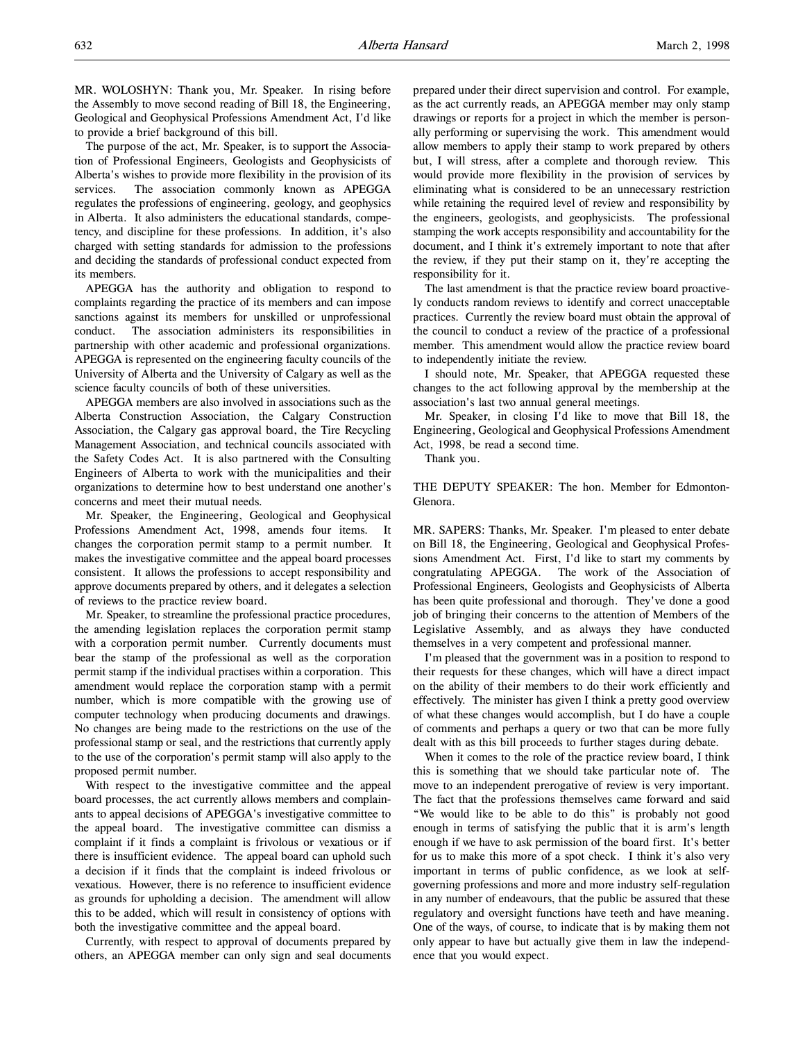MR. WOLOSHYN: Thank you, Mr. Speaker. In rising before the Assembly to move second reading of Bill 18, the Engineering, Geological and Geophysical Professions Amendment Act, I'd like to provide a brief background of this bill.

The purpose of the act, Mr. Speaker, is to support the Association of Professional Engineers, Geologists and Geophysicists of Alberta's wishes to provide more flexibility in the provision of its services. The association commonly known as APEGGA regulates the professions of engineering, geology, and geophysics in Alberta. It also administers the educational standards, competency, and discipline for these professions. In addition, it's also charged with setting standards for admission to the professions and deciding the standards of professional conduct expected from its members.

APEGGA has the authority and obligation to respond to complaints regarding the practice of its members and can impose sanctions against its members for unskilled or unprofessional conduct. The association administers its responsibilities in partnership with other academic and professional organizations. APEGGA is represented on the engineering faculty councils of the University of Alberta and the University of Calgary as well as the science faculty councils of both of these universities.

APEGGA members are also involved in associations such as the Alberta Construction Association, the Calgary Construction Association, the Calgary gas approval board, the Tire Recycling Management Association, and technical councils associated with the Safety Codes Act. It is also partnered with the Consulting Engineers of Alberta to work with the municipalities and their organizations to determine how to best understand one another's concerns and meet their mutual needs.

Mr. Speaker, the Engineering, Geological and Geophysical Professions Amendment Act, 1998, amends four items. It changes the corporation permit stamp to a permit number. It makes the investigative committee and the appeal board processes consistent. It allows the professions to accept responsibility and approve documents prepared by others, and it delegates a selection of reviews to the practice review board.

Mr. Speaker, to streamline the professional practice procedures, the amending legislation replaces the corporation permit stamp with a corporation permit number. Currently documents must bear the stamp of the professional as well as the corporation permit stamp if the individual practises within a corporation. This amendment would replace the corporation stamp with a permit number, which is more compatible with the growing use of computer technology when producing documents and drawings. No changes are being made to the restrictions on the use of the professional stamp or seal, and the restrictions that currently apply to the use of the corporation's permit stamp will also apply to the proposed permit number.

With respect to the investigative committee and the appeal board processes, the act currently allows members and complainants to appeal decisions of APEGGA's investigative committee to the appeal board. The investigative committee can dismiss a complaint if it finds a complaint is frivolous or vexatious or if there is insufficient evidence. The appeal board can uphold such a decision if it finds that the complaint is indeed frivolous or vexatious. However, there is no reference to insufficient evidence as grounds for upholding a decision. The amendment will allow this to be added, which will result in consistency of options with both the investigative committee and the appeal board.

Currently, with respect to approval of documents prepared by others, an APEGGA member can only sign and seal documents prepared under their direct supervision and control. For example, as the act currently reads, an APEGGA member may only stamp drawings or reports for a project in which the member is personally performing or supervising the work. This amendment would allow members to apply their stamp to work prepared by others but, I will stress, after a complete and thorough review. This would provide more flexibility in the provision of services by eliminating what is considered to be an unnecessary restriction while retaining the required level of review and responsibility by the engineers, geologists, and geophysicists. The professional stamping the work accepts responsibility and accountability for the document, and I think it's extremely important to note that after the review, if they put their stamp on it, they're accepting the responsibility for it.

The last amendment is that the practice review board proactively conducts random reviews to identify and correct unacceptable practices. Currently the review board must obtain the approval of the council to conduct a review of the practice of a professional member. This amendment would allow the practice review board to independently initiate the review.

I should note, Mr. Speaker, that APEGGA requested these changes to the act following approval by the membership at the association's last two annual general meetings.

Mr. Speaker, in closing I'd like to move that Bill 18, the Engineering, Geological and Geophysical Professions Amendment Act, 1998, be read a second time.

Thank you.

THE DEPUTY SPEAKER: The hon. Member for Edmonton-Glenora.

MR. SAPERS: Thanks, Mr. Speaker. I'm pleased to enter debate on Bill 18, the Engineering, Geological and Geophysical Professions Amendment Act. First, I'd like to start my comments by congratulating APEGGA. The work of the Association of Professional Engineers, Geologists and Geophysicists of Alberta has been quite professional and thorough. They've done a good job of bringing their concerns to the attention of Members of the Legislative Assembly, and as always they have conducted themselves in a very competent and professional manner.

I'm pleased that the government was in a position to respond to their requests for these changes, which will have a direct impact on the ability of their members to do their work efficiently and effectively. The minister has given I think a pretty good overview of what these changes would accomplish, but I do have a couple of comments and perhaps a query or two that can be more fully dealt with as this bill proceeds to further stages during debate.

When it comes to the role of the practice review board, I think this is something that we should take particular note of. The move to an independent prerogative of review is very important. The fact that the professions themselves came forward and said "We would like to be able to do this" is probably not good enough in terms of satisfying the public that it is arm's length enough if we have to ask permission of the board first. It's better for us to make this more of a spot check. I think it's also very important in terms of public confidence, as we look at self-governing professions and more and more industry self-regulation in any number of endeavours, that the public be assured that these regulatory and oversight functions have teeth and have meaning. One of the ways, of course, to indicate that is by making them not only appear to have but actually give them in law the independence that you would expect.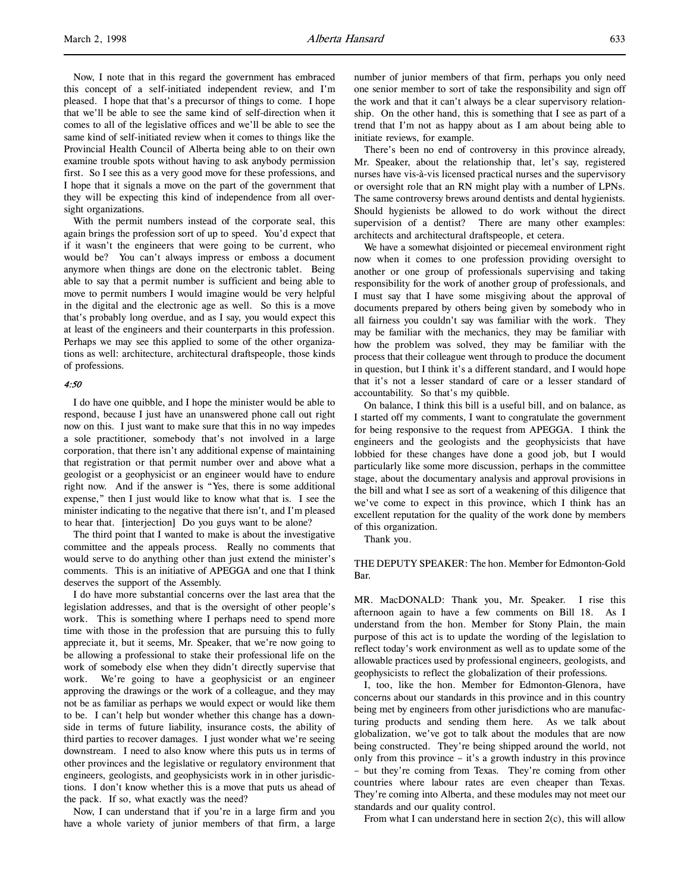Now, I note that in this regard the government has embraced this concept of a self-initiated independent review, and I'm pleased. I hope that that's a precursor of things to come. I hope that we'll be able to see the same kind of self-direction when it comes to all of the legislative offices and we'll be able to see the same kind of self-initiated review when it comes to things like the Provincial Health Council of Alberta being able to on their own examine trouble spots without having to ask anybody permission first. So I see this as a very good move for these professions, and I hope that it signals a move on the part of the government that they will be expecting this kind of independence from all oversight organizations.

With the permit numbers instead of the corporate seal, this again brings the profession sort of up to speed. You'd expect that if it wasn't the engineers that were going to be current, who would be? You can't always impress or emboss a document anymore when things are done on the electronic tablet. Being able to say that a permit number is sufficient and being able to move to permit numbers I would imagine would be very helpful in the digital and the electronic age as well. So this is a move that's probably long overdue, and as I say, you would expect this at least of the engineers and their counterparts in this profession. Perhaps we may see this applied to some of the other organizations as well: architecture, architectural draftspeople, those kinds of professions.

*4:50*

I do have one quibble, and I hope the minister would be able to respond, because I just have an unanswered phone call out right now on this. I just want to make sure that this in no way impedes a sole practitioner, somebody that's not involved in a large corporation, that there isn't any additional expense of maintaining that registration or that permit number over and above what a geologist or a geophysicist or an engineer would have to endure right now. And if the answer is "Yes, there is some additional expense," then I just would like to know what that is. I see the minister indicating to the negative that there isn't, and I'm pleased to hear that. [interjection] Do you guys want to be alone?

The third point that I wanted to make is about the investigative committee and the appeals process. Really no comments that would serve to do anything other than just extend the minister's comments. This is an initiative of APEGGA and one that I think deserves the support of the Assembly.

I do have more substantial concerns over the last area that the legislation addresses, and that is the oversight of other people's work. This is something where I perhaps need to spend more time with those in the profession that are pursuing this to fully appreciate it, but it seems, Mr. Speaker, that we're now going to be allowing a professional to stake their professional life on the work of somebody else when they didn't directly supervise that work. We're going to have a geophysicist or an engineer approving the drawings or the work of a colleague, and they may not be as familiar as perhaps we would expect or would like them to be. I can't help but wonder whether this change has a downside in terms of future liability, insurance costs, the ability of third parties to recover damages. I just wonder what we're seeing downstream. I need to also know where this puts us in terms of other provinces and the legislative or regulatory environment that engineers, geologists, and geophysicists work in in other jurisdictions. I don't know whether this is a move that puts us ahead of the pack. If so, what exactly was the need?

Now, I can understand that if you're in a large firm and you have a whole variety of junior members of that firm, a large number of junior members of that firm, perhaps you only need one senior member to sort of take the responsibility and sign off the work and that it can't always be a clear supervisory relationship. On the other hand, this is something that I see as part of a trend that I'm not as happy about as I am about being able to initiate reviews, for example.

There's been no end of controversy in this province already, Mr. Speaker, about the relationship that, let's say, registered nurses have vis-à-vis licensed practical nurses and the supervisory or oversight role that an RN might play with a number of LPNs. The same controversy brews around dentists and dental hygienists. Should hygienists be allowed to do work without the direct supervision of a dentist? There are many other examples: architects and architectural draftspeople, et cetera.

We have a somewhat disjointed or piecemeal environment right now when it comes to one profession providing oversight to another or one group of professionals supervising and taking responsibility for the work of another group of professionals, and I must say that I have some misgiving about the approval of documents prepared by others being given by somebody who in all fairness you couldn't say was familiar with the work. They may be familiar with the mechanics, they may be familiar with how the problem was solved, they may be familiar with the process that their colleague went through to produce the document in question, but I think it's a different standard, and I would hope that it's not a lesser standard of care or a lesser standard of accountability. So that's my quibble.

On balance, I think this bill is a useful bill, and on balance, as I started off my comments, I want to congratulate the government for being responsive to the request from APEGGA. I think the engineers and the geologists and the geophysicists that have lobbied for these changes have done a good job, but I would particularly like some more discussion, perhaps in the committee stage, about the documentary analysis and approval provisions in the bill and what I see as sort of a weakening of this diligence that we've come to expect in this province, which I think has an excellent reputation for the quality of the work done by members of this organization.

Thank you.

THE DEPUTY SPEAKER: The hon. Member for Edmonton-Gold Bar.

MR. MacDONALD: Thank you, Mr. Speaker. I rise this afternoon again to have a few comments on Bill 18. As I understand from the hon. Member for Stony Plain, the main purpose of this act is to update the wording of the legislation to reflect today's work environment as well as to update some of the allowable practices used by professional engineers, geologists, and geophysicists to reflect the globalization of their professions.

I, too, like the hon. Member for Edmonton-Glenora, have concerns about our standards in this province and in this country being met by engineers from other jurisdictions who are manufacturing products and sending them here. As we talk about globalization, we've got to talk about the modules that are now being constructed. They're being shipped around the world, not only from this province – it's a growth industry in this province – but they're coming from Texas. They're coming from other countries where labour rates are even cheaper than Texas. They're coming into Alberta, and these modules may not meet our standards and our quality control.

From what I can understand here in section 2(c), this will allow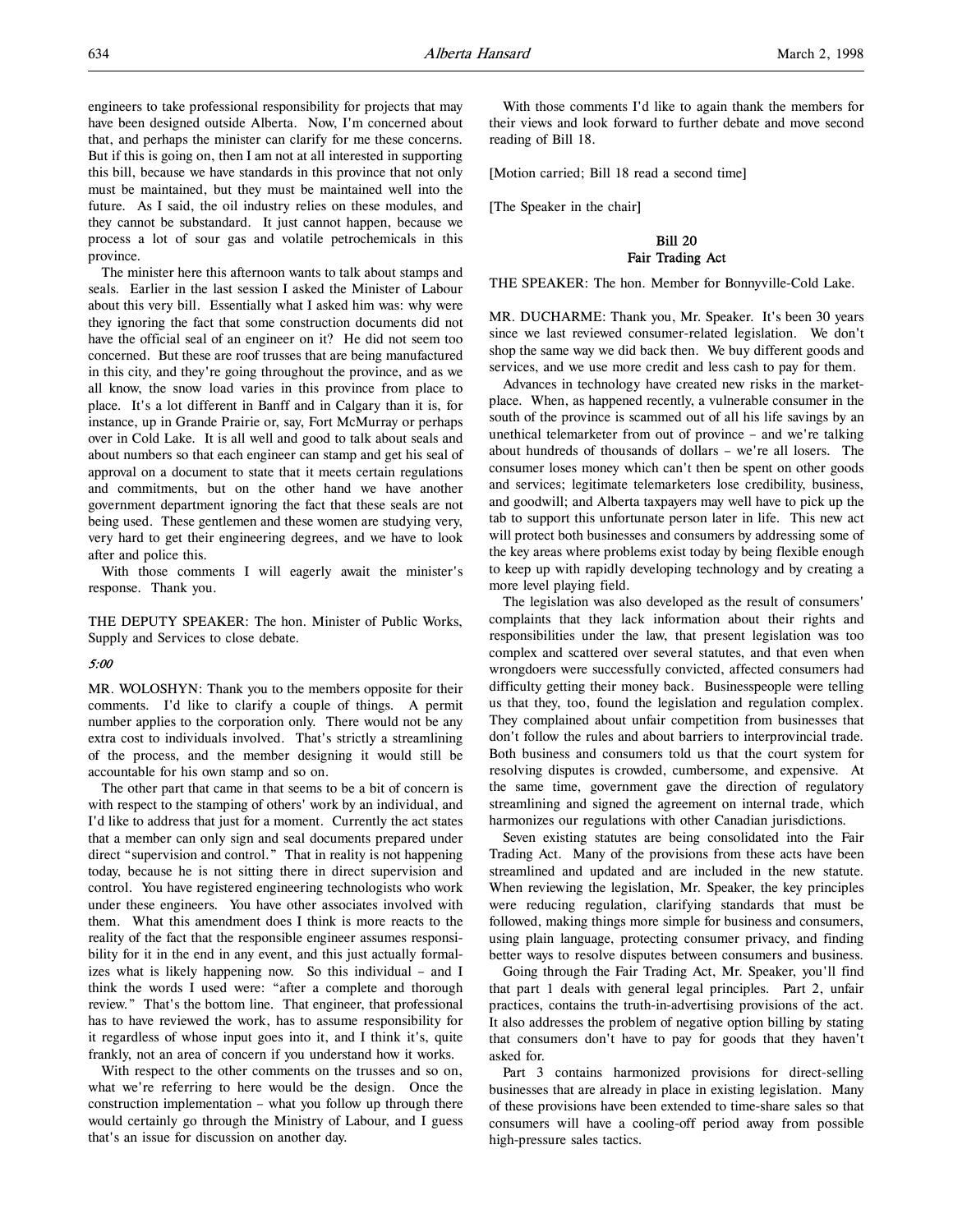engineers to take professional responsibility for projects that may have been designed outside Alberta. Now, I'm concerned about that, and perhaps the minister can clarify for me these concerns. But if this is going on, then I am not at all interested in supporting this bill, because we have standards in this province that not only must be maintained, but they must be maintained well into the future. As I said, the oil industry relies on these modules, and they cannot be substandard. It just cannot happen, because we process a lot of sour gas and volatile petrochemicals in this province.

The minister here this afternoon wants to talk about stamps and seals. Earlier in the last session I asked the Minister of Labour about this very bill. Essentially what I asked him was: why were they ignoring the fact that some construction documents did not have the official seal of an engineer on it? He did not seem too concerned. But these are roof trusses that are being manufactured in this city, and they're going throughout the province, and as we all know, the snow load varies in this province from place to place. It's a lot different in Banff and in Calgary than it is, for instance, up in Grande Prairie or, say, Fort McMurray or perhaps over in Cold Lake. It is all well and good to talk about seals and about numbers so that each engineer can stamp and get his seal of approval on a document to state that it meets certain regulations and commitments, but on the other hand we have another government department ignoring the fact that these seals are not being used. These gentlemen and these women are studying very, very hard to get their engineering degrees, and we have to look after and police this.

With those comments I will eagerly await the minister's response. Thank you.

THE DEPUTY SPEAKER: The hon. Minister of Public Works, Supply and Services to close debate.

*5:00*

MR. WOLOSHYN: Thank you to the members opposite for their comments. I'd like to clarify a couple of things. A permit number applies to the corporation only. There would not be any extra cost to individuals involved. That's strictly a streamlining of the process, and the member designing it would still be accountable for his own stamp and so on.

The other part that came in that seems to be a bit of concern is with respect to the stamping of others' work by an individual, and I'd like to address that just for a moment. Currently the act states that a member can only sign and seal documents prepared under direct "supervision and control." That in reality is not happening today, because he is not sitting there in direct supervision and control. You have registered engineering technologists who work under these engineers. You have other associates involved with them. What this amendment does I think is more reacts to the reality of the fact that the responsible engineer assumes responsibility for it in the end in any event, and this just actually formalizes what is likely happening now. So this individual – and I think the words I used were: "after a complete and thorough review." That's the bottom line. That engineer, that professional has to have reviewed the work, has to assume responsibility for it regardless of whose input goes into it, and I think it's, quite frankly, not an area of concern if you understand how it works.

With respect to the other comments on the trusses and so on, what we're referring to here would be the design. Once the construction implementation – what you follow up through there would certainly go through the Ministry of Labour, and I guess that's an issue for discussion on another day.

With those comments I'd like to again thank the members for their views and look forward to further debate and move second reading of Bill 18.

[Motion carried; Bill 18 read a second time]

[The Speaker in the chair]

## Bill 20
## Fair Trading Act

THE SPEAKER: The hon. Member for Bonnyville-Cold Lake.

MR. DUCHARME: Thank you, Mr. Speaker. It's been 30 years since we last reviewed consumer-related legislation. We don't shop the same way we did back then. We buy different goods and services, and we use more credit and less cash to pay for them.

Advances in technology have created new risks in the marketplace. When, as happened recently, a vulnerable consumer in the south of the province is scammed out of all his life savings by an unethical telemarketer from out of province – and we're talking about hundreds of thousands of dollars – we're all losers. The consumer loses money which can't then be spent on other goods and services; legitimate telemarketers lose credibility, business, and goodwill; and Alberta taxpayers may well have to pick up the tab to support this unfortunate person later in life. This new act will protect both businesses and consumers by addressing some of the key areas where problems exist today by being flexible enough to keep up with rapidly developing technology and by creating a more level playing field.

The legislation was also developed as the result of consumers' complaints that they lack information about their rights and responsibilities under the law, that present legislation was too complex and scattered over several statutes, and that even when wrongdoers were successfully convicted, affected consumers had difficulty getting their money back. Businesspeople were telling us that they, too, found the legislation and regulation complex. They complained about unfair competition from businesses that don't follow the rules and about barriers to interprovincial trade. Both business and consumers told us that the court system for resolving disputes is crowded, cumbersome, and expensive. At the same time, government gave the direction of regulatory streamlining and signed the agreement on internal trade, which harmonizes our regulations with other Canadian jurisdictions.

Seven existing statutes are being consolidated into the Fair Trading Act. Many of the provisions from these acts have been streamlined and updated and are included in the new statute. When reviewing the legislation, Mr. Speaker, the key principles were reducing regulation, clarifying standards that must be followed, making things more simple for business and consumers, using plain language, protecting consumer privacy, and finding better ways to resolve disputes between consumers and business.

Going through the Fair Trading Act, Mr. Speaker, you'll find that part 1 deals with general legal principles. Part 2, unfair practices, contains the truth-in-advertising provisions of the act. It also addresses the problem of negative option billing by stating that consumers don't have to pay for goods that they haven't asked for.

Part 3 contains harmonized provisions for direct-selling businesses that are already in place in existing legislation. Many of these provisions have been extended to time-share sales so that consumers will have a cooling-off period away from possible high-pressure sales tactics.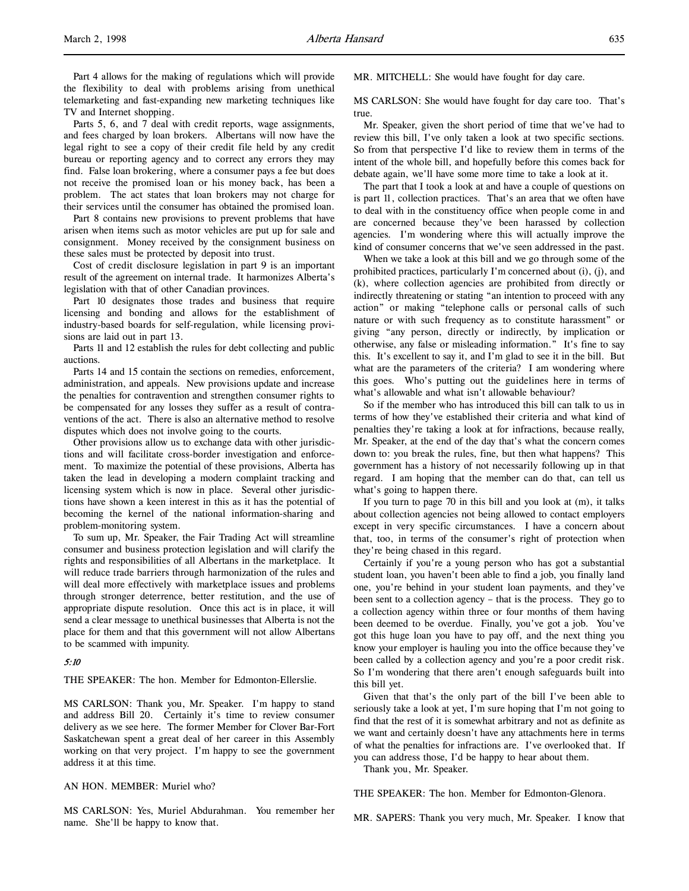Part 4 allows for the making of regulations which will provide the flexibility to deal with problems arising from unethical telemarketing and fast-expanding new marketing techniques like TV and Internet shopping.

Parts 5, 6, and 7 deal with credit reports, wage assignments, and fees charged by loan brokers. Albertans will now have the legal right to see a copy of their credit file held by any credit bureau or reporting agency and to correct any errors they may find. False loan brokering, where a consumer pays a fee but does not receive the promised loan or his money back, has been a problem. The act states that loan brokers may not charge for their services until the consumer has obtained the promised loan.

Part 8 contains new provisions to prevent problems that have arisen when items such as motor vehicles are put up for sale and consignment. Money received by the consignment business on these sales must be protected by deposit into trust.

Cost of credit disclosure legislation in part 9 is an important result of the agreement on internal trade. It harmonizes Alberta's legislation with that of other Canadian provinces.

Part 10 designates those trades and business that require licensing and bonding and allows for the establishment of industry-based boards for self-regulation, while licensing provisions are laid out in part 13.

Parts 11 and 12 establish the rules for debt collecting and public auctions.

Parts 14 and 15 contain the sections on remedies, enforcement, administration, and appeals. New provisions update and increase the penalties for contravention and strengthen consumer rights to be compensated for any losses they suffer as a result of contraventions of the act. There is also an alternative method to resolve disputes which does not involve going to the courts.

Other provisions allow us to exchange data with other jurisdictions and will facilitate cross-border investigation and enforcement. To maximize the potential of these provisions, Alberta has taken the lead in developing a modern complaint tracking and licensing system which is now in place. Several other jurisdictions have shown a keen interest in this as it has the potential of becoming the kernel of the national information-sharing and problem-monitoring system.

To sum up, Mr. Speaker, the Fair Trading Act will streamline consumer and business protection legislation and will clarify the rights and responsibilities of all Albertans in the marketplace. It will reduce trade barriers through harmonization of the rules and will deal more effectively with marketplace issues and problems through stronger deterrence, better restitution, and the use of appropriate dispute resolution. Once this act is in place, it will send a clear message to unethical businesses that Alberta is not the place for them and that this government will not allow Albertans to be scammed with impunity.

*5:10*

THE SPEAKER: The hon. Member for Edmonton-Ellerslie.

MS CARLSON: Thank you, Mr. Speaker. I'm happy to stand and address Bill 20. Certainly it's time to review consumer delivery as we see here. The former Member for Clover Bar-Fort Saskatchewan spent a great deal of her career in this Assembly working on that very project. I'm happy to see the government address it at this time.

AN HON. MEMBER: Muriel who?

MS CARLSON: Yes, Muriel Abdurahman. You remember her name. She'll be happy to know that.

MR. MITCHELL: She would have fought for day care.

MS CARLSON: She would have fought for day care too. That's true.

Mr. Speaker, given the short period of time that we've had to review this bill, I've only taken a look at two specific sections. So from that perspective I'd like to review them in terms of the intent of the whole bill, and hopefully before this comes back for debate again, we'll have some more time to take a look at it.

The part that I took a look at and have a couple of questions on is part 11, collection practices. That's an area that we often have to deal with in the constituency office when people come in and are concerned because they've been harassed by collection agencies. I'm wondering where this will actually improve the kind of consumer concerns that we've seen addressed in the past.

When we take a look at this bill and we go through some of the prohibited practices, particularly I'm concerned about (i), (j), and (k), where collection agencies are prohibited from directly or indirectly threatening or stating "an intention to proceed with any action" or making "telephone calls or personal calls of such nature or with such frequency as to constitute harassment" or giving "any person, directly or indirectly, by implication or otherwise, any false or misleading information." It's fine to say this. It's excellent to say it, and I'm glad to see it in the bill. But what are the parameters of the criteria? I am wondering where this goes. Who's putting out the guidelines here in terms of what's allowable and what isn't allowable behaviour?

So if the member who has introduced this bill can talk to us in terms of how they've established their criteria and what kind of penalties they're taking a look at for infractions, because really, Mr. Speaker, at the end of the day that's what the concern comes down to: you break the rules, fine, but then what happens? This government has a history of not necessarily following up in that regard. I am hoping that the member can do that, can tell us what's going to happen there.

If you turn to page 70 in this bill and you look at (m), it talks about collection agencies not being allowed to contact employers except in very specific circumstances. I have a concern about that, too, in terms of the consumer's right of protection when they're being chased in this regard.

Certainly if you're a young person who has got a substantial student loan, you haven't been able to find a job, you finally land one, you're behind in your student loan payments, and they've been sent to a collection agency – that is the process. They go to a collection agency within three or four months of them having been deemed to be overdue. Finally, you've got a job. You've got this huge loan you have to pay off, and the next thing you know your employer is hauling you into the office because they've been called by a collection agency and you're a poor credit risk. So I'm wondering that there aren't enough safeguards built into this bill yet.

Given that that's the only part of the bill I've been able to seriously take a look at yet, I'm sure hoping that I'm not going to find that the rest of it is somewhat arbitrary and not as definite as we want and certainly doesn't have any attachments here in terms of what the penalties for infractions are. I've overlooked that. If you can address those, I'd be happy to hear about them.

Thank you, Mr. Speaker.

THE SPEAKER: The hon. Member for Edmonton-Glenora.

MR. SAPERS: Thank you very much, Mr. Speaker. I know that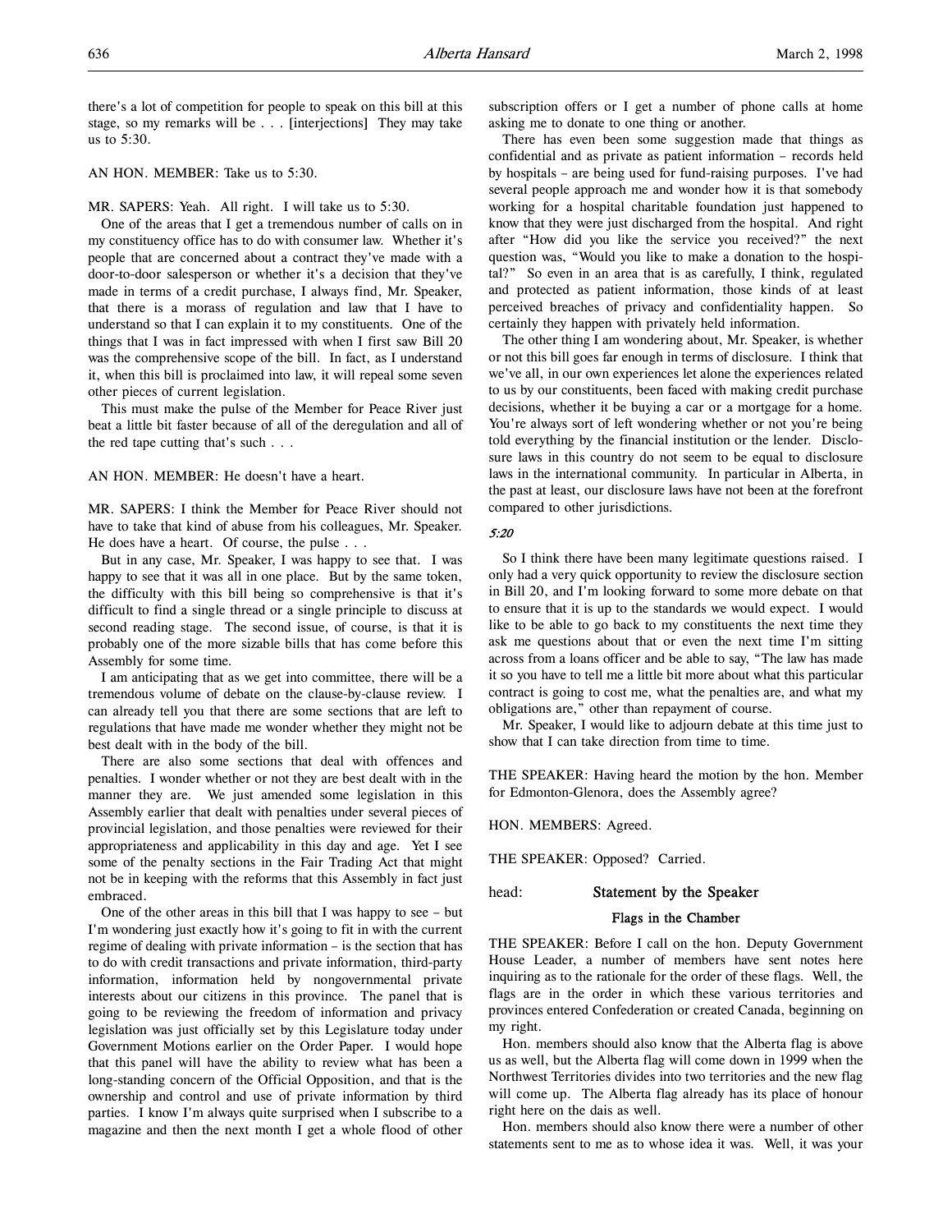there's a lot of competition for people to speak on this bill at this stage, so my remarks will be . . . [interjections] They may take us to 5:30.

AN HON. MEMBER: Take us to 5:30.

MR. SAPERS: Yeah. All right. I will take us to 5:30.

One of the areas that I get a tremendous number of calls on in my constituency office has to do with consumer law. Whether it's people that are concerned about a contract they've made with a door-to-door salesperson or whether it's a decision that they've made in terms of a credit purchase, I always find, Mr. Speaker, that there is a morass of regulation and law that I have to understand so that I can explain it to my constituents. One of the things that I was in fact impressed with when I first saw Bill 20 was the comprehensive scope of the bill. In fact, as I understand it, when this bill is proclaimed into law, it will repeal some seven other pieces of current legislation.

This must make the pulse of the Member for Peace River just beat a little bit faster because of all of the deregulation and all of the red tape cutting that's such . . .

AN HON. MEMBER: He doesn't have a heart.

MR. SAPERS: I think the Member for Peace River should not have to take that kind of abuse from his colleagues, Mr. Speaker. He does have a heart. Of course, the pulse . . .

But in any case, Mr. Speaker, I was happy to see that. I was happy to see that it was all in one place. But by the same token, the difficulty with this bill being so comprehensive is that it's difficult to find a single thread or a single principle to discuss at second reading stage. The second issue, of course, is that it is probably one of the more sizable bills that has come before this Assembly for some time.

I am anticipating that as we get into committee, there will be a tremendous volume of debate on the clause-by-clause review. I can already tell you that there are some sections that are left to regulations that have made me wonder whether they might not be best dealt with in the body of the bill.

There are also some sections that deal with offences and penalties. I wonder whether or not they are best dealt with in the manner they are. We just amended some legislation in this Assembly earlier that dealt with penalties under several pieces of provincial legislation, and those penalties were reviewed for their appropriateness and applicability in this day and age. Yet I see some of the penalty sections in the Fair Trading Act that might not be in keeping with the reforms that this Assembly in fact just embraced.

One of the other areas in this bill that I was happy to see – but I'm wondering just exactly how it's going to fit in with the current regime of dealing with private information – is the section that has to do with credit transactions and private information, third-party information, information held by nongovernmental private interests about our citizens in this province. The panel that is going to be reviewing the freedom of information and privacy legislation was just officially set by this Legislature today under Government Motions earlier on the Order Paper. I would hope that this panel will have the ability to review what has been a long-standing concern of the Official Opposition, and that is the ownership and control and use of private information by third parties. I know I'm always quite surprised when I subscribe to a magazine and then the next month I get a whole flood of other subscription offers or I get a number of phone calls at home asking me to donate to one thing or another.

There has even been some suggestion made that things as confidential and as private as patient information – records held by hospitals – are being used for fund-raising purposes. I've had several people approach me and wonder how it is that somebody working for a hospital charitable foundation just happened to know that they were just discharged from the hospital. And right after "How did you like the service you received?" the next question was, "Would you like to make a donation to the hospital?" So even in an area that is as carefully, I think, regulated and protected as patient information, those kinds of at least perceived breaches of privacy and confidentiality happen. So certainly they happen with privately held information.

The other thing I am wondering about, Mr. Speaker, is whether or not this bill goes far enough in terms of disclosure. I think that we've all, in our own experiences let alone the experiences related to us by our constituents, been faced with making credit purchase decisions, whether it be buying a car or a mortgage for a home. You're always sort of left wondering whether or not you're being told everything by the financial institution or the lender. Disclosure laws in this country do not seem to be equal to disclosure laws in the international community. In particular in Alberta, in the past at least, our disclosure laws have not been at the forefront compared to other jurisdictions.

*5:20*

So I think there have been many legitimate questions raised. I only had a very quick opportunity to review the disclosure section in Bill 20, and I'm looking forward to some more debate on that to ensure that it is up to the standards we would expect. I would like to be able to go back to my constituents the next time they ask me questions about that or even the next time I'm sitting across from a loans officer and be able to say, "The law has made it so you have to tell me a little bit more about what this particular contract is going to cost me, what the penalties are, and what my obligations are," other than repayment of course.

Mr. Speaker, I would like to adjourn debate at this time just to show that I can take direction from time to time.

THE SPEAKER: Having heard the motion by the hon. Member for Edmonton-Glenora, does the Assembly agree?

HON. MEMBERS: Agreed.

THE SPEAKER: Opposed? Carried.

head: **Statement by the Speaker**

**Flags in the Chamber**

THE SPEAKER: Before I call on the hon. Deputy Government House Leader, a number of members have sent notes here inquiring as to the rationale for the order of these flags. Well, the flags are in the order in which these various territories and provinces entered Confederation or created Canada, beginning on my right.

Hon. members should also know that the Alberta flag is above us as well, but the Alberta flag will come down in 1999 when the Northwest Territories divides into two territories and the new flag will come up. The Alberta flag already has its place of honour right here on the dais as well.

Hon. members should also know there were a number of other statements sent to me as to whose idea it was. Well, it was your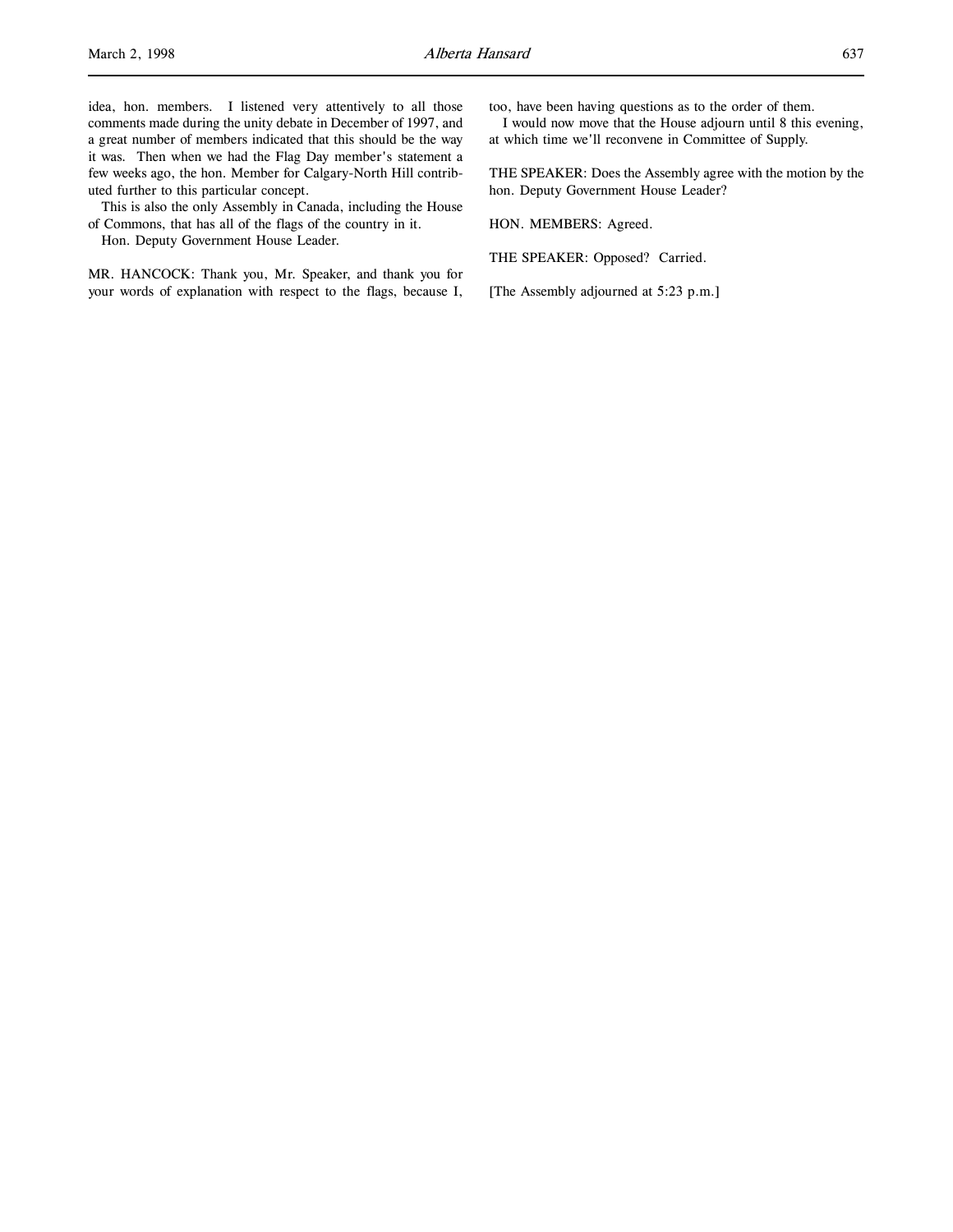idea, hon. members. I listened very attentively to all those comments made during the unity debate in December of 1997, and a great number of members indicated that this should be the way it was. Then when we had the Flag Day member's statement a few weeks ago, the hon. Member for Calgary-North Hill contributed further to this particular concept.

This is also the only Assembly in Canada, including the House of Commons, that has all of the flags of the country in it.

Hon. Deputy Government House Leader.

MR. HANCOCK: Thank you, Mr. Speaker, and thank you for your words of explanation with respect to the flags, because I, too, have been having questions as to the order of them.

I would now move that the House adjourn until 8 this evening, at which time we'll reconvene in Committee of Supply.

THE SPEAKER: Does the Assembly agree with the motion by the hon. Deputy Government House Leader?

HON. MEMBERS: Agreed.

THE SPEAKER: Opposed? Carried.

[The Assembly adjourned at 5:23 p.m.]